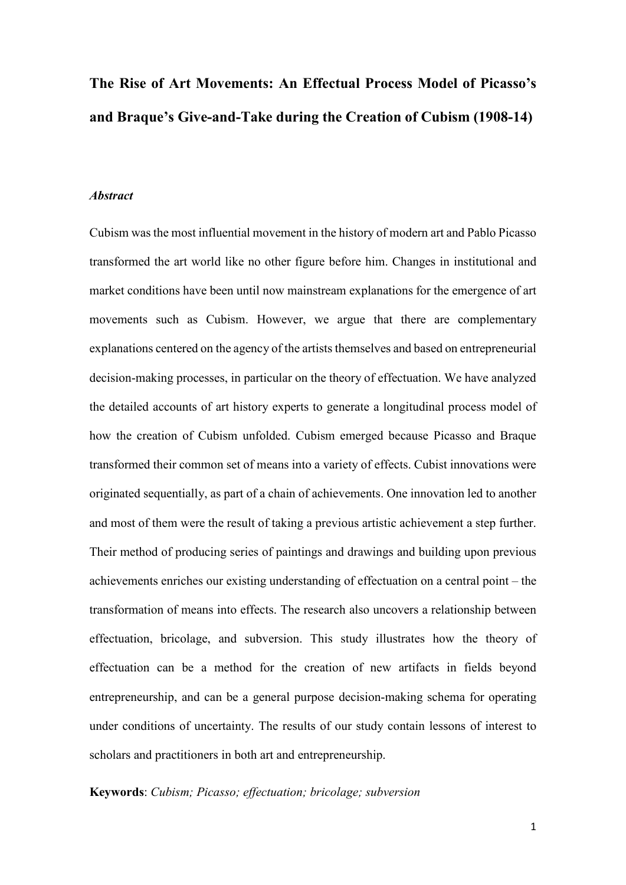# The Rise of Art Movements: An Effectual Process Model of Picasso's and Braque's Give-and-Take during the Creation of Cubism (1908-14)

***Abstract***

Cubism was the most influential movement in the history of modern art and Pablo Picasso transformed the art world like no other figure before him. Changes in institutional and market conditions have been until now mainstream explanations for the emergence of art movements such as Cubism. However, we argue that there are complementary explanations centered on the agency of the artists themselves and based on entrepreneurial decision-making processes, in particular on the theory of effectuation. We have analyzed the detailed accounts of art history experts to generate a longitudinal process model of how the creation of Cubism unfolded. Cubism emerged because Picasso and Braque transformed their common set of means into a variety of effects. Cubist innovations were originated sequentially, as part of a chain of achievements. One innovation led to another and most of them were the result of taking a previous artistic achievement a step further. Their method of producing series of paintings and drawings and building upon previous achievements enriches our existing understanding of effectuation on a central point – the transformation of means into effects. The research also uncovers a relationship between effectuation, bricolage, and subversion. This study illustrates how the theory of effectuation can be a method for the creation of new artifacts in fields beyond entrepreneurship, and can be a general purpose decision-making schema for operating under conditions of uncertainty. The results of our study contain lessons of interest to scholars and practitioners in both art and entrepreneurship.

**Keywords**: *Cubism; Picasso; effectuation; bricolage; subversion*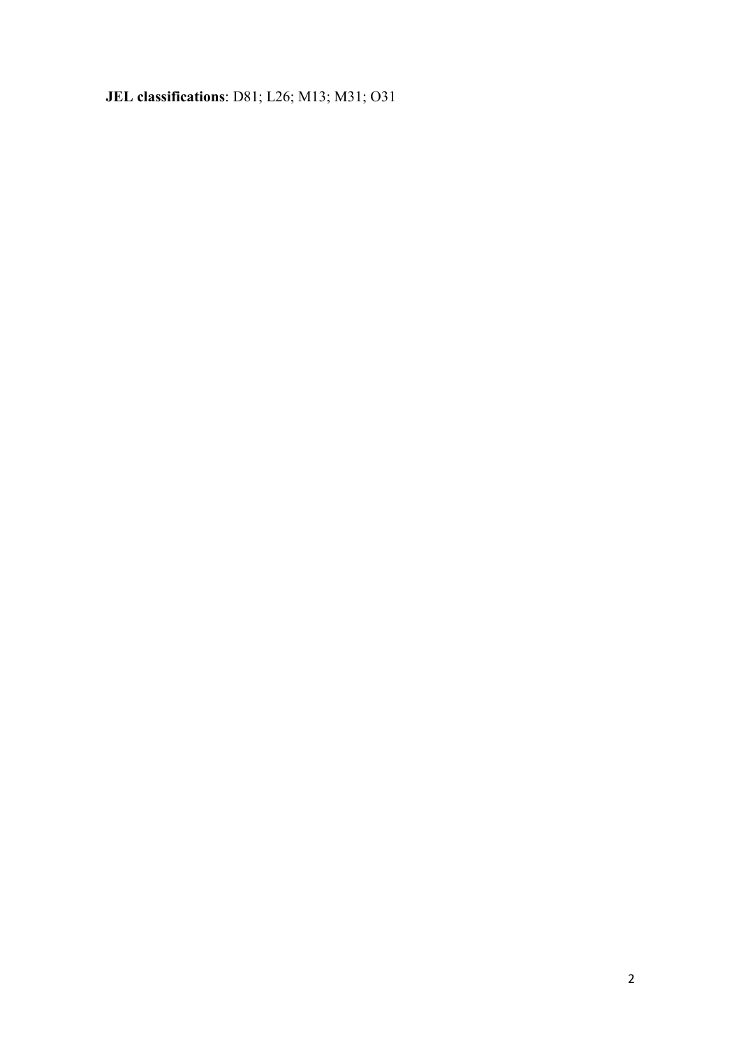**JEL classifications**: D81; L26; M13; M31; O31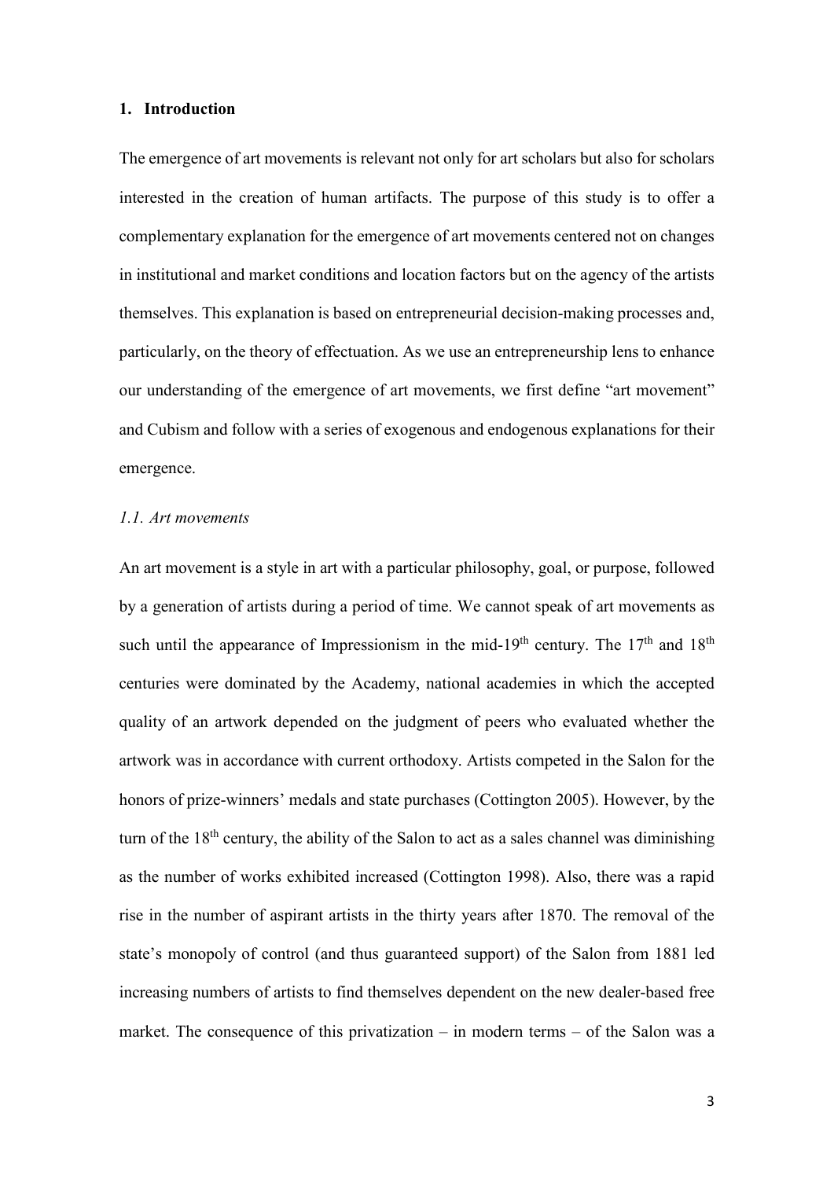## 1. Introduction

The emergence of art movements is relevant not only for art scholars but also for scholars interested in the creation of human artifacts. The purpose of this study is to offer a complementary explanation for the emergence of art movements centered not on changes in institutional and market conditions and location factors but on the agency of the artists themselves. This explanation is based on entrepreneurial decision-making processes and, particularly, on the theory of effectuation. As we use an entrepreneurship lens to enhance our understanding of the emergence of art movements, we first define "art movement" and Cubism and follow with a series of exogenous and endogenous explanations for their emergence.

### *1.1. Art movements*

An art movement is a style in art with a particular philosophy, goal, or purpose, followed by a generation of artists during a period of time. We cannot speak of art movements as such until the appearance of Impressionism in the mid-19th century. The 17th and 18th centuries were dominated by the Academy, national academies in which the accepted quality of an artwork depended on the judgment of peers who evaluated whether the artwork was in accordance with current orthodoxy. Artists competed in the Salon for the honors of prize-winners' medals and state purchases (Cottington 2005). However, by the turn of the 18th century, the ability of the Salon to act as a sales channel was diminishing as the number of works exhibited increased (Cottington 1998). Also, there was a rapid rise in the number of aspirant artists in the thirty years after 1870. The removal of the state's monopoly of control (and thus guaranteed support) of the Salon from 1881 led increasing numbers of artists to find themselves dependent on the new dealer-based free market. The consequence of this privatization – in modern terms – of the Salon was a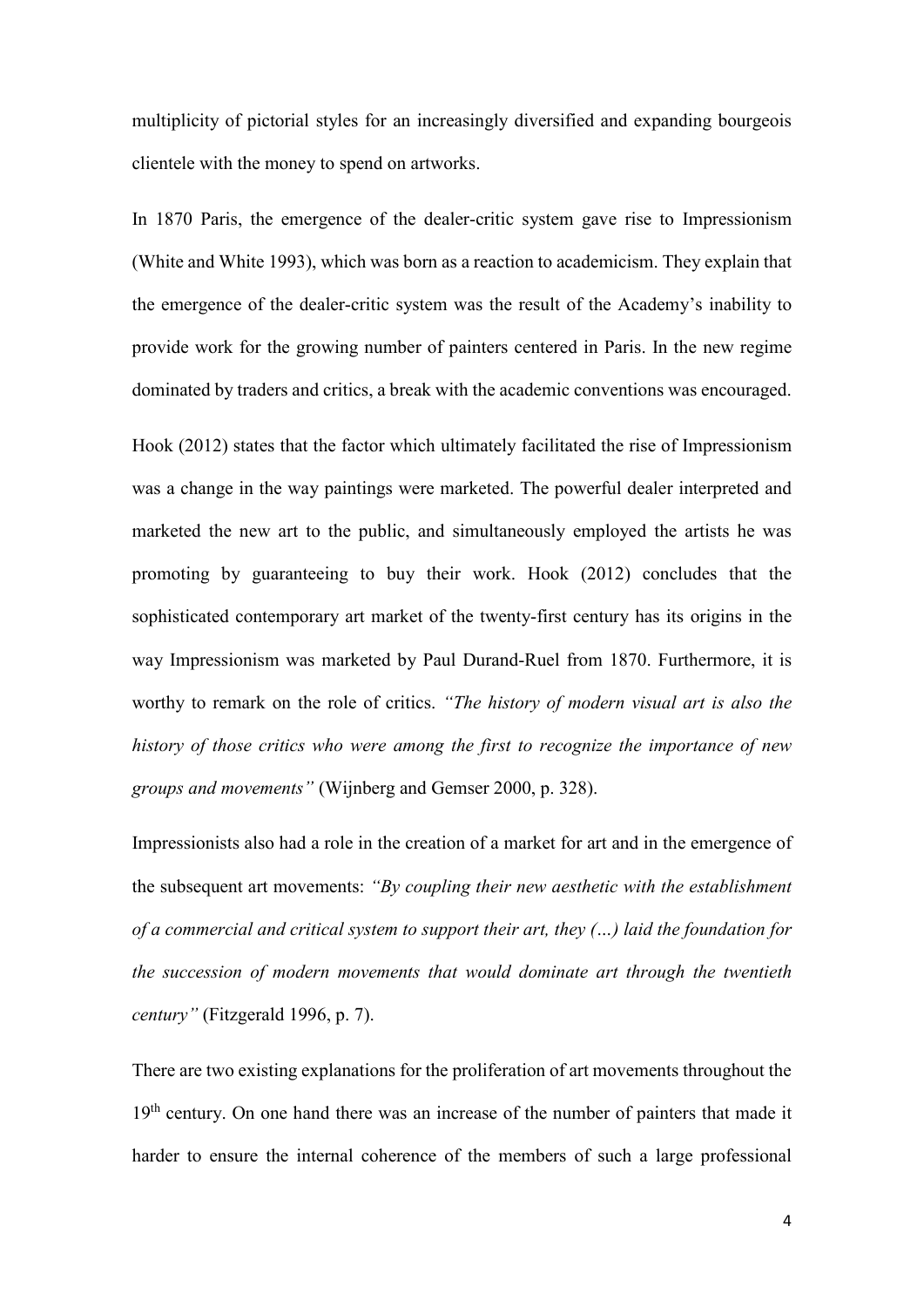multiplicity of pictorial styles for an increasingly diversified and expanding bourgeois clientele with the money to spend on artworks.

In 1870 Paris, the emergence of the dealer-critic system gave rise to Impressionism (White and White 1993), which was born as a reaction to academicism. They explain that the emergence of the dealer-critic system was the result of the Academy's inability to provide work for the growing number of painters centered in Paris. In the new regime dominated by traders and critics, a break with the academic conventions was encouraged.

Hook (2012) states that the factor which ultimately facilitated the rise of Impressionism was a change in the way paintings were marketed. The powerful dealer interpreted and marketed the new art to the public, and simultaneously employed the artists he was promoting by guaranteeing to buy their work. Hook (2012) concludes that the sophisticated contemporary art market of the twenty-first century has its origins in the way Impressionism was marketed by Paul Durand-Ruel from 1870. Furthermore, it is worthy to remark on the role of critics. *"The history of modern visual art is also the history of those critics who were among the first to recognize the importance of new groups and movements"* (Wijnberg and Gemser 2000, p. 328).

Impressionists also had a role in the creation of a market for art and in the emergence of the subsequent art movements: *"By coupling their new aesthetic with the establishment of a commercial and critical system to support their art, they (…) laid the foundation for the succession of modern movements that would dominate art through the twentieth century"* (Fitzgerald 1996, p. 7).

There are two existing explanations for the proliferation of art movements throughout the 19th century. On one hand there was an increase of the number of painters that made it harder to ensure the internal coherence of the members of such a large professional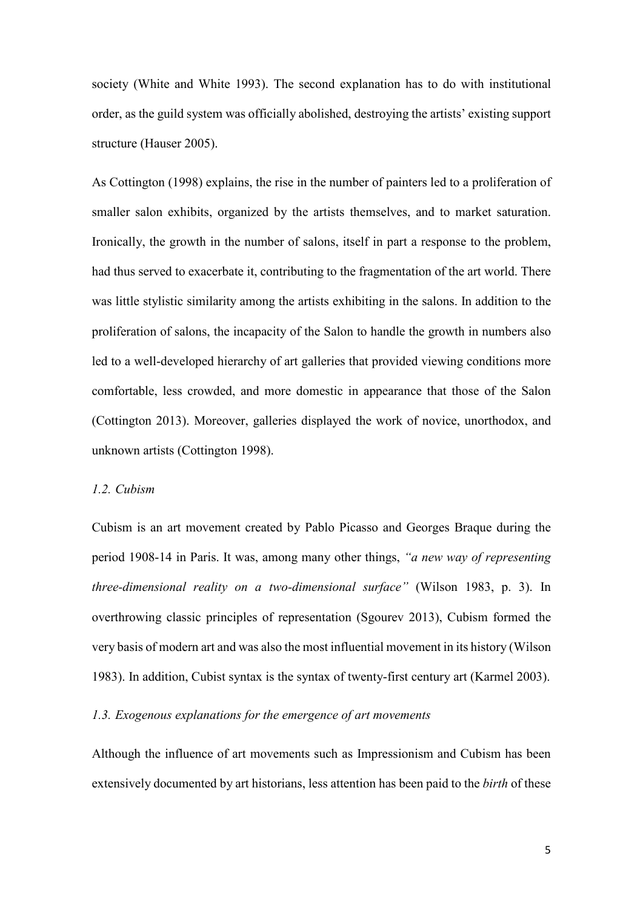society (White and White 1993). The second explanation has to do with institutional order, as the guild system was officially abolished, destroying the artists' existing support structure (Hauser 2005).

As Cottington (1998) explains, the rise in the number of painters led to a proliferation of smaller salon exhibits, organized by the artists themselves, and to market saturation. Ironically, the growth in the number of salons, itself in part a response to the problem, had thus served to exacerbate it, contributing to the fragmentation of the art world. There was little stylistic similarity among the artists exhibiting in the salons. In addition to the proliferation of salons, the incapacity of the Salon to handle the growth in numbers also led to a well-developed hierarchy of art galleries that provided viewing conditions more comfortable, less crowded, and more domestic in appearance that those of the Salon (Cottington 2013). Moreover, galleries displayed the work of novice, unorthodox, and unknown artists (Cottington 1998).

### *1.2. Cubism*

Cubism is an art movement created by Pablo Picasso and Georges Braque during the period 1908-14 in Paris. It was, among many other things, *"a new way of representing three-dimensional reality on a two-dimensional surface"* (Wilson 1983, p. 3). In overthrowing classic principles of representation (Sgourev 2013), Cubism formed the very basis of modern art and was also the most influential movement in its history (Wilson 1983). In addition, Cubist syntax is the syntax of twenty-first century art (Karmel 2003).

### *1.3. Exogenous explanations for the emergence of art movements*

Although the influence of art movements such as Impressionism and Cubism has been extensively documented by art historians, less attention has been paid to the *birth* of these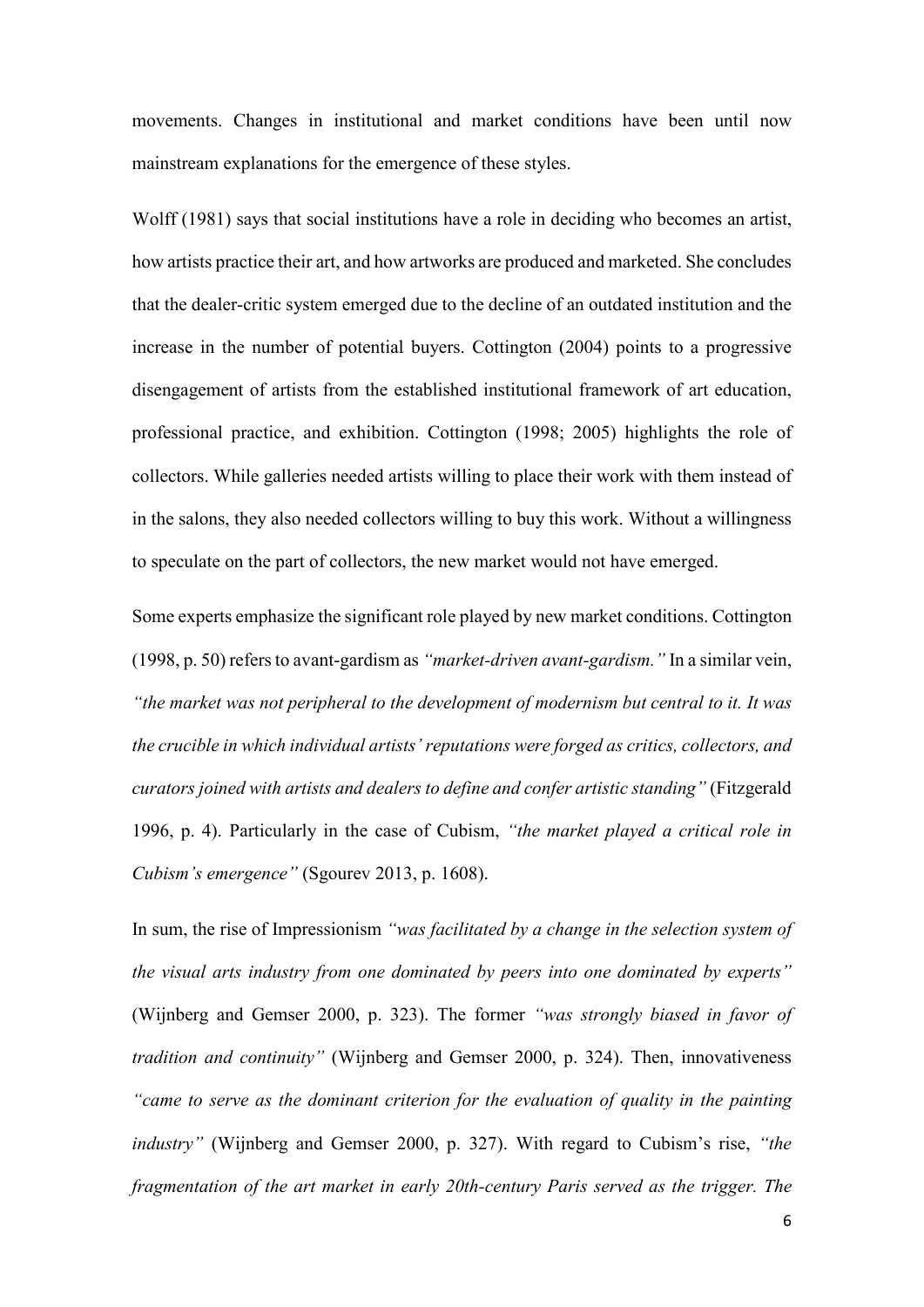movements. Changes in institutional and market conditions have been until now mainstream explanations for the emergence of these styles.

Wolff (1981) says that social institutions have a role in deciding who becomes an artist, how artists practice their art, and how artworks are produced and marketed. She concludes that the dealer-critic system emerged due to the decline of an outdated institution and the increase in the number of potential buyers. Cottington (2004) points to a progressive disengagement of artists from the established institutional framework of art education, professional practice, and exhibition. Cottington (1998; 2005) highlights the role of collectors. While galleries needed artists willing to place their work with them instead of in the salons, they also needed collectors willing to buy this work. Without a willingness to speculate on the part of collectors, the new market would not have emerged.

Some experts emphasize the significant role played by new market conditions. Cottington (1998, p. 50) refers to avant-gardism as *"market-driven avant-gardism."* In a similar vein, *"the market was not peripheral to the development of modernism but central to it. It was the crucible in which individual artists' reputations were forged as critics, collectors, and curators joined with artists and dealers to define and confer artistic standing"* (Fitzgerald 1996, p. 4). Particularly in the case of Cubism, *"the market played a critical role in Cubism's emergence"* (Sgourev 2013, p. 1608).

In sum, the rise of Impressionism *"was facilitated by a change in the selection system of the visual arts industry from one dominated by peers into one dominated by experts"* (Wijnberg and Gemser 2000, p. 323). The former *"was strongly biased in favor of tradition and continuity"* (Wijnberg and Gemser 2000, p. 324). Then, innovativeness *"came to serve as the dominant criterion for the evaluation of quality in the painting industry"* (Wijnberg and Gemser 2000, p. 327). With regard to Cubism's rise, *"the fragmentation of the art market in early 20th-century Paris served as the trigger. The*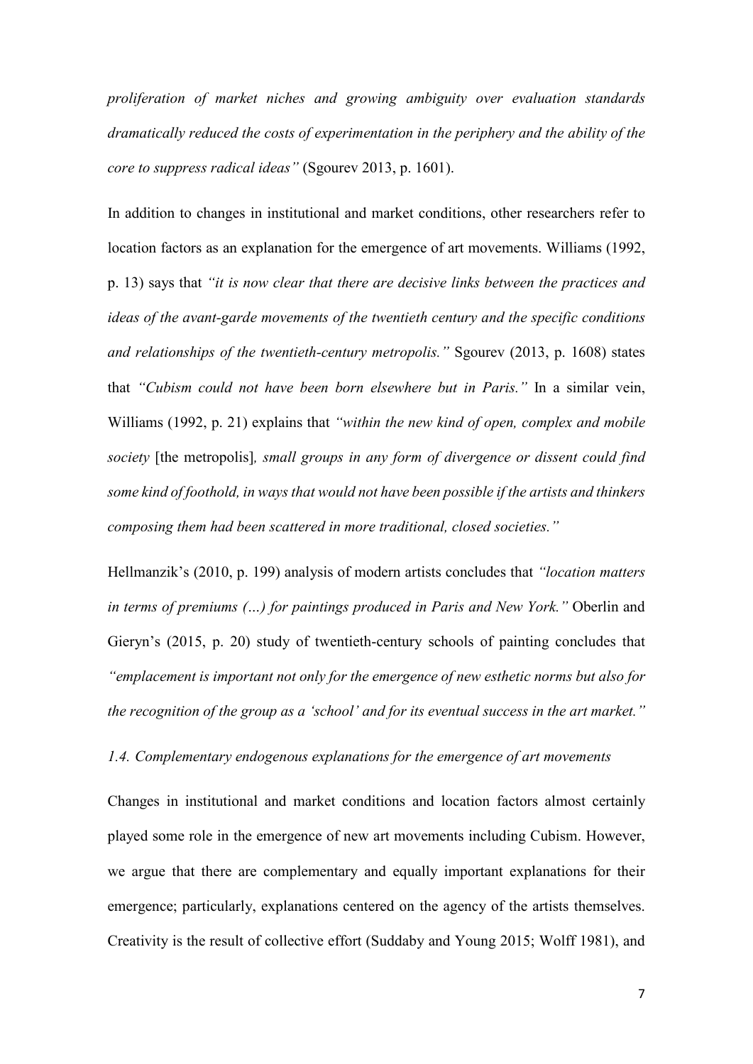*proliferation of market niches and growing ambiguity over evaluation standards dramatically reduced the costs of experimentation in the periphery and the ability of the core to suppress radical ideas"* (Sgourev 2013, p. 1601).

In addition to changes in institutional and market conditions, other researchers refer to location factors as an explanation for the emergence of art movements. Williams (1992, p. 13) says that *"it is now clear that there are decisive links between the practices and ideas of the avant-garde movements of the twentieth century and the specific conditions and relationships of the twentieth-century metropolis."* Sgourev (2013, p. 1608) states that *"Cubism could not have been born elsewhere but in Paris."* In a similar vein, Williams (1992, p. 21) explains that *"within the new kind of open, complex and mobile society* [the metropolis]*, small groups in any form of divergence or dissent could find some kind of foothold, in ways that would not have been possible if the artists and thinkers composing them had been scattered in more traditional, closed societies."*

Hellmanzik's (2010, p. 199) analysis of modern artists concludes that *"location matters in terms of premiums (…) for paintings produced in Paris and New York."* Oberlin and Gieryn's (2015, p. 20) study of twentieth-century schools of painting concludes that *"emplacement is important not only for the emergence of new esthetic norms but also for the recognition of the group as a 'school' and for its eventual success in the art market."*

### *1.4. Complementary endogenous explanations for the emergence of art movements*

Changes in institutional and market conditions and location factors almost certainly played some role in the emergence of new art movements including Cubism. However, we argue that there are complementary and equally important explanations for their emergence; particularly, explanations centered on the agency of the artists themselves. Creativity is the result of collective effort (Suddaby and Young 2015; Wolff 1981), and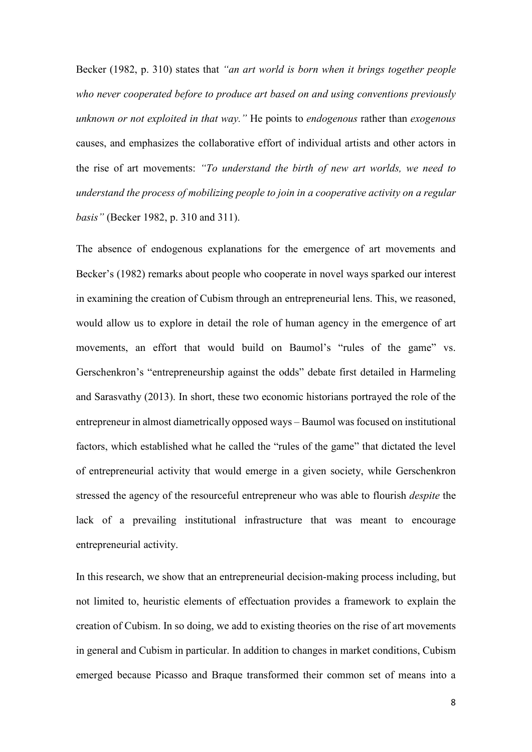Becker (1982, p. 310) states that *"an art world is born when it brings together people who never cooperated before to produce art based on and using conventions previously unknown or not exploited in that way."* He points to *endogenous* rather than *exogenous* causes, and emphasizes the collaborative effort of individual artists and other actors in the rise of art movements: *"To understand the birth of new art worlds, we need to understand the process of mobilizing people to join in a cooperative activity on a regular basis"* (Becker 1982, p. 310 and 311).

The absence of endogenous explanations for the emergence of art movements and Becker's (1982) remarks about people who cooperate in novel ways sparked our interest in examining the creation of Cubism through an entrepreneurial lens. This, we reasoned, would allow us to explore in detail the role of human agency in the emergence of art movements, an effort that would build on Baumol's "rules of the game" vs. Gerschenkron's "entrepreneurship against the odds" debate first detailed in Harmeling and Sarasvathy (2013). In short, these two economic historians portrayed the role of the entrepreneur in almost diametrically opposed ways – Baumol was focused on institutional factors, which established what he called the "rules of the game" that dictated the level of entrepreneurial activity that would emerge in a given society, while Gerschenkron stressed the agency of the resourceful entrepreneur who was able to flourish *despite* the lack of a prevailing institutional infrastructure that was meant to encourage entrepreneurial activity.

In this research, we show that an entrepreneurial decision-making process including, but not limited to, heuristic elements of effectuation provides a framework to explain the creation of Cubism. In so doing, we add to existing theories on the rise of art movements in general and Cubism in particular. In addition to changes in market conditions, Cubism emerged because Picasso and Braque transformed their common set of means into a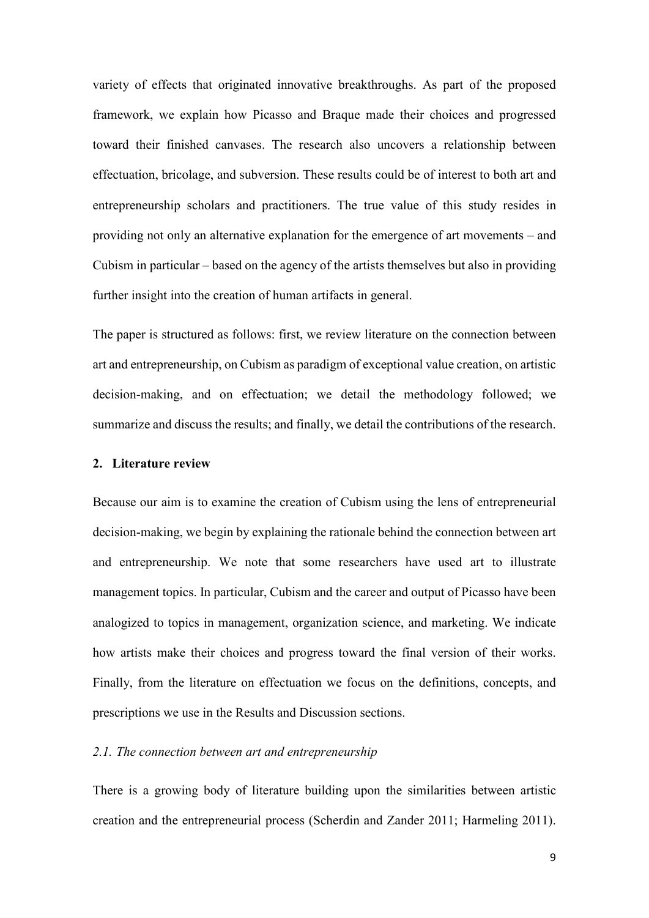variety of effects that originated innovative breakthroughs. As part of the proposed framework, we explain how Picasso and Braque made their choices and progressed toward their finished canvases. The research also uncovers a relationship between effectuation, bricolage, and subversion. These results could be of interest to both art and entrepreneurship scholars and practitioners. The true value of this study resides in providing not only an alternative explanation for the emergence of art movements – and Cubism in particular – based on the agency of the artists themselves but also in providing further insight into the creation of human artifacts in general.

The paper is structured as follows: first, we review literature on the connection between art and entrepreneurship, on Cubism as paradigm of exceptional value creation, on artistic decision-making, and on effectuation; we detail the methodology followed; we summarize and discuss the results; and finally, we detail the contributions of the research.

## 2. Literature review

Because our aim is to examine the creation of Cubism using the lens of entrepreneurial decision-making, we begin by explaining the rationale behind the connection between art and entrepreneurship. We note that some researchers have used art to illustrate management topics. In particular, Cubism and the career and output of Picasso have been analogized to topics in management, organization science, and marketing. We indicate how artists make their choices and progress toward the final version of their works. Finally, from the literature on effectuation we focus on the definitions, concepts, and prescriptions we use in the Results and Discussion sections.

### *2.1. The connection between art and entrepreneurship*

There is a growing body of literature building upon the similarities between artistic creation and the entrepreneurial process (Scherdin and Zander 2011; Harmeling 2011).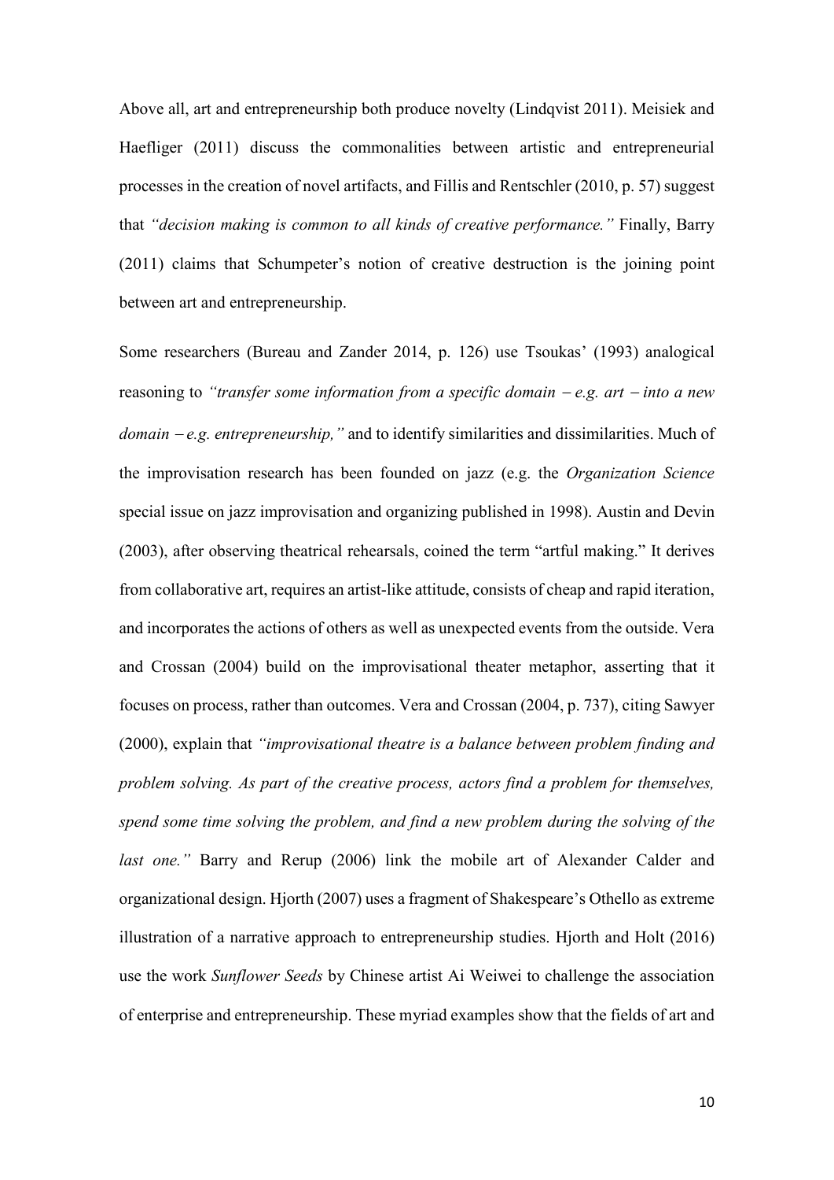Above all, art and entrepreneurship both produce novelty (Lindqvist 2011). Meisiek and Haefliger (2011) discuss the commonalities between artistic and entrepreneurial processes in the creation of novel artifacts, and Fillis and Rentschler (2010, p. 57) suggest that *"decision making is common to all kinds of creative performance."* Finally, Barry (2011) claims that Schumpeter's notion of creative destruction is the joining point between art and entrepreneurship.

Some researchers (Bureau and Zander 2014, p. 126) use Tsoukas' (1993) analogical reasoning to *"transfer some information from a specific domain – e.g. art – into a new domain – e.g. entrepreneurship,"* and to identify similarities and dissimilarities. Much of the improvisation research has been founded on jazz (e.g. the *Organization Science* special issue on jazz improvisation and organizing published in 1998). Austin and Devin (2003), after observing theatrical rehearsals, coined the term "artful making." It derives from collaborative art, requires an artist-like attitude, consists of cheap and rapid iteration, and incorporates the actions of others as well as unexpected events from the outside. Vera and Crossan (2004) build on the improvisational theater metaphor, asserting that it focuses on process, rather than outcomes. Vera and Crossan (2004, p. 737), citing Sawyer (2000), explain that *"improvisational theatre is a balance between problem finding and problem solving. As part of the creative process, actors find a problem for themselves, spend some time solving the problem, and find a new problem during the solving of the last one."* Barry and Rerup (2006) link the mobile art of Alexander Calder and organizational design. Hjorth (2007) uses a fragment of Shakespeare's Othello as extreme illustration of a narrative approach to entrepreneurship studies. Hjorth and Holt (2016) use the work *Sunflower Seeds* by Chinese artist Ai Weiwei to challenge the association of enterprise and entrepreneurship. These myriad examples show that the fields of art and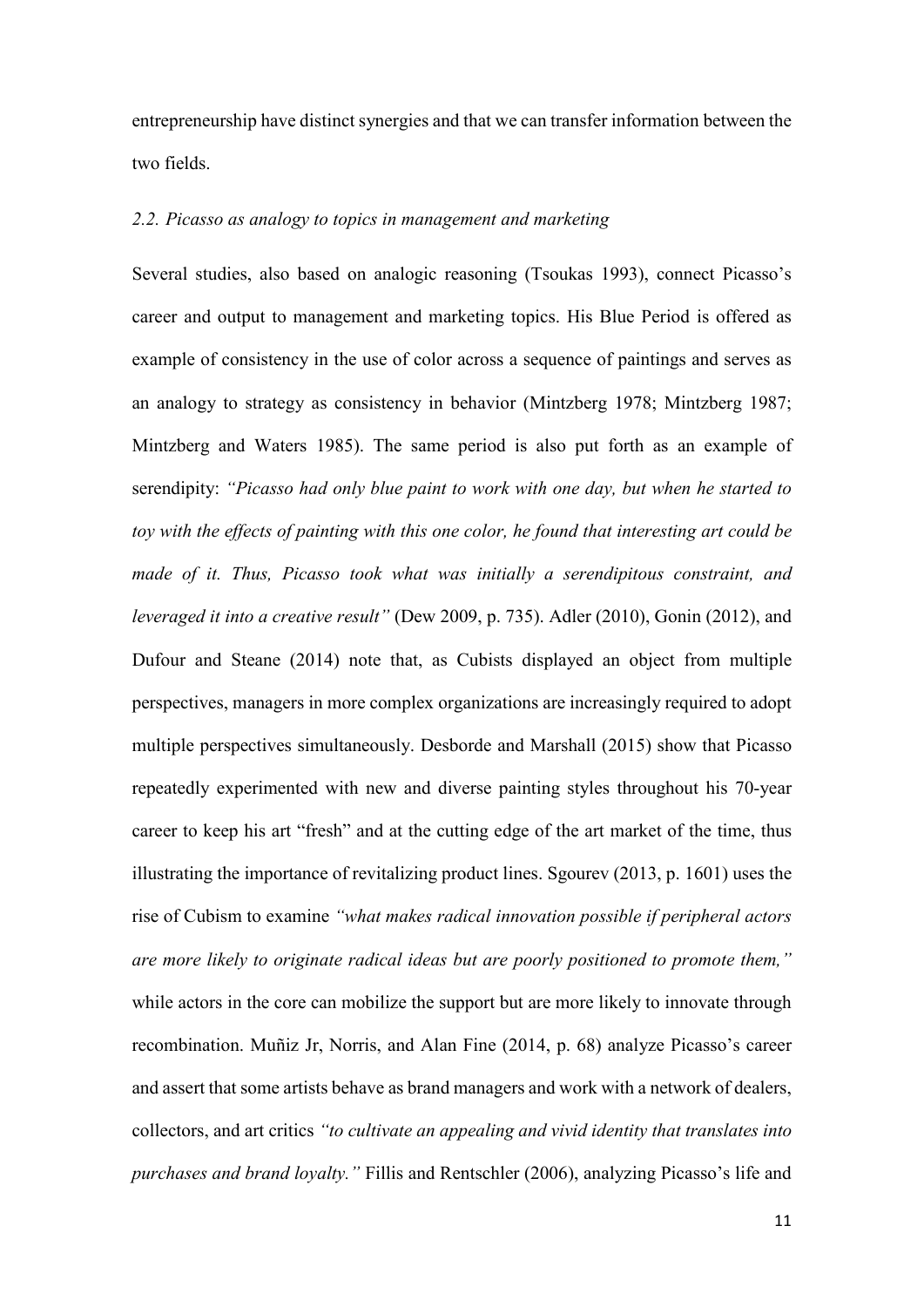entrepreneurship have distinct synergies and that we can transfer information between the two fields.

### *2.2. Picasso as analogy to topics in management and marketing*

Several studies, also based on analogic reasoning (Tsoukas 1993), connect Picasso's career and output to management and marketing topics. His Blue Period is offered as example of consistency in the use of color across a sequence of paintings and serves as an analogy to strategy as consistency in behavior (Mintzberg 1978; Mintzberg 1987; Mintzberg and Waters 1985). The same period is also put forth as an example of serendipity: *"Picasso had only blue paint to work with one day, but when he started to toy with the effects of painting with this one color, he found that interesting art could be made of it. Thus, Picasso took what was initially a serendipitous constraint, and leveraged it into a creative result"* (Dew 2009, p. 735). Adler (2010), Gonin (2012), and Dufour and Steane (2014) note that, as Cubists displayed an object from multiple perspectives, managers in more complex organizations are increasingly required to adopt multiple perspectives simultaneously. Desborde and Marshall (2015) show that Picasso repeatedly experimented with new and diverse painting styles throughout his 70-year career to keep his art "fresh" and at the cutting edge of the art market of the time, thus illustrating the importance of revitalizing product lines. Sgourev (2013, p. 1601) uses the rise of Cubism to examine *"what makes radical innovation possible if peripheral actors are more likely to originate radical ideas but are poorly positioned to promote them,"* while actors in the core can mobilize the support but are more likely to innovate through recombination. Muñiz Jr, Norris, and Alan Fine (2014, p. 68) analyze Picasso's career and assert that some artists behave as brand managers and work with a network of dealers, collectors, and art critics *"to cultivate an appealing and vivid identity that translates into purchases and brand loyalty."* Fillis and Rentschler (2006), analyzing Picasso's life and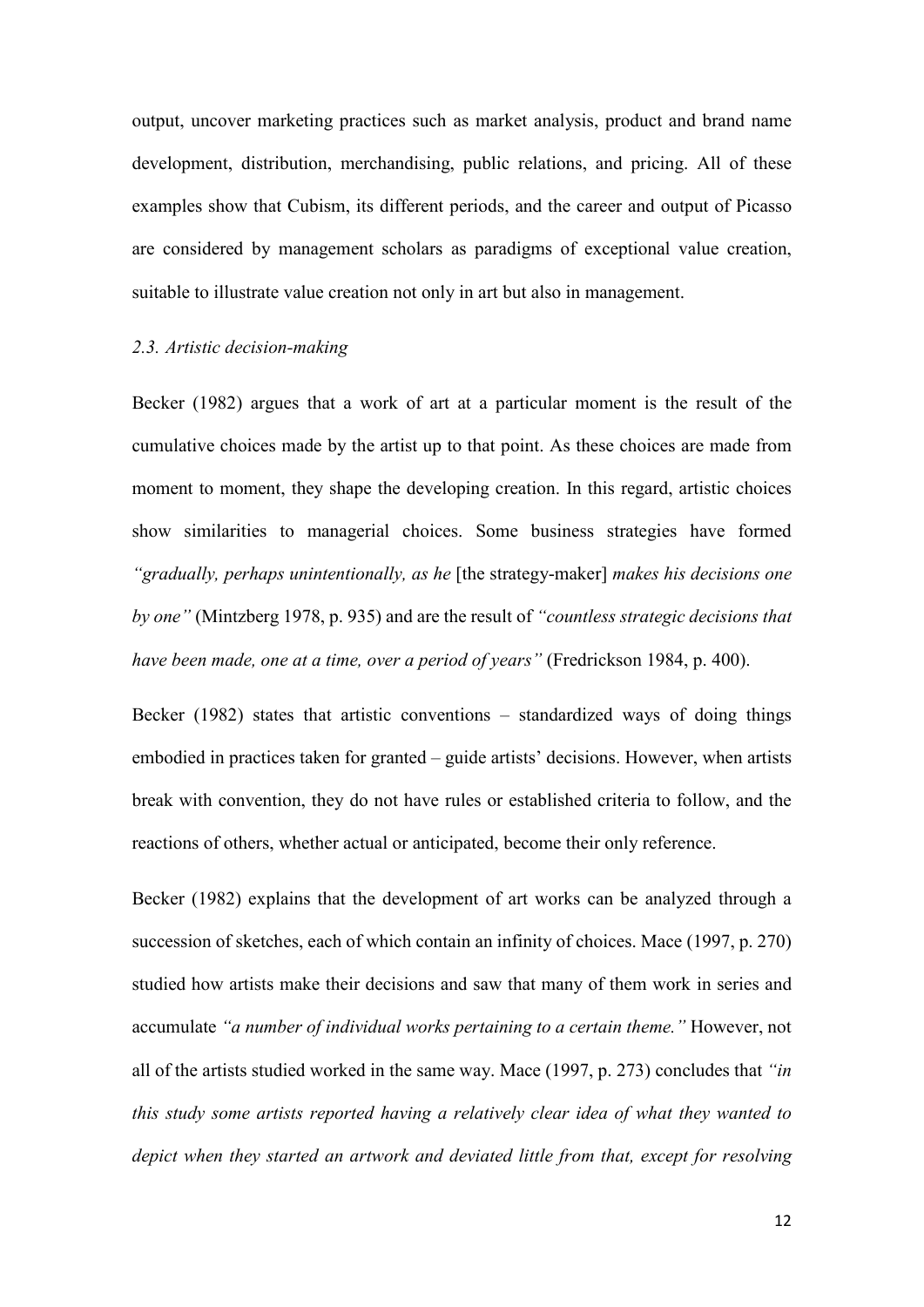output, uncover marketing practices such as market analysis, product and brand name development, distribution, merchandising, public relations, and pricing. All of these examples show that Cubism, its different periods, and the career and output of Picasso are considered by management scholars as paradigms of exceptional value creation, suitable to illustrate value creation not only in art but also in management.

### *2.3. Artistic decision-making*

Becker (1982) argues that a work of art at a particular moment is the result of the cumulative choices made by the artist up to that point. As these choices are made from moment to moment, they shape the developing creation. In this regard, artistic choices show similarities to managerial choices. Some business strategies have formed *"gradually, perhaps unintentionally, as he* [the strategy-maker] *makes his decisions one by one"* (Mintzberg 1978, p. 935) and are the result of *"countless strategic decisions that have been made, one at a time, over a period of years"* (Fredrickson 1984, p. 400).

Becker (1982) states that artistic conventions – standardized ways of doing things embodied in practices taken for granted – guide artists' decisions. However, when artists break with convention, they do not have rules or established criteria to follow, and the reactions of others, whether actual or anticipated, become their only reference.

Becker (1982) explains that the development of art works can be analyzed through a succession of sketches, each of which contain an infinity of choices. Mace (1997, p. 270) studied how artists make their decisions and saw that many of them work in series and accumulate *"a number of individual works pertaining to a certain theme."* However, not all of the artists studied worked in the same way. Mace (1997, p. 273) concludes that *"in this study some artists reported having a relatively clear idea of what they wanted to depict when they started an artwork and deviated little from that, except for resolving*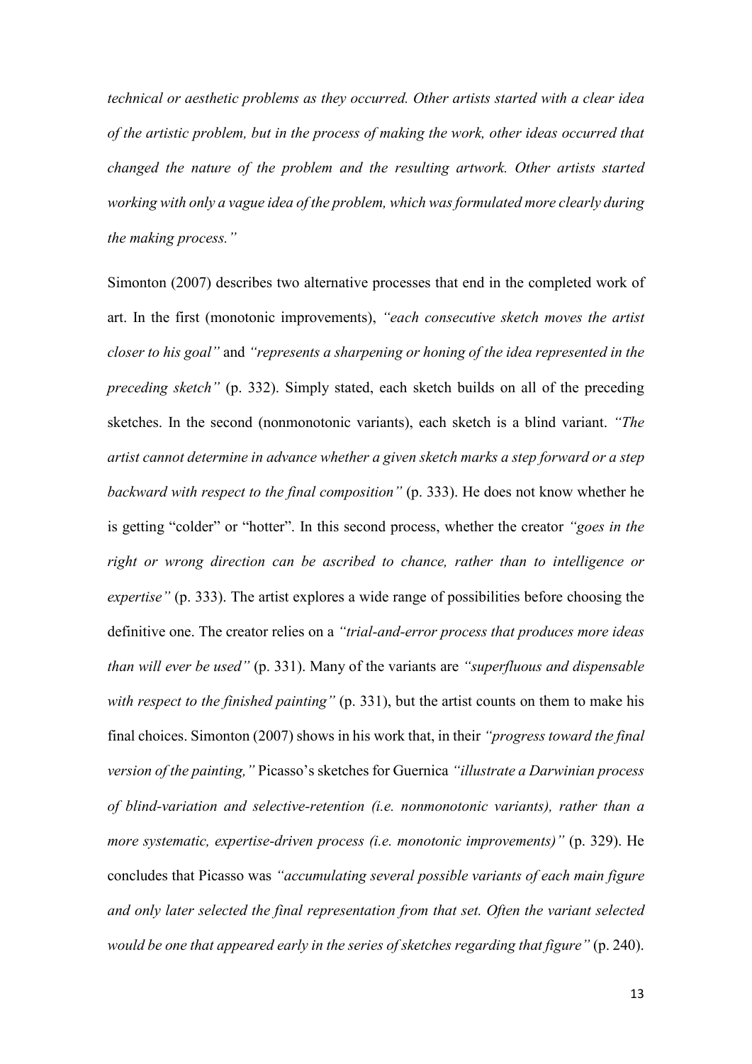*technical or aesthetic problems as they occurred. Other artists started with a clear idea of the artistic problem, but in the process of making the work, other ideas occurred that changed the nature of the problem and the resulting artwork. Other artists started working with only a vague idea of the problem, which was formulated more clearly during the making process."*

Simonton (2007) describes two alternative processes that end in the completed work of art. In the first (monotonic improvements), *"each consecutive sketch moves the artist closer to his goal"* and *"represents a sharpening or honing of the idea represented in the preceding sketch"* (p. 332). Simply stated, each sketch builds on all of the preceding sketches. In the second (nonmonotonic variants), each sketch is a blind variant. *"The artist cannot determine in advance whether a given sketch marks a step forward or a step backward with respect to the final composition"* (p. 333). He does not know whether he is getting "colder" or "hotter". In this second process, whether the creator *"goes in the right or wrong direction can be ascribed to chance, rather than to intelligence or expertise"* (p. 333). The artist explores a wide range of possibilities before choosing the definitive one. The creator relies on a *"trial-and-error process that produces more ideas than will ever be used"* (p. 331). Many of the variants are *"superfluous and dispensable with respect to the finished painting"* (p. 331), but the artist counts on them to make his final choices. Simonton (2007) shows in his work that, in their *"progress toward the final version of the painting,"* Picasso's sketches for Guernica *"illustrate a Darwinian process of blind-variation and selective-retention (i.e. nonmonotonic variants), rather than a more systematic, expertise-driven process (i.e. monotonic improvements)"* (p. 329). He concludes that Picasso was *"accumulating several possible variants of each main figure and only later selected the final representation from that set. Often the variant selected would be one that appeared early in the series of sketches regarding that figure"* (p. 240).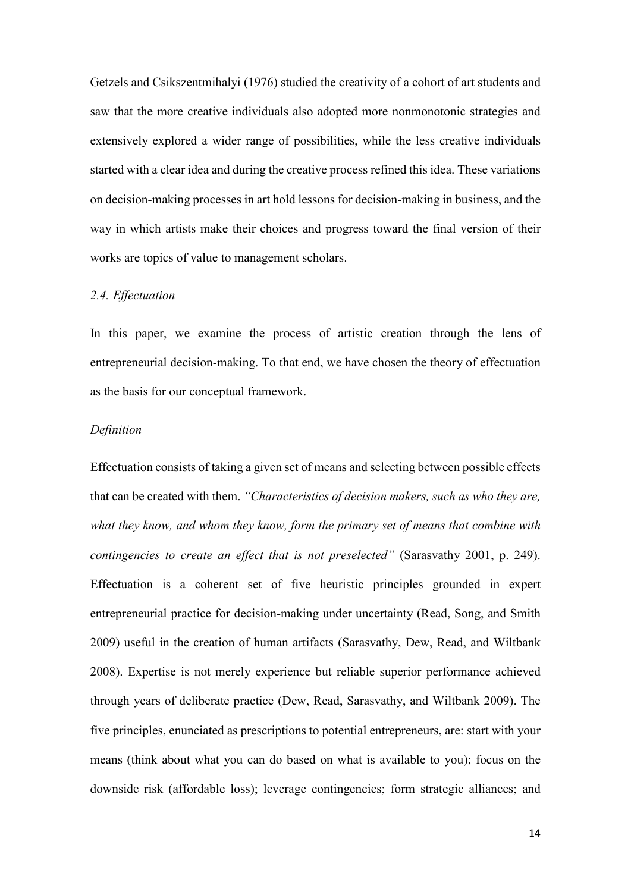Getzels and Csikszentmihalyi (1976) studied the creativity of a cohort of art students and saw that the more creative individuals also adopted more nonmonotonic strategies and extensively explored a wider range of possibilities, while the less creative individuals started with a clear idea and during the creative process refined this idea. These variations on decision-making processes in art hold lessons for decision-making in business, and the way in which artists make their choices and progress toward the final version of their works are topics of value to management scholars.

### *2.4. Effectuation*

In this paper, we examine the process of artistic creation through the lens of entrepreneurial decision-making. To that end, we have chosen the theory of effectuation as the basis for our conceptual framework.

#### *Definition*

Effectuation consists of taking a given set of means and selecting between possible effects that can be created with them. *"Characteristics of decision makers, such as who they are, what they know, and whom they know, form the primary set of means that combine with contingencies to create an effect that is not preselected"* (Sarasvathy 2001, p. 249). Effectuation is a coherent set of five heuristic principles grounded in expert entrepreneurial practice for decision-making under uncertainty (Read, Song, and Smith 2009) useful in the creation of human artifacts (Sarasvathy, Dew, Read, and Wiltbank 2008). Expertise is not merely experience but reliable superior performance achieved through years of deliberate practice (Dew, Read, Sarasvathy, and Wiltbank 2009). The five principles, enunciated as prescriptions to potential entrepreneurs, are: start with your means (think about what you can do based on what is available to you); focus on the downside risk (affordable loss); leverage contingencies; form strategic alliances; and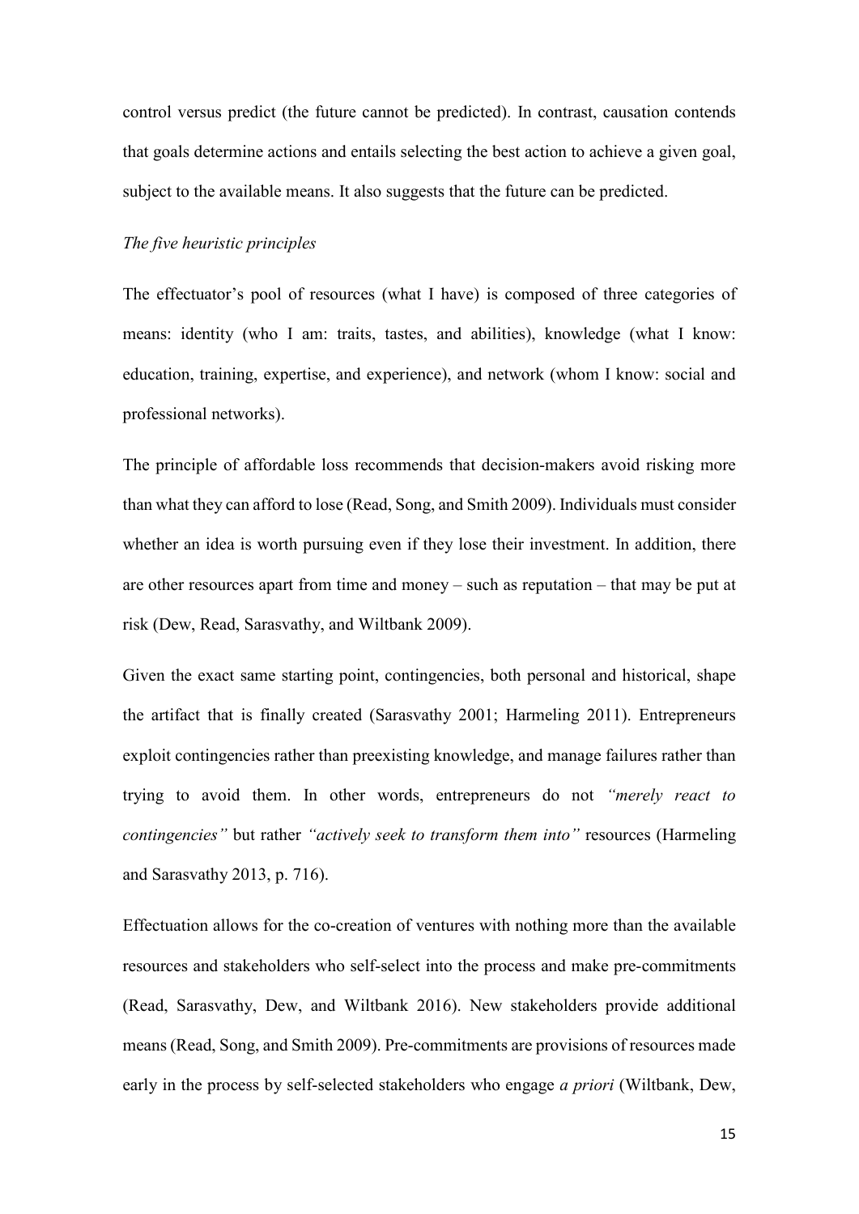control versus predict (the future cannot be predicted). In contrast, causation contends that goals determine actions and entails selecting the best action to achieve a given goal, subject to the available means. It also suggests that the future can be predicted.

*The five heuristic principles*

The effectuator's pool of resources (what I have) is composed of three categories of means: identity (who I am: traits, tastes, and abilities), knowledge (what I know: education, training, expertise, and experience), and network (whom I know: social and professional networks).

The principle of affordable loss recommends that decision-makers avoid risking more than what they can afford to lose (Read, Song, and Smith 2009). Individuals must consider whether an idea is worth pursuing even if they lose their investment. In addition, there are other resources apart from time and money – such as reputation – that may be put at risk (Dew, Read, Sarasvathy, and Wiltbank 2009).

Given the exact same starting point, contingencies, both personal and historical, shape the artifact that is finally created (Sarasvathy 2001; Harmeling 2011). Entrepreneurs exploit contingencies rather than preexisting knowledge, and manage failures rather than trying to avoid them. In other words, entrepreneurs do not *"merely react to contingencies"* but rather *"actively seek to transform them into"* resources (Harmeling and Sarasvathy 2013, p. 716).

Effectuation allows for the co-creation of ventures with nothing more than the available resources and stakeholders who self-select into the process and make pre-commitments (Read, Sarasvathy, Dew, and Wiltbank 2016). New stakeholders provide additional means (Read, Song, and Smith 2009). Pre-commitments are provisions of resources made early in the process by self-selected stakeholders who engage *a priori* (Wiltbank, Dew,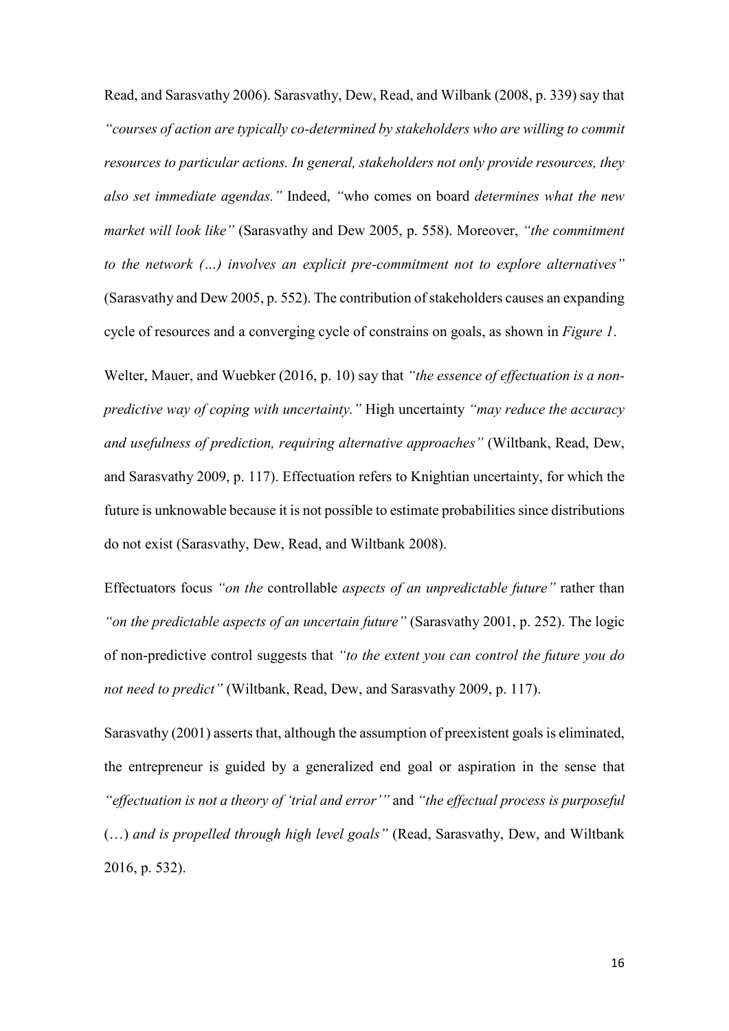Read, and Sarasvathy 2006). Sarasvathy, Dew, Read, and Wilbank (2008, p. 339) say that *"courses of action are typically co-determined by stakeholders who are willing to commit resources to particular actions. In general, stakeholders not only provide resources, they also set immediate agendas."* Indeed, *"*who comes on board *determines what the new market will look like"* (Sarasvathy and Dew 2005, p. 558). Moreover, *"the commitment to the network (…) involves an explicit pre-commitment not to explore alternatives"* (Sarasvathy and Dew 2005, p. 552). The contribution of stakeholders causes an expanding cycle of resources and a converging cycle of constrains on goals, as shown in *Figure 1*.

Welter, Mauer, and Wuebker (2016, p. 10) say that *"the essence of effectuation is a non-predictive way of coping with uncertainty."* High uncertainty *"may reduce the accuracy and usefulness of prediction, requiring alternative approaches"* (Wiltbank, Read, Dew, and Sarasvathy 2009, p. 117). Effectuation refers to Knightian uncertainty, for which the future is unknowable because it is not possible to estimate probabilities since distributions do not exist (Sarasvathy, Dew, Read, and Wiltbank 2008).

Effectuators focus *"on the* controllable *aspects of an unpredictable future"* rather than *"on the predictable aspects of an uncertain future"* (Sarasvathy 2001, p. 252). The logic of non-predictive control suggests that *"to the extent you can control the future you do not need to predict"* (Wiltbank, Read, Dew, and Sarasvathy 2009, p. 117).

Sarasvathy (2001) asserts that, although the assumption of preexistent goals is eliminated, the entrepreneur is guided by a generalized end goal or aspiration in the sense that *"effectuation is not a theory of 'trial and error'"* and *"the effectual process is purposeful* (…) *and is propelled through high level goals"* (Read, Sarasvathy, Dew, and Wiltbank 2016, p. 532).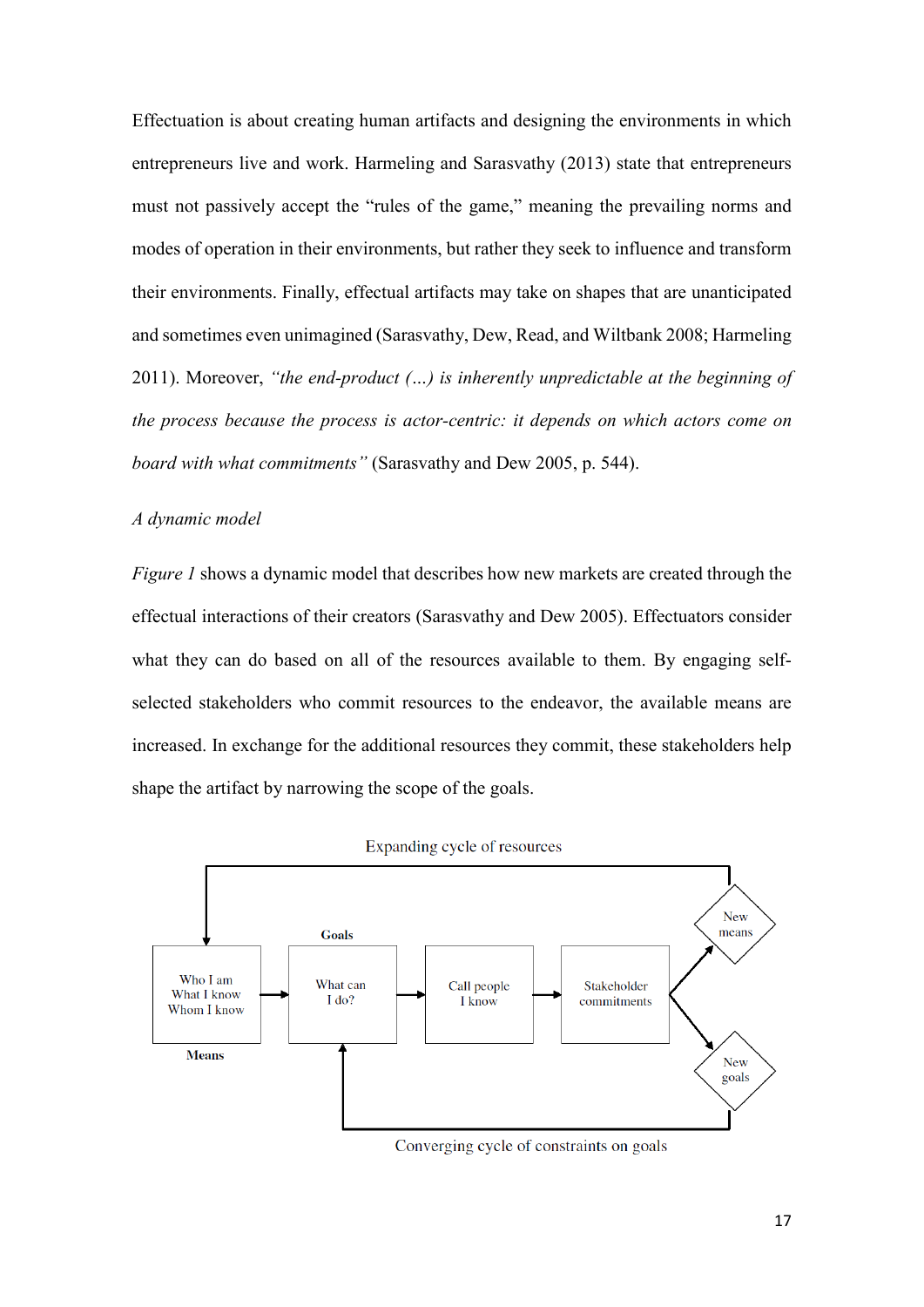Effectuation is about creating human artifacts and designing the environments in which entrepreneurs live and work. Harmeling and Sarasvathy (2013) state that entrepreneurs must not passively accept the "rules of the game," meaning the prevailing norms and modes of operation in their environments, but rather they seek to influence and transform their environments. Finally, effectual artifacts may take on shapes that are unanticipated and sometimes even unimagined (Sarasvathy, Dew, Read, and Wiltbank 2008; Harmeling 2011). Moreover, *"the end-product (…) is inherently unpredictable at the beginning of the process because the process is actor-centric: it depends on which actors come on board with what commitments"* (Sarasvathy and Dew 2005, p. 544).

*A dynamic model*

*Figure 1* shows a dynamic model that describes how new markets are created through the effectual interactions of their creators (Sarasvathy and Dew 2005). Effectuators consider what they can do based on all of the resources available to them. By engaging self-selected stakeholders who commit resources to the endeavor, the available means are increased. In exchange for the additional resources they commit, these stakeholders help shape the artifact by narrowing the scope of the goals.

Expanding cycle of resources

Goals

Who I am
What I know
Whom I know

Means

What can I do?

Call people I know

Stakeholder commitments

New means

New goals

Converging cycle of constraints on goals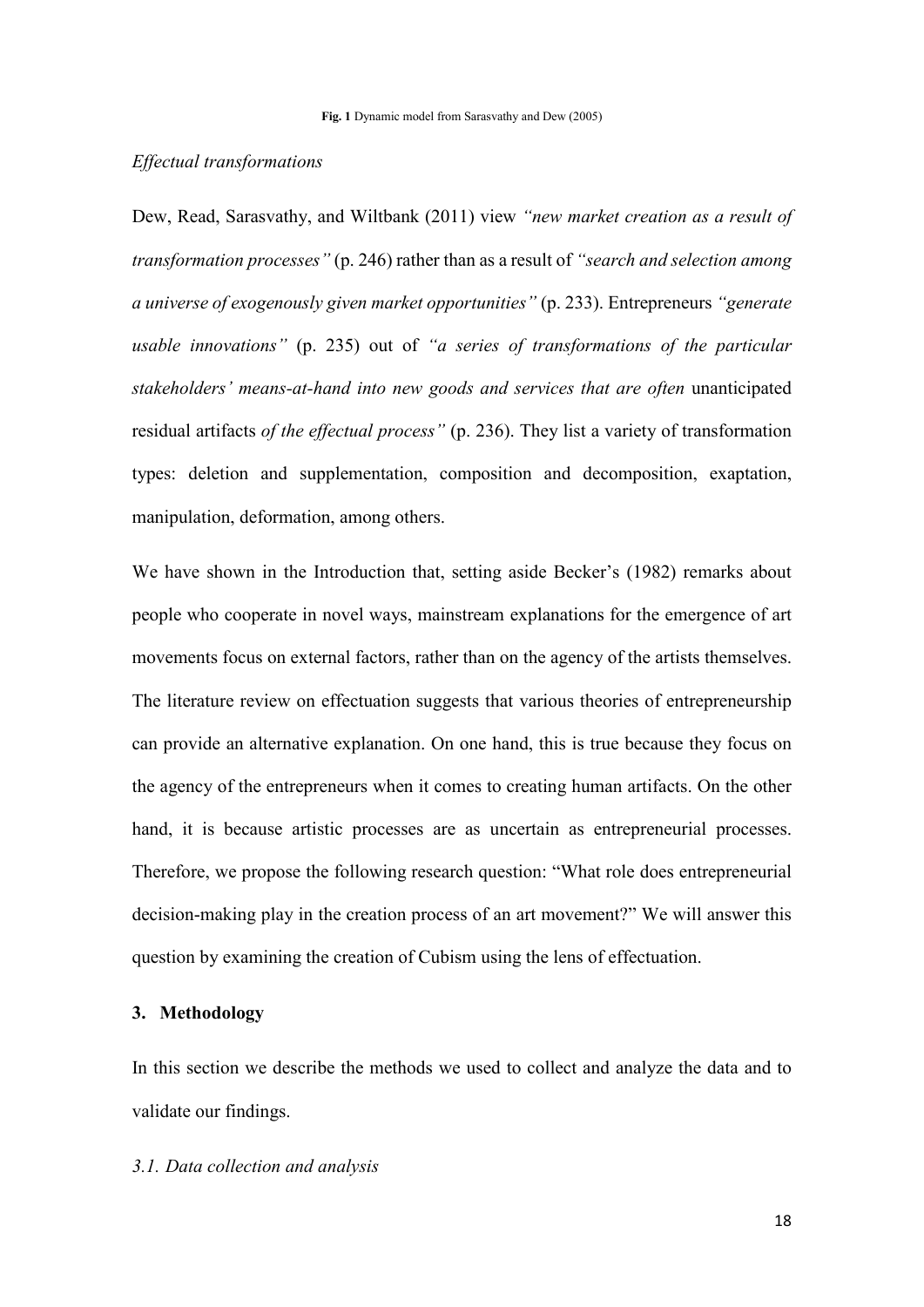**Fig. 1** Dynamic model from Sarasvathy and Dew (2005)

*Effectual transformations*

Dew, Read, Sarasvathy, and Wiltbank (2011) view *"new market creation as a result of transformation processes"* (p. 246) rather than as a result of *"search and selection among a universe of exogenously given market opportunities"* (p. 233). Entrepreneurs *"generate usable innovations"* (p. 235) out of *"a series of transformations of the particular stakeholders' means-at-hand into new goods and services that are often* unanticipated residual artifacts *of the effectual process"* (p. 236). They list a variety of transformation types: deletion and supplementation, composition and decomposition, exaptation, manipulation, deformation, among others.

We have shown in the Introduction that, setting aside Becker's (1982) remarks about people who cooperate in novel ways, mainstream explanations for the emergence of art movements focus on external factors, rather than on the agency of the artists themselves. The literature review on effectuation suggests that various theories of entrepreneurship can provide an alternative explanation. On one hand, this is true because they focus on the agency of the entrepreneurs when it comes to creating human artifacts. On the other hand, it is because artistic processes are as uncertain as entrepreneurial processes. Therefore, we propose the following research question: "What role does entrepreneurial decision-making play in the creation process of an art movement?" We will answer this question by examining the creation of Cubism using the lens of effectuation.

## 3. Methodology

In this section we describe the methods we used to collect and analyze the data and to validate our findings.

### *3.1. Data collection and analysis*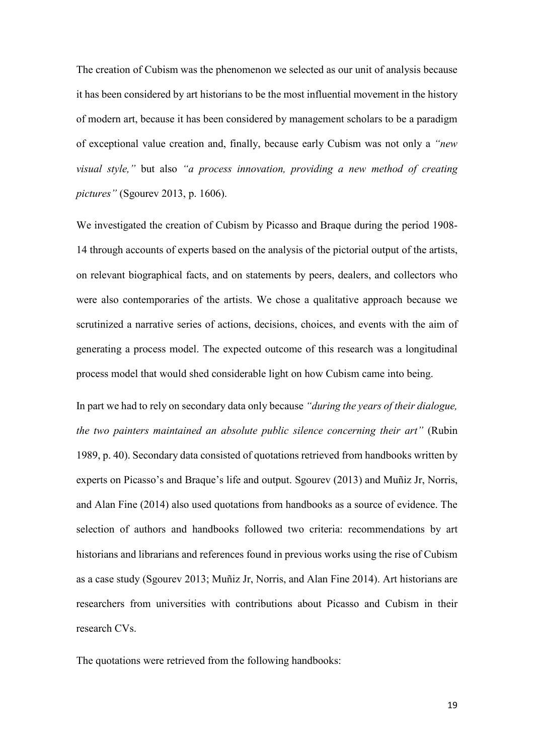The creation of Cubism was the phenomenon we selected as our unit of analysis because it has been considered by art historians to be the most influential movement in the history of modern art, because it has been considered by management scholars to be a paradigm of exceptional value creation and, finally, because early Cubism was not only a *"new visual style,"* but also *"a process innovation, providing a new method of creating pictures"* (Sgourev 2013, p. 1606).

We investigated the creation of Cubism by Picasso and Braque during the period 1908-14 through accounts of experts based on the analysis of the pictorial output of the artists, on relevant biographical facts, and on statements by peers, dealers, and collectors who were also contemporaries of the artists. We chose a qualitative approach because we scrutinized a narrative series of actions, decisions, choices, and events with the aim of generating a process model. The expected outcome of this research was a longitudinal process model that would shed considerable light on how Cubism came into being.

In part we had to rely on secondary data only because *"during the years of their dialogue, the two painters maintained an absolute public silence concerning their art"* (Rubin 1989, p. 40). Secondary data consisted of quotations retrieved from handbooks written by experts on Picasso's and Braque's life and output. Sgourev (2013) and Muñiz Jr, Norris, and Alan Fine (2014) also used quotations from handbooks as a source of evidence. The selection of authors and handbooks followed two criteria: recommendations by art historians and librarians and references found in previous works using the rise of Cubism as a case study (Sgourev 2013; Muñiz Jr, Norris, and Alan Fine 2014). Art historians are researchers from universities with contributions about Picasso and Cubism in their research CVs.

The quotations were retrieved from the following handbooks: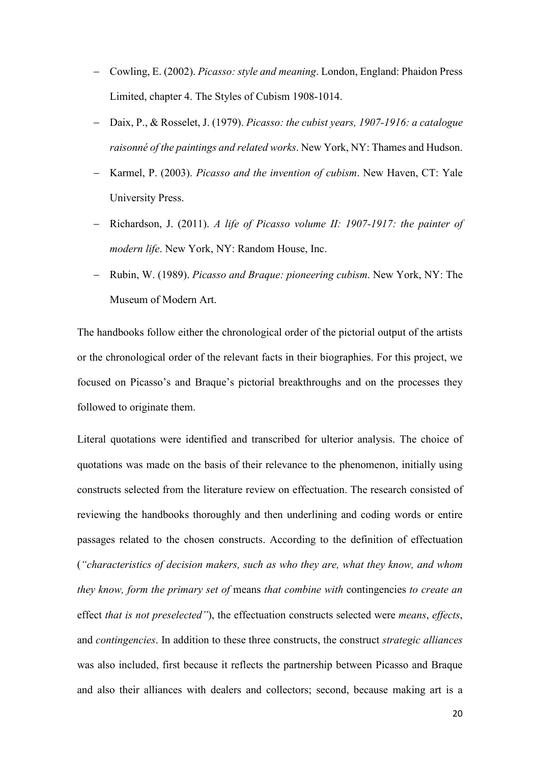- Cowling, E. (2002). *Picasso: style and meaning*. London, England: Phaidon Press Limited, chapter 4. The Styles of Cubism 1908-1014.
- Daix, P., & Rosselet, J. (1979). *Picasso: the cubist years, 1907-1916: a catalogue raisonné of the paintings and related works*. New York, NY: Thames and Hudson.
- Karmel, P. (2003). *Picasso and the invention of cubism*. New Haven, CT: Yale University Press.
- Richardson, J. (2011). *A life of Picasso volume II: 1907-1917: the painter of modern life*. New York, NY: Random House, Inc.
- Rubin, W. (1989). *Picasso and Braque: pioneering cubism*. New York, NY: The Museum of Modern Art.

The handbooks follow either the chronological order of the pictorial output of the artists or the chronological order of the relevant facts in their biographies. For this project, we focused on Picasso's and Braque's pictorial breakthroughs and on the processes they followed to originate them.

Literal quotations were identified and transcribed for ulterior analysis. The choice of quotations was made on the basis of their relevance to the phenomenon, initially using constructs selected from the literature review on effectuation. The research consisted of reviewing the handbooks thoroughly and then underlining and coding words or entire passages related to the chosen constructs. According to the definition of effectuation (*"characteristics of decision makers, such as who they are, what they know, and whom they know, form the primary set of* means *that combine with* contingencies *to create an* effect *that is not preselected"*), the effectuation constructs selected were *means*, *effects*, and *contingencies*. In addition to these three constructs, the construct *strategic alliances* was also included, first because it reflects the partnership between Picasso and Braque and also their alliances with dealers and collectors; second, because making art is a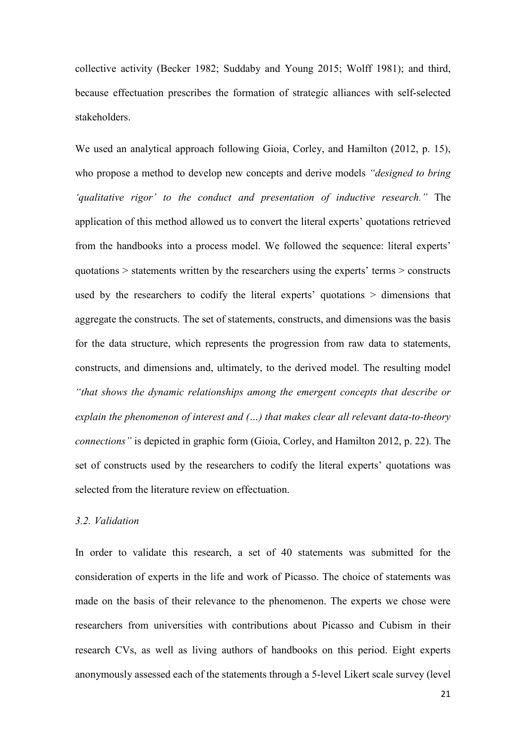collective activity (Becker 1982; Suddaby and Young 2015; Wolff 1981); and third, because effectuation prescribes the formation of strategic alliances with self-selected stakeholders.

We used an analytical approach following Gioia, Corley, and Hamilton (2012, p. 15), who propose a method to develop new concepts and derive models *"designed to bring 'qualitative rigor' to the conduct and presentation of inductive research."* The application of this method allowed us to convert the literal experts' quotations retrieved from the handbooks into a process model. We followed the sequence: literal experts' quotations > statements written by the researchers using the experts' terms > constructs used by the researchers to codify the literal experts' quotations > dimensions that aggregate the constructs. The set of statements, constructs, and dimensions was the basis for the data structure, which represents the progression from raw data to statements, constructs, and dimensions and, ultimately, to the derived model. The resulting model *"that shows the dynamic relationships among the emergent concepts that describe or explain the phenomenon of interest and (…) that makes clear all relevant data-to-theory connections"* is depicted in graphic form (Gioia, Corley, and Hamilton 2012, p. 22). The set of constructs used by the researchers to codify the literal experts' quotations was selected from the literature review on effectuation.

### *3.2. Validation*

In order to validate this research, a set of 40 statements was submitted for the consideration of experts in the life and work of Picasso. The choice of statements was made on the basis of their relevance to the phenomenon. The experts we chose were researchers from universities with contributions about Picasso and Cubism in their research CVs, as well as living authors of handbooks on this period. Eight experts anonymously assessed each of the statements through a 5-level Likert scale survey (level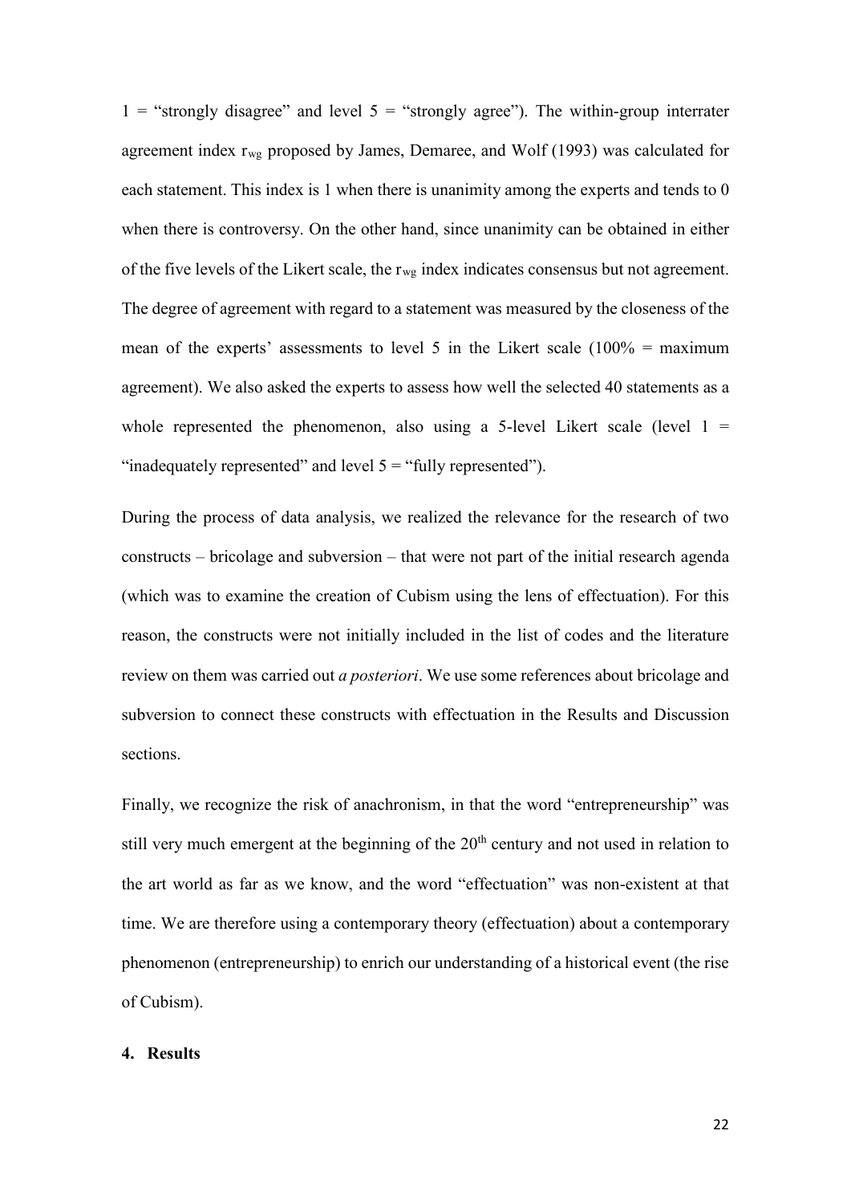1 = "strongly disagree" and level 5 = "strongly agree"). The within-group interrater agreement index $r_{wg}$ proposed by James, Demaree, and Wolf (1993) was calculated for each statement. This index is 1 when there is unanimity among the experts and tends to 0 when there is controversy. On the other hand, since unanimity can be obtained in either of the five levels of the Likert scale, the $r_{wg}$ index indicates consensus but not agreement. The degree of agreement with regard to a statement was measured by the closeness of the mean of the experts' assessments to level 5 in the Likert scale (100% = maximum agreement). We also asked the experts to assess how well the selected 40 statements as a whole represented the phenomenon, also using a 5-level Likert scale (level 1 = "inadequately represented" and level 5 = "fully represented").

During the process of data analysis, we realized the relevance for the research of two constructs – bricolage and subversion – that were not part of the initial research agenda (which was to examine the creation of Cubism using the lens of effectuation). For this reason, the constructs were not initially included in the list of codes and the literature review on them was carried out *a posteriori*. We use some references about bricolage and subversion to connect these constructs with effectuation in the Results and Discussion sections.

Finally, we recognize the risk of anachronism, in that the word "entrepreneurship" was still very much emergent at the beginning of the 20th century and not used in relation to the art world as far as we know, and the word "effectuation" was non-existent at that time. We are therefore using a contemporary theory (effectuation) about a contemporary phenomenon (entrepreneurship) to enrich our understanding of a historical event (the rise of Cubism).

## 4. Results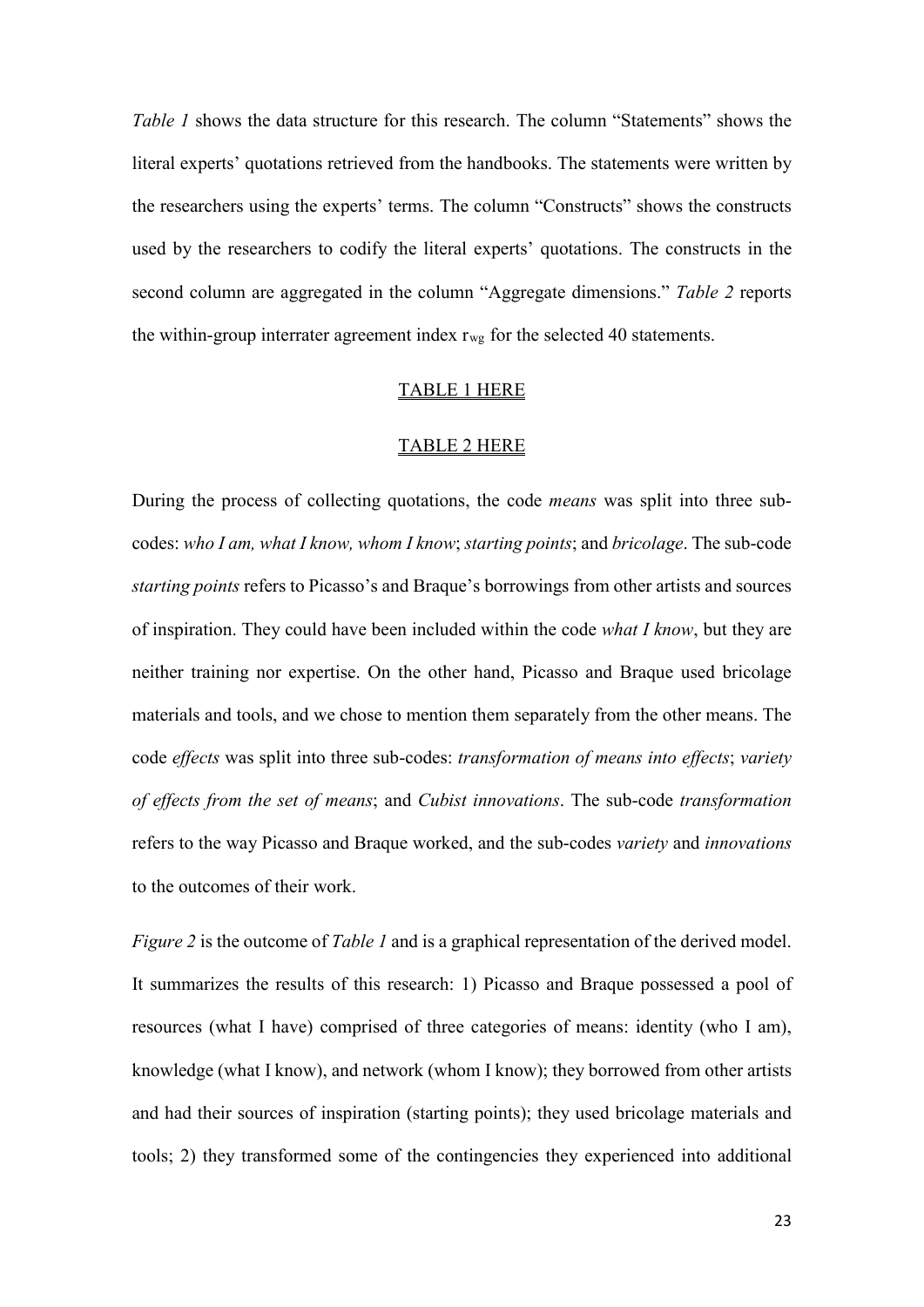*Table 1* shows the data structure for this research. The column "Statements" shows the literal experts' quotations retrieved from the handbooks. The statements were written by the researchers using the experts' terms. The column "Constructs" shows the constructs used by the researchers to codify the literal experts' quotations. The constructs in the second column are aggregated in the column "Aggregate dimensions." *Table 2* reports the within-group interrater agreement index $r_{wg}$ for the selected 40 statements.

TABLE 1 HERE

TABLE 2 HERE

During the process of collecting quotations, the code *means* was split into three sub-codes: *who I am, what I know, whom I know*; *starting points*; and *bricolage*. The sub-code *starting points* refers to Picasso's and Braque's borrowings from other artists and sources of inspiration. They could have been included within the code *what I know*, but they are neither training nor expertise. On the other hand, Picasso and Braque used bricolage materials and tools, and we chose to mention them separately from the other means. The code *effects* was split into three sub-codes: *transformation of means into effects*; *variety of effects from the set of means*; and *Cubist innovations*. The sub-code *transformation* refers to the way Picasso and Braque worked, and the sub-codes *variety* and *innovations* to the outcomes of their work.

*Figure 2* is the outcome of *Table 1* and is a graphical representation of the derived model. It summarizes the results of this research: 1) Picasso and Braque possessed a pool of resources (what I have) comprised of three categories of means: identity (who I am), knowledge (what I know), and network (whom I know); they borrowed from other artists and had their sources of inspiration (starting points); they used bricolage materials and tools; 2) they transformed some of the contingencies they experienced into additional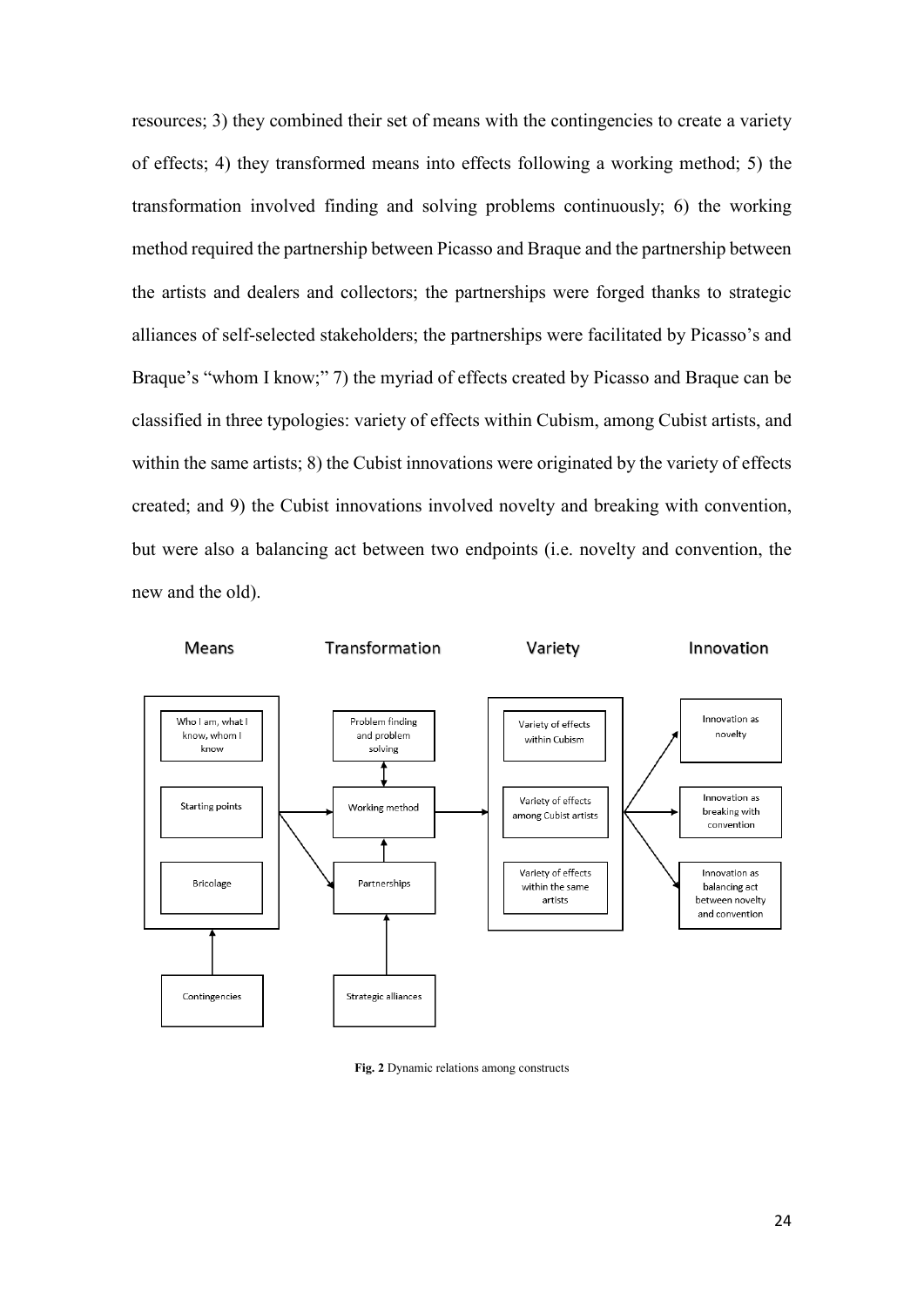resources; 3) they combined their set of means with the contingencies to create a variety of effects; 4) they transformed means into effects following a working method; 5) the transformation involved finding and solving problems continuously; 6) the working method required the partnership between Picasso and Braque and the partnership between the artists and dealers and collectors; the partnerships were forged thanks to strategic alliances of self-selected stakeholders; the partnerships were facilitated by Picasso's and Braque's "whom I know;" 7) the myriad of effects created by Picasso and Braque can be classified in three typologies: variety of effects within Cubism, among Cubist artists, and within the same artists; 8) the Cubist innovations were originated by the variety of effects created; and 9) the Cubist innovations involved novelty and breaking with convention, but were also a balancing act between two endpoints (i.e. novelty and convention, the new and the old).

Means | Transformation | Variety | Innovation

Who I am, what I know, whom I know
Starting points
Bricolage
Contingencies
Problem finding and problem solving
Working method
Partnerships
Strategic alliances
Variety of effects within Cubism
Variety of effects among Cubist artists
Variety of effects within the same artists
Innovation as novelty
Innovation as breaking with convention
Innovation as balancing act between novelty and convention

**Fig. 2** Dynamic relations among constructs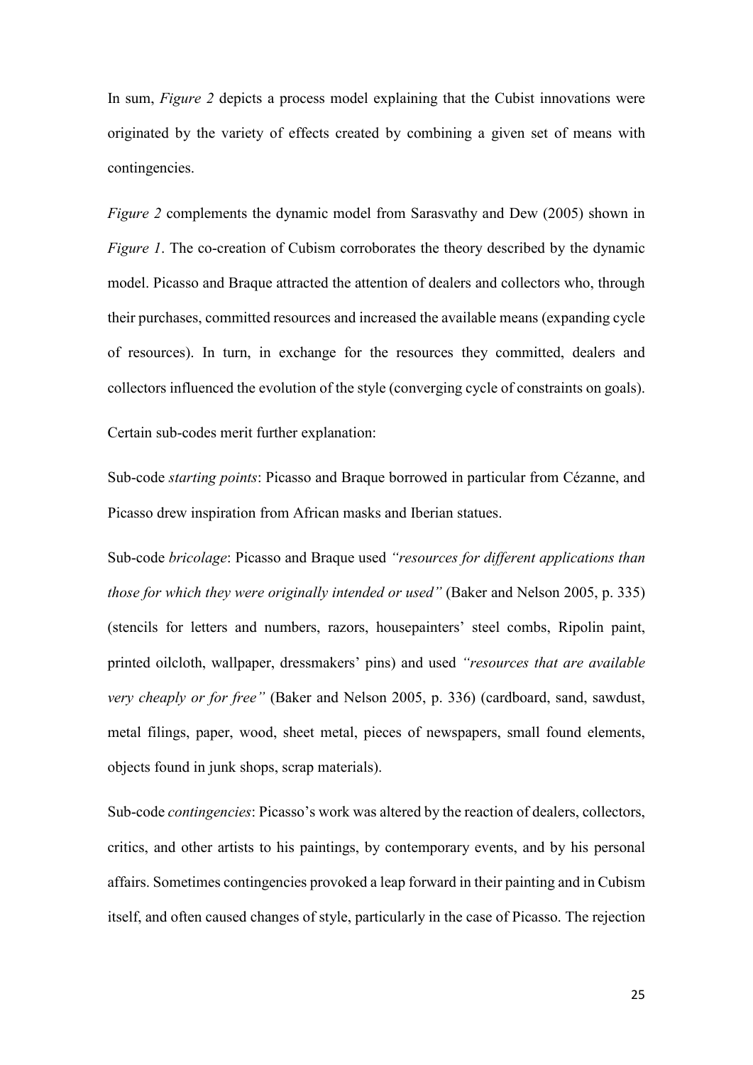In sum, *Figure 2* depicts a process model explaining that the Cubist innovations were originated by the variety of effects created by combining a given set of means with contingencies.

*Figure 2* complements the dynamic model from Sarasvathy and Dew (2005) shown in *Figure 1*. The co-creation of Cubism corroborates the theory described by the dynamic model. Picasso and Braque attracted the attention of dealers and collectors who, through their purchases, committed resources and increased the available means (expanding cycle of resources). In turn, in exchange for the resources they committed, dealers and collectors influenced the evolution of the style (converging cycle of constraints on goals).

Certain sub-codes merit further explanation:

Sub-code *starting points*: Picasso and Braque borrowed in particular from Cézanne, and Picasso drew inspiration from African masks and Iberian statues.

Sub-code *bricolage*: Picasso and Braque used *"resources for different applications than those for which they were originally intended or used"* (Baker and Nelson 2005, p. 335) (stencils for letters and numbers, razors, housepainters' steel combs, Ripolin paint, printed oilcloth, wallpaper, dressmakers' pins) and used *"resources that are available very cheaply or for free"* (Baker and Nelson 2005, p. 336) (cardboard, sand, sawdust, metal filings, paper, wood, sheet metal, pieces of newspapers, small found elements, objects found in junk shops, scrap materials).

Sub-code *contingencies*: Picasso's work was altered by the reaction of dealers, collectors, critics, and other artists to his paintings, by contemporary events, and by his personal affairs. Sometimes contingencies provoked a leap forward in their painting and in Cubism itself, and often caused changes of style, particularly in the case of Picasso. The rejection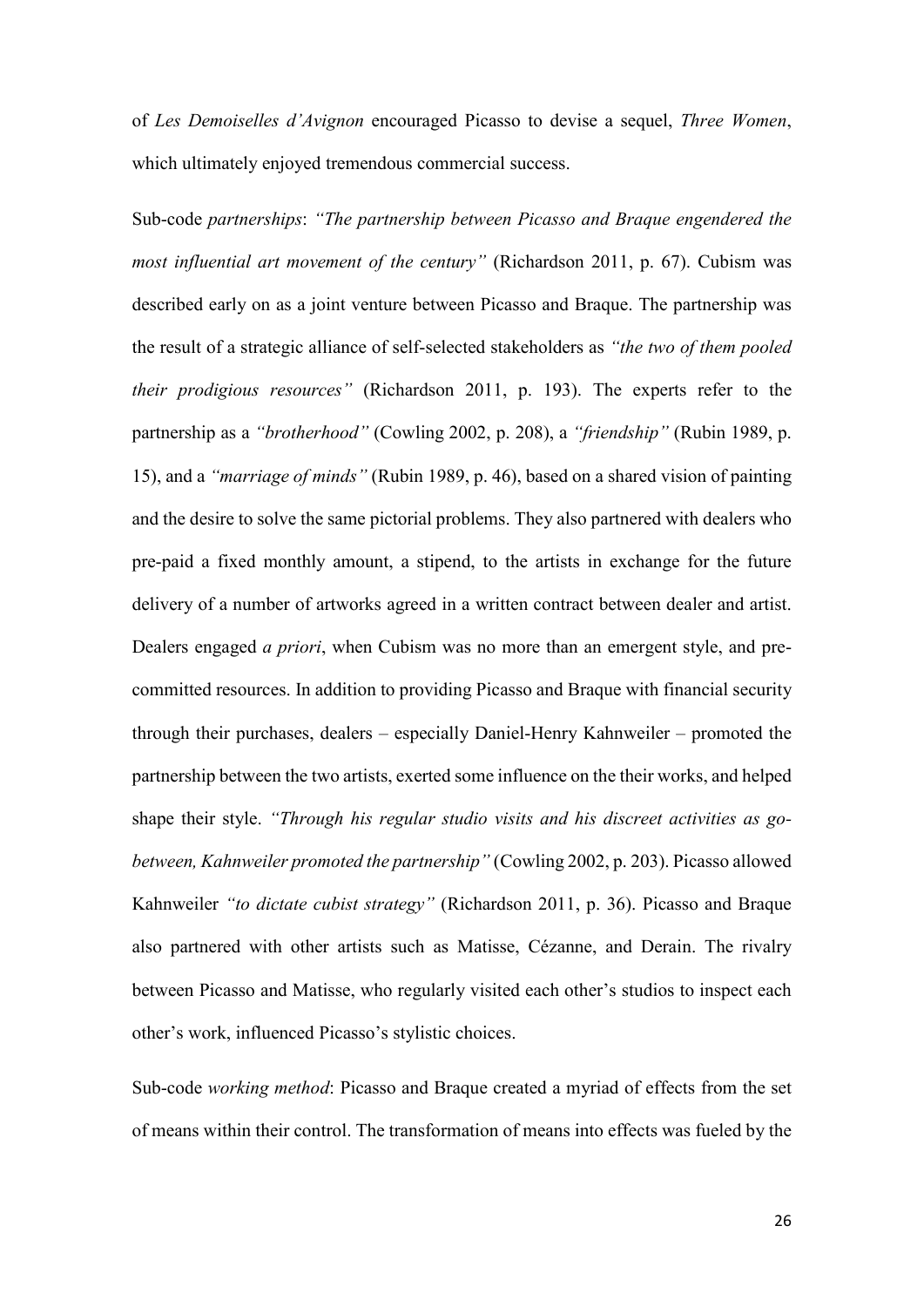of *Les Demoiselles d'Avignon* encouraged Picasso to devise a sequel, *Three Women*, which ultimately enjoyed tremendous commercial success.

Sub-code *partnerships*: *"The partnership between Picasso and Braque engendered the most influential art movement of the century"* (Richardson 2011, p. 67). Cubism was described early on as a joint venture between Picasso and Braque. The partnership was the result of a strategic alliance of self-selected stakeholders as *"the two of them pooled their prodigious resources"* (Richardson 2011, p. 193). The experts refer to the partnership as a *"brotherhood"* (Cowling 2002, p. 208), a *"friendship"* (Rubin 1989, p. 15), and a *"marriage of minds"* (Rubin 1989, p. 46), based on a shared vision of painting and the desire to solve the same pictorial problems. They also partnered with dealers who pre-paid a fixed monthly amount, a stipend, to the artists in exchange for the future delivery of a number of artworks agreed in a written contract between dealer and artist. Dealers engaged *a priori*, when Cubism was no more than an emergent style, and pre-committed resources. In addition to providing Picasso and Braque with financial security through their purchases, dealers – especially Daniel-Henry Kahnweiler – promoted the partnership between the two artists, exerted some influence on the their works, and helped shape their style. *"Through his regular studio visits and his discreet activities as go-between, Kahnweiler promoted the partnership"* (Cowling 2002, p. 203). Picasso allowed Kahnweiler *"to dictate cubist strategy"* (Richardson 2011, p. 36). Picasso and Braque also partnered with other artists such as Matisse, Cézanne, and Derain. The rivalry between Picasso and Matisse, who regularly visited each other's studios to inspect each other's work, influenced Picasso's stylistic choices.

Sub-code *working method*: Picasso and Braque created a myriad of effects from the set of means within their control. The transformation of means into effects was fueled by the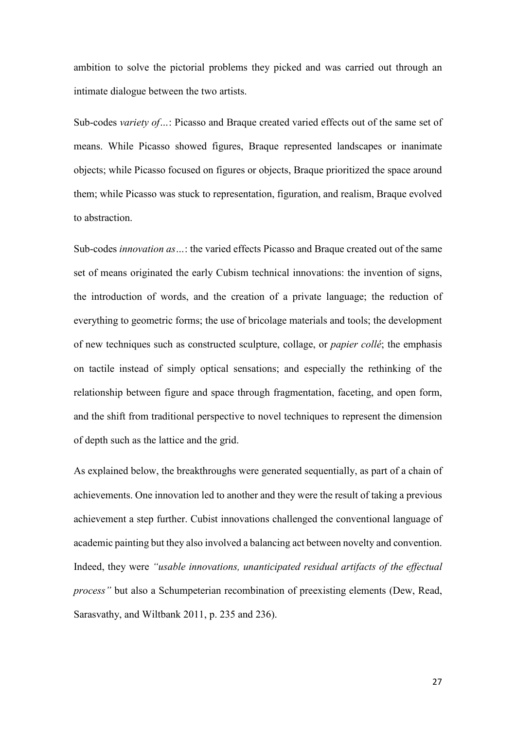ambition to solve the pictorial problems they picked and was carried out through an intimate dialogue between the two artists.

Sub-codes *variety of…*: Picasso and Braque created varied effects out of the same set of means. While Picasso showed figures, Braque represented landscapes or inanimate objects; while Picasso focused on figures or objects, Braque prioritized the space around them; while Picasso was stuck to representation, figuration, and realism, Braque evolved to abstraction.

Sub-codes *innovation as…*: the varied effects Picasso and Braque created out of the same set of means originated the early Cubism technical innovations: the invention of signs, the introduction of words, and the creation of a private language; the reduction of everything to geometric forms; the use of bricolage materials and tools; the development of new techniques such as constructed sculpture, collage, or *papier collé*; the emphasis on tactile instead of simply optical sensations; and especially the rethinking of the relationship between figure and space through fragmentation, faceting, and open form, and the shift from traditional perspective to novel techniques to represent the dimension of depth such as the lattice and the grid.

As explained below, the breakthroughs were generated sequentially, as part of a chain of achievements. One innovation led to another and they were the result of taking a previous achievement a step further. Cubist innovations challenged the conventional language of academic painting but they also involved a balancing act between novelty and convention. Indeed, they were *"usable innovations, unanticipated residual artifacts of the effectual process"* but also a Schumpeterian recombination of preexisting elements (Dew, Read, Sarasvathy, and Wiltbank 2011, p. 235 and 236).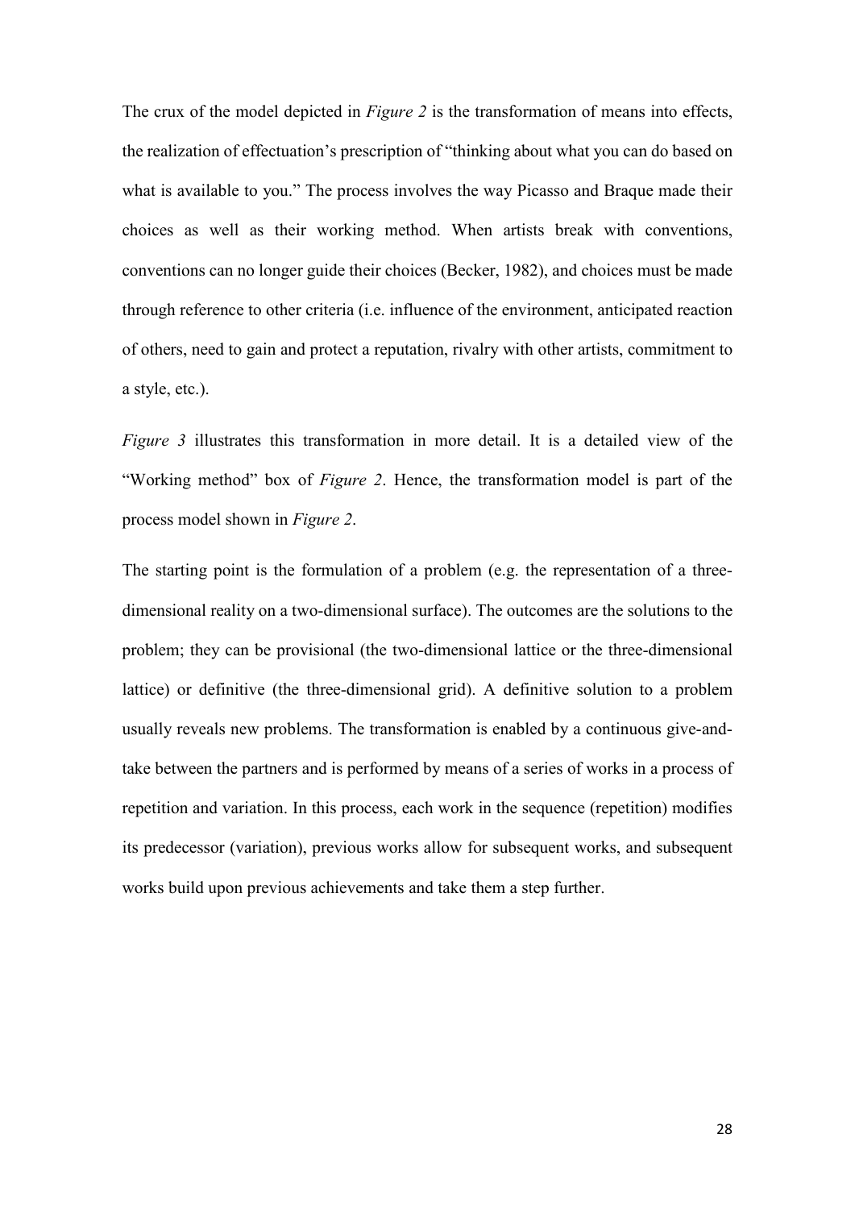The crux of the model depicted in *Figure 2* is the transformation of means into effects, the realization of effectuation's prescription of "thinking about what you can do based on what is available to you." The process involves the way Picasso and Braque made their choices as well as their working method. When artists break with conventions, conventions can no longer guide their choices (Becker, 1982), and choices must be made through reference to other criteria (i.e. influence of the environment, anticipated reaction of others, need to gain and protect a reputation, rivalry with other artists, commitment to a style, etc.).

*Figure 3* illustrates this transformation in more detail. It is a detailed view of the "Working method" box of *Figure 2*. Hence, the transformation model is part of the process model shown in *Figure 2*.

The starting point is the formulation of a problem (e.g. the representation of a three-dimensional reality on a two-dimensional surface). The outcomes are the solutions to the problem; they can be provisional (the two-dimensional lattice or the three-dimensional lattice) or definitive (the three-dimensional grid). A definitive solution to a problem usually reveals new problems. The transformation is enabled by a continuous give-and-take between the partners and is performed by means of a series of works in a process of repetition and variation. In this process, each work in the sequence (repetition) modifies its predecessor (variation), previous works allow for subsequent works, and subsequent works build upon previous achievements and take them a step further.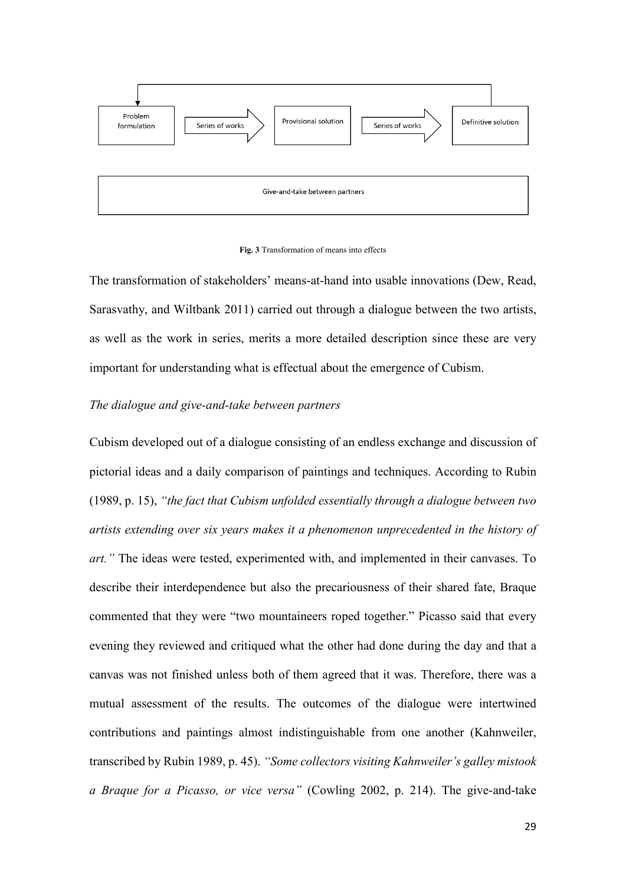Problem formulation → Series of works → Provisional solution → Series of works → Definitive solution

Give-and-take between partners

**Fig. 3** Transformation of means into effects

The transformation of stakeholders' means-at-hand into usable innovations (Dew, Read, Sarasvathy, and Wiltbank 2011) carried out through a dialogue between the two artists, as well as the work in series, merits a more detailed description since these are very important for understanding what is effectual about the emergence of Cubism.

*The dialogue and give-and-take between partners*

Cubism developed out of a dialogue consisting of an endless exchange and discussion of pictorial ideas and a daily comparison of paintings and techniques. According to Rubin (1989, p. 15), *"the fact that Cubism unfolded essentially through a dialogue between two artists extending over six years makes it a phenomenon unprecedented in the history of art."* The ideas were tested, experimented with, and implemented in their canvases. To describe their interdependence but also the precariousness of their shared fate, Braque commented that they were "two mountaineers roped together." Picasso said that every evening they reviewed and critiqued what the other had done during the day and that a canvas was not finished unless both of them agreed that it was. Therefore, there was a mutual assessment of the results. The outcomes of the dialogue were intertwined contributions and paintings almost indistinguishable from one another (Kahnweiler, transcribed by Rubin 1989, p. 45). *"Some collectors visiting Kahnweiler's galley mistook a Braque for a Picasso, or vice versa"* (Cowling 2002, p. 214). The give-and-take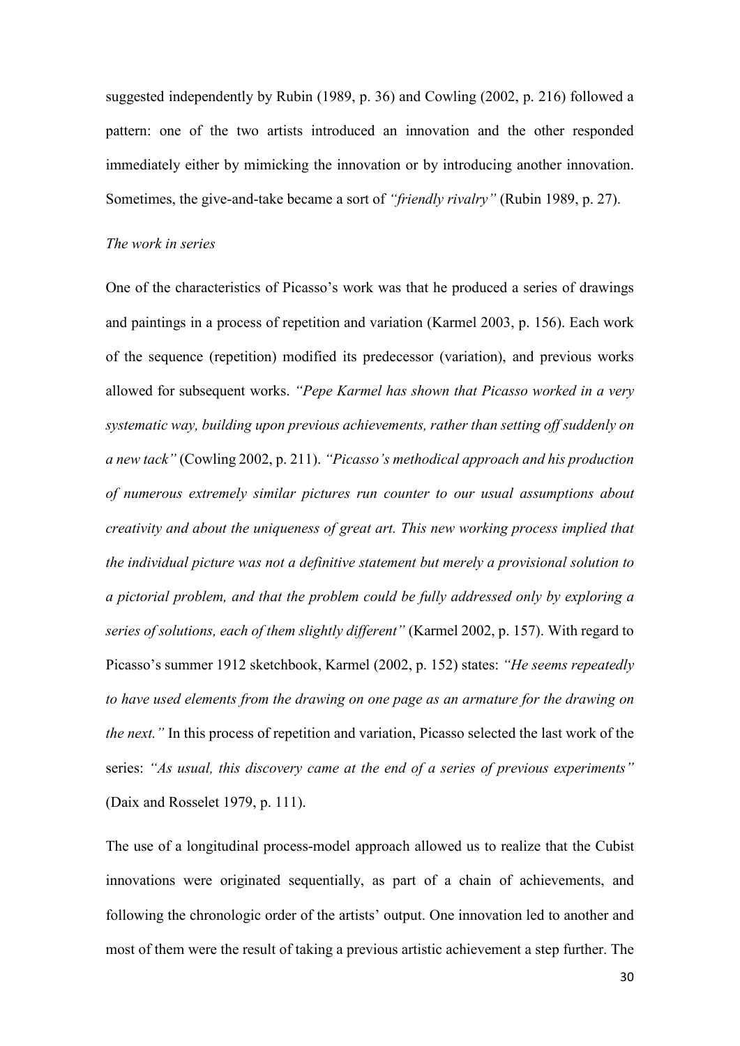suggested independently by Rubin (1989, p. 36) and Cowling (2002, p. 216) followed a pattern: one of the two artists introduced an innovation and the other responded immediately either by mimicking the innovation or by introducing another innovation. Sometimes, the give-and-take became a sort of *"friendly rivalry"* (Rubin 1989, p. 27).

*The work in series*

One of the characteristics of Picasso's work was that he produced a series of drawings and paintings in a process of repetition and variation (Karmel 2003, p. 156). Each work of the sequence (repetition) modified its predecessor (variation), and previous works allowed for subsequent works. *"Pepe Karmel has shown that Picasso worked in a very systematic way, building upon previous achievements, rather than setting off suddenly on a new tack"* (Cowling 2002, p. 211). *"Picasso's methodical approach and his production of numerous extremely similar pictures run counter to our usual assumptions about creativity and about the uniqueness of great art. This new working process implied that the individual picture was not a definitive statement but merely a provisional solution to a pictorial problem, and that the problem could be fully addressed only by exploring a series of solutions, each of them slightly different"* (Karmel 2002, p. 157). With regard to Picasso's summer 1912 sketchbook, Karmel (2002, p. 152) states: *"He seems repeatedly to have used elements from the drawing on one page as an armature for the drawing on the next."* In this process of repetition and variation, Picasso selected the last work of the series: *"As usual, this discovery came at the end of a series of previous experiments"* (Daix and Rosselet 1979, p. 111).

The use of a longitudinal process-model approach allowed us to realize that the Cubist innovations were originated sequentially, as part of a chain of achievements, and following the chronologic order of the artists' output. One innovation led to another and most of them were the result of taking a previous artistic achievement a step further. The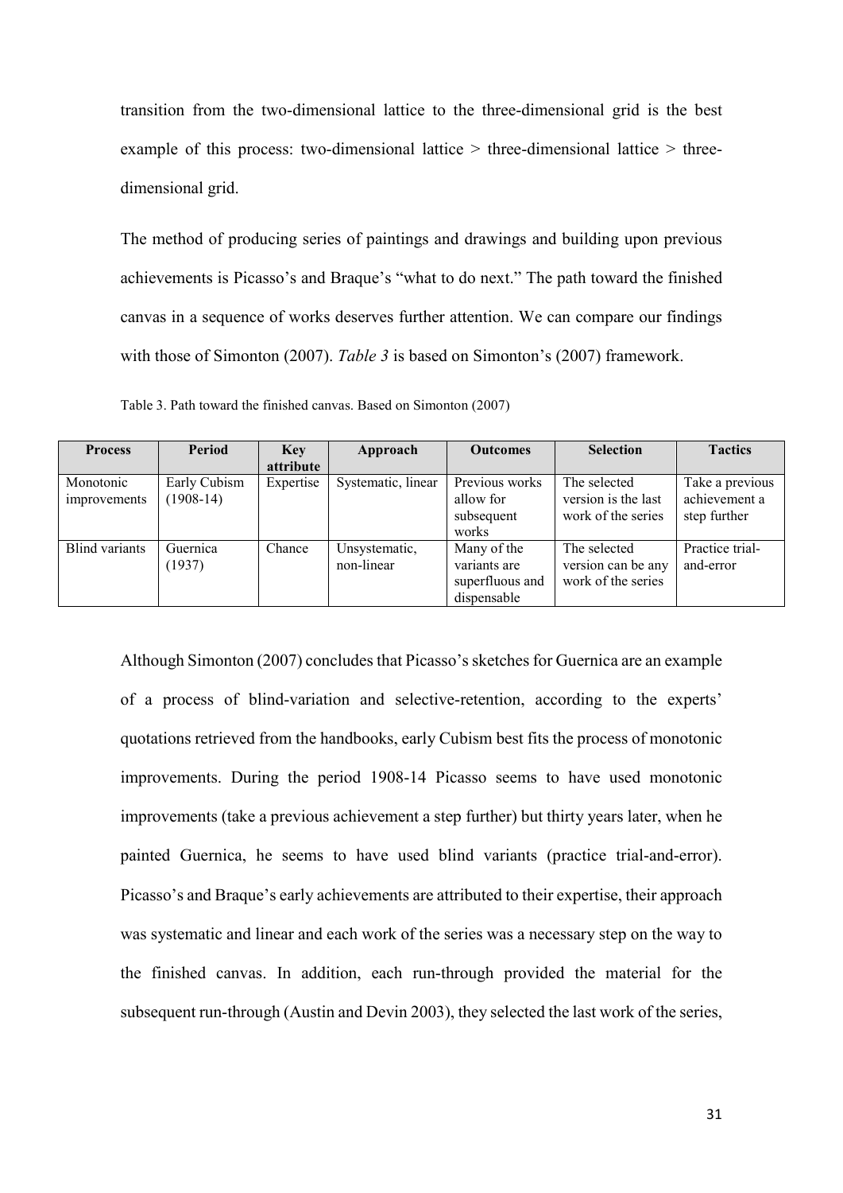transition from the two-dimensional lattice to the three-dimensional grid is the best example of this process: two-dimensional lattice > three-dimensional lattice > three-dimensional grid.

The method of producing series of paintings and drawings and building upon previous achievements is Picasso's and Braque's "what to do next." The path toward the finished canvas in a sequence of works deserves further attention. We can compare our findings with those of Simonton (2007). *Table 3* is based on Simonton's (2007) framework.

Table 3. Path toward the finished canvas. Based on Simonton (2007)

| Process | Period | Key attribute | Approach | Outcomes | Selection | Tactics |
|---|---|---|---|---|---|---|
| Monotonic improvements | Early Cubism (1908-14) | Expertise | Systematic, linear | Previous works allow for subsequent works | The selected version is the last work of the series | Take a previous achievement a step further |
| Blind variants | Guernica (1937) | Chance | Unsystematic, non-linear | Many of the variants are superfluous and dispensable | The selected version can be any work of the series | Practice trial-and-error |

Although Simonton (2007) concludes that Picasso's sketches for Guernica are an example of a process of blind-variation and selective-retention, according to the experts' quotations retrieved from the handbooks, early Cubism best fits the process of monotonic improvements. During the period 1908-14 Picasso seems to have used monotonic improvements (take a previous achievement a step further) but thirty years later, when he painted Guernica, he seems to have used blind variants (practice trial-and-error). Picasso's and Braque's early achievements are attributed to their expertise, their approach was systematic and linear and each work of the series was a necessary step on the way to the finished canvas. In addition, each run-through provided the material for the subsequent run-through (Austin and Devin 2003), they selected the last work of the series,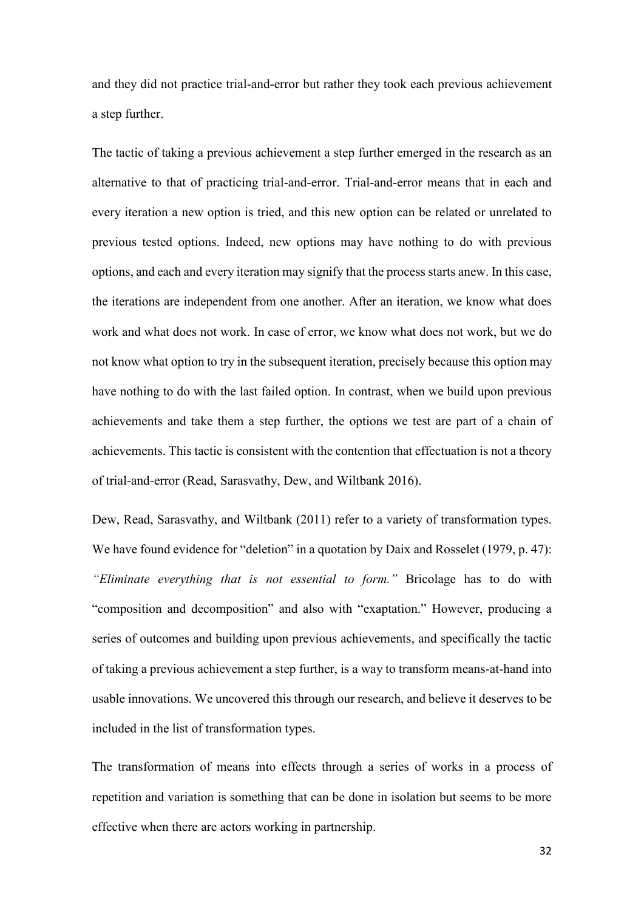and they did not practice trial-and-error but rather they took each previous achievement a step further.

The tactic of taking a previous achievement a step further emerged in the research as an alternative to that of practicing trial-and-error. Trial-and-error means that in each and every iteration a new option is tried, and this new option can be related or unrelated to previous tested options. Indeed, new options may have nothing to do with previous options, and each and every iteration may signify that the process starts anew. In this case, the iterations are independent from one another. After an iteration, we know what does work and what does not work. In case of error, we know what does not work, but we do not know what option to try in the subsequent iteration, precisely because this option may have nothing to do with the last failed option. In contrast, when we build upon previous achievements and take them a step further, the options we test are part of a chain of achievements. This tactic is consistent with the contention that effectuation is not a theory of trial-and-error (Read, Sarasvathy, Dew, and Wiltbank 2016).

Dew, Read, Sarasvathy, and Wiltbank (2011) refer to a variety of transformation types. We have found evidence for "deletion" in a quotation by Daix and Rosselet (1979, p. 47): *"Eliminate everything that is not essential to form."* Bricolage has to do with "composition and decomposition" and also with "exaptation." However, producing a series of outcomes and building upon previous achievements, and specifically the tactic of taking a previous achievement a step further, is a way to transform means-at-hand into usable innovations. We uncovered this through our research, and believe it deserves to be included in the list of transformation types.

The transformation of means into effects through a series of works in a process of repetition and variation is something that can be done in isolation but seems to be more effective when there are actors working in partnership.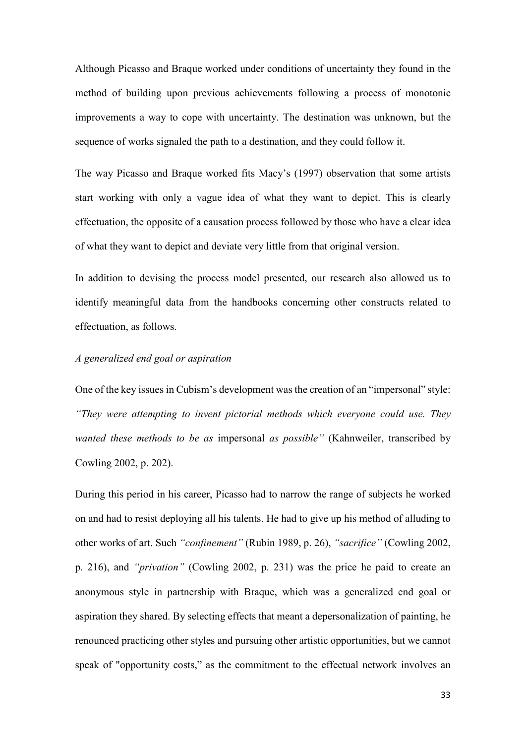Although Picasso and Braque worked under conditions of uncertainty they found in the method of building upon previous achievements following a process of monotonic improvements a way to cope with uncertainty. The destination was unknown, but the sequence of works signaled the path to a destination, and they could follow it.

The way Picasso and Braque worked fits Macy's (1997) observation that some artists start working with only a vague idea of what they want to depict. This is clearly effectuation, the opposite of a causation process followed by those who have a clear idea of what they want to depict and deviate very little from that original version.

In addition to devising the process model presented, our research also allowed us to identify meaningful data from the handbooks concerning other constructs related to effectuation, as follows.

*A generalized end goal or aspiration*

One of the key issues in Cubism's development was the creation of an "impersonal" style: *"They were attempting to invent pictorial methods which everyone could use. They wanted these methods to be as* impersonal *as possible"* (Kahnweiler, transcribed by Cowling 2002, p. 202).

During this period in his career, Picasso had to narrow the range of subjects he worked on and had to resist deploying all his talents. He had to give up his method of alluding to other works of art. Such *"confinement"* (Rubin 1989, p. 26), *"sacrifice"* (Cowling 2002, p. 216), and *"privation"* (Cowling 2002, p. 231) was the price he paid to create an anonymous style in partnership with Braque, which was a generalized end goal or aspiration they shared. By selecting effects that meant a depersonalization of painting, he renounced practicing other styles and pursuing other artistic opportunities, but we cannot speak of "opportunity costs," as the commitment to the effectual network involves an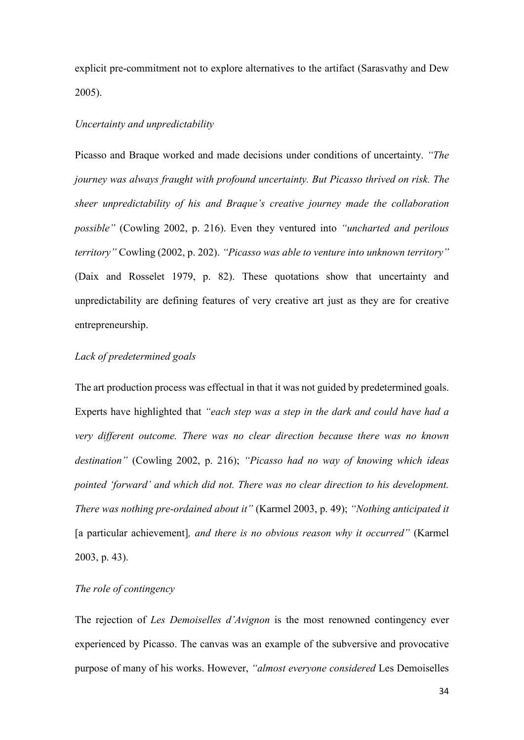explicit pre-commitment not to explore alternatives to the artifact (Sarasvathy and Dew 2005).

*Uncertainty and unpredictability*

Picasso and Braque worked and made decisions under conditions of uncertainty. *"The journey was always fraught with profound uncertainty. But Picasso thrived on risk. The sheer unpredictability of his and Braque's creative journey made the collaboration possible"* (Cowling 2002, p. 216). Even they ventured into *"uncharted and perilous territory"* Cowling (2002, p. 202). *"Picasso was able to venture into unknown territory"* (Daix and Rosselet 1979, p. 82). These quotations show that uncertainty and unpredictability are defining features of very creative art just as they are for creative entrepreneurship.

*Lack of predetermined goals*

The art production process was effectual in that it was not guided by predetermined goals. Experts have highlighted that *"each step was a step in the dark and could have had a very different outcome. There was no clear direction because there was no known destination"* (Cowling 2002, p. 216); *"Picasso had no way of knowing which ideas pointed 'forward' and which did not. There was no clear direction to his development. There was nothing pre-ordained about it"* (Karmel 2003, p. 49); *"Nothing anticipated it* [a particular achievement]*, and there is no obvious reason why it occurred"* (Karmel 2003, p. 43).

*The role of contingency*

The rejection of *Les Demoiselles d'Avignon* is the most renowned contingency ever experienced by Picasso. The canvas was an example of the subversive and provocative purpose of many of his works. However, *"almost everyone considered* Les Demoiselles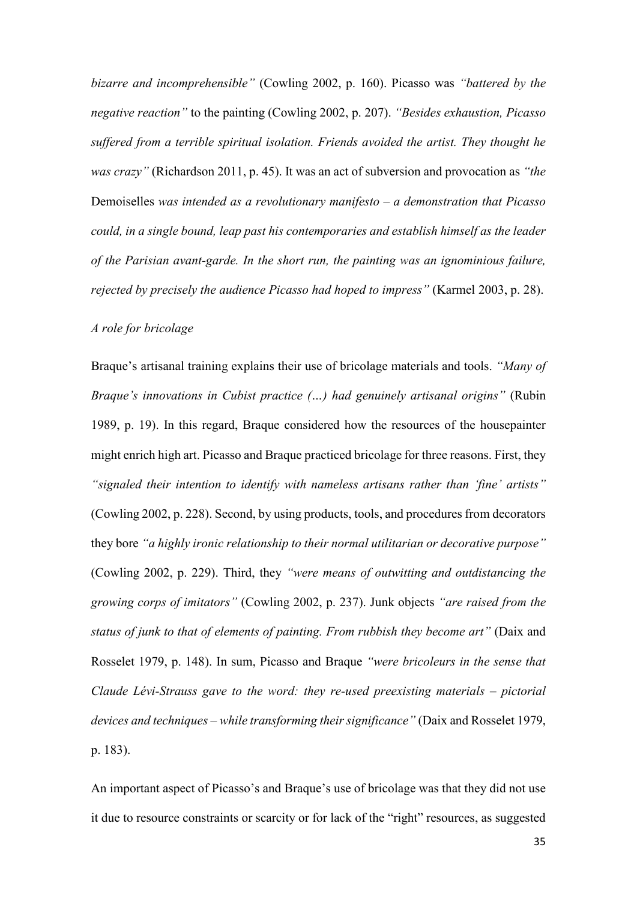*bizarre and incomprehensible"* (Cowling 2002, p. 160). Picasso was *"battered by the negative reaction"* to the painting (Cowling 2002, p. 207). *"Besides exhaustion, Picasso suffered from a terrible spiritual isolation. Friends avoided the artist. They thought he was crazy"* (Richardson 2011, p. 45). It was an act of subversion and provocation as *"the* Demoiselles *was intended as a revolutionary manifesto – a demonstration that Picasso could, in a single bound, leap past his contemporaries and establish himself as the leader of the Parisian avant-garde. In the short run, the painting was an ignominious failure, rejected by precisely the audience Picasso had hoped to impress"* (Karmel 2003, p. 28).

*A role for bricolage*

Braque's artisanal training explains their use of bricolage materials and tools. *"Many of Braque's innovations in Cubist practice (…) had genuinely artisanal origins"* (Rubin 1989, p. 19). In this regard, Braque considered how the resources of the housepainter might enrich high art. Picasso and Braque practiced bricolage for three reasons. First, they *"signaled their intention to identify with nameless artisans rather than 'fine' artists"* (Cowling 2002, p. 228). Second, by using products, tools, and procedures from decorators they bore *"a highly ironic relationship to their normal utilitarian or decorative purpose"* (Cowling 2002, p. 229). Third, they *"were means of outwitting and outdistancing the growing corps of imitators"* (Cowling 2002, p. 237). Junk objects *"are raised from the status of junk to that of elements of painting. From rubbish they become art"* (Daix and Rosselet 1979, p. 148). In sum, Picasso and Braque *"were bricoleurs in the sense that Claude Lévi-Strauss gave to the word: they re-used preexisting materials – pictorial devices and techniques – while transforming their significance"* (Daix and Rosselet 1979, p. 183).

An important aspect of Picasso's and Braque's use of bricolage was that they did not use it due to resource constraints or scarcity or for lack of the "right" resources, as suggested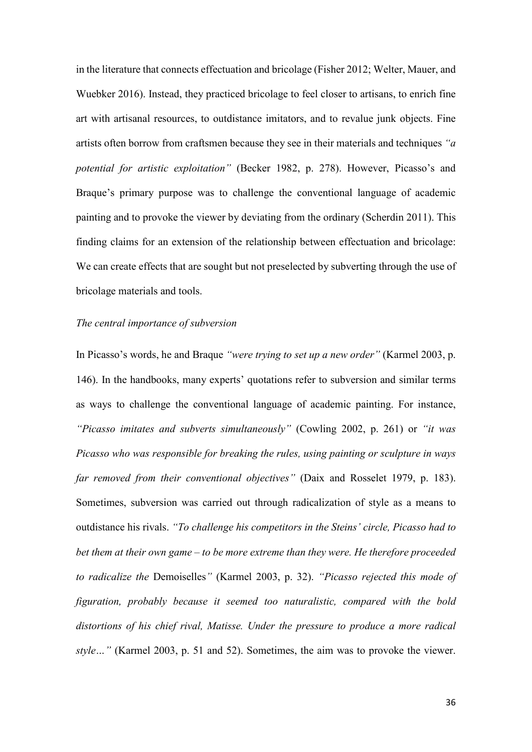in the literature that connects effectuation and bricolage (Fisher 2012; Welter, Mauer, and Wuebker 2016). Instead, they practiced bricolage to feel closer to artisans, to enrich fine art with artisanal resources, to outdistance imitators, and to revalue junk objects. Fine artists often borrow from craftsmen because they see in their materials and techniques *"a potential for artistic exploitation"* (Becker 1982, p. 278). However, Picasso's and Braque's primary purpose was to challenge the conventional language of academic painting and to provoke the viewer by deviating from the ordinary (Scherdin 2011). This finding claims for an extension of the relationship between effectuation and bricolage: We can create effects that are sought but not preselected by subverting through the use of bricolage materials and tools.

*The central importance of subversion*

In Picasso's words, he and Braque *"were trying to set up a new order"* (Karmel 2003, p. 146). In the handbooks, many experts' quotations refer to subversion and similar terms as ways to challenge the conventional language of academic painting. For instance, *"Picasso imitates and subverts simultaneously"* (Cowling 2002, p. 261) or *"it was Picasso who was responsible for breaking the rules, using painting or sculpture in ways far removed from their conventional objectives"* (Daix and Rosselet 1979, p. 183). Sometimes, subversion was carried out through radicalization of style as a means to outdistance his rivals. *"To challenge his competitors in the Steins' circle, Picasso had to bet them at their own game – to be more extreme than they were. He therefore proceeded to radicalize the* Demoiselles*"* (Karmel 2003, p. 32). *"Picasso rejected this mode of figuration, probably because it seemed too naturalistic, compared with the bold distortions of his chief rival, Matisse. Under the pressure to produce a more radical style…"* (Karmel 2003, p. 51 and 52). Sometimes, the aim was to provoke the viewer.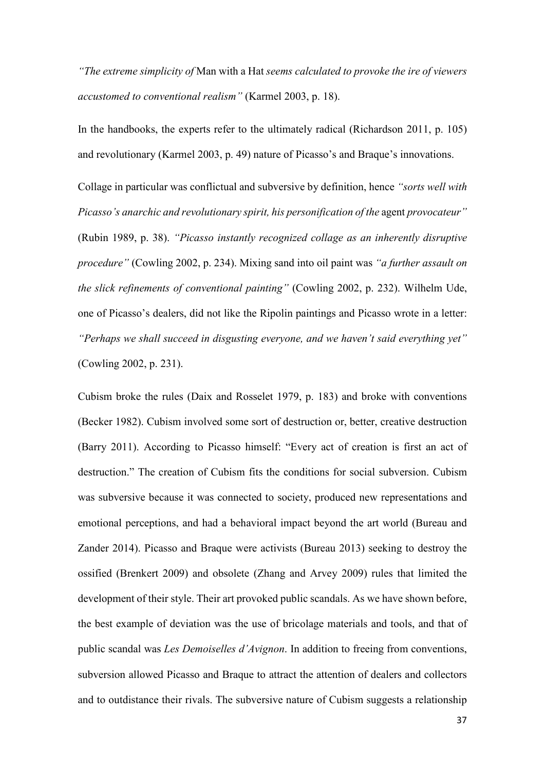*"The extreme simplicity of* Man with a Hat *seems calculated to provoke the ire of viewers accustomed to conventional realism"* (Karmel 2003, p. 18).

In the handbooks, the experts refer to the ultimately radical (Richardson 2011, p. 105) and revolutionary (Karmel 2003, p. 49) nature of Picasso's and Braque's innovations.

Collage in particular was conflictual and subversive by definition, hence *"sorts well with Picasso's anarchic and revolutionary spirit, his personification of the* agent *provocateur"* (Rubin 1989, p. 38). *"Picasso instantly recognized collage as an inherently disruptive procedure"* (Cowling 2002, p. 234). Mixing sand into oil paint was *"a further assault on the slick refinements of conventional painting"* (Cowling 2002, p. 232). Wilhelm Ude, one of Picasso's dealers, did not like the Ripolin paintings and Picasso wrote in a letter: *"Perhaps we shall succeed in disgusting everyone, and we haven't said everything yet"* (Cowling 2002, p. 231).

Cubism broke the rules (Daix and Rosselet 1979, p. 183) and broke with conventions (Becker 1982). Cubism involved some sort of destruction or, better, creative destruction (Barry 2011). According to Picasso himself: "Every act of creation is first an act of destruction." The creation of Cubism fits the conditions for social subversion. Cubism was subversive because it was connected to society, produced new representations and emotional perceptions, and had a behavioral impact beyond the art world (Bureau and Zander 2014). Picasso and Braque were activists (Bureau 2013) seeking to destroy the ossified (Brenkert 2009) and obsolete (Zhang and Arvey 2009) rules that limited the development of their style. Their art provoked public scandals. As we have shown before, the best example of deviation was the use of bricolage materials and tools, and that of public scandal was *Les Demoiselles d'Avignon*. In addition to freeing from conventions, subversion allowed Picasso and Braque to attract the attention of dealers and collectors and to outdistance their rivals. The subversive nature of Cubism suggests a relationship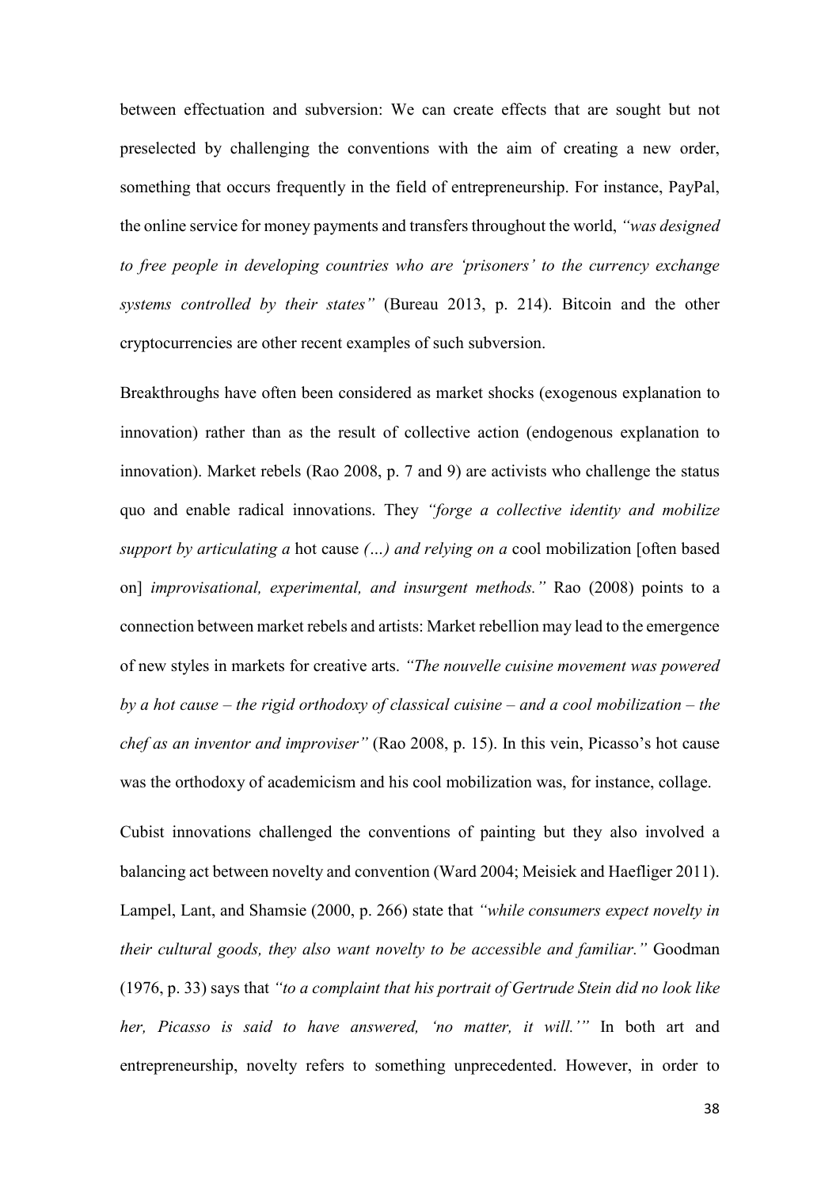between effectuation and subversion: We can create effects that are sought but not preselected by challenging the conventions with the aim of creating a new order, something that occurs frequently in the field of entrepreneurship. For instance, PayPal, the online service for money payments and transfers throughout the world, *"was designed to free people in developing countries who are 'prisoners' to the currency exchange systems controlled by their states"* (Bureau 2013, p. 214). Bitcoin and the other cryptocurrencies are other recent examples of such subversion.

Breakthroughs have often been considered as market shocks (exogenous explanation to innovation) rather than as the result of collective action (endogenous explanation to innovation). Market rebels (Rao 2008, p. 7 and 9) are activists who challenge the status quo and enable radical innovations. They *"forge a collective identity and mobilize support by articulating a* hot cause *(…) and relying on a* cool mobilization [often based on] *improvisational, experimental, and insurgent methods."* Rao (2008) points to a connection between market rebels and artists: Market rebellion may lead to the emergence of new styles in markets for creative arts. *"The nouvelle cuisine movement was powered by a hot cause – the rigid orthodoxy of classical cuisine – and a cool mobilization – the chef as an inventor and improviser"* (Rao 2008, p. 15). In this vein, Picasso's hot cause was the orthodoxy of academicism and his cool mobilization was, for instance, collage.

Cubist innovations challenged the conventions of painting but they also involved a balancing act between novelty and convention (Ward 2004; Meisiek and Haefliger 2011). Lampel, Lant, and Shamsie (2000, p. 266) state that *"while consumers expect novelty in their cultural goods, they also want novelty to be accessible and familiar."* Goodman (1976, p. 33) says that *"to a complaint that his portrait of Gertrude Stein did no look like her, Picasso is said to have answered, 'no matter, it will.'"* In both art and entrepreneurship, novelty refers to something unprecedented. However, in order to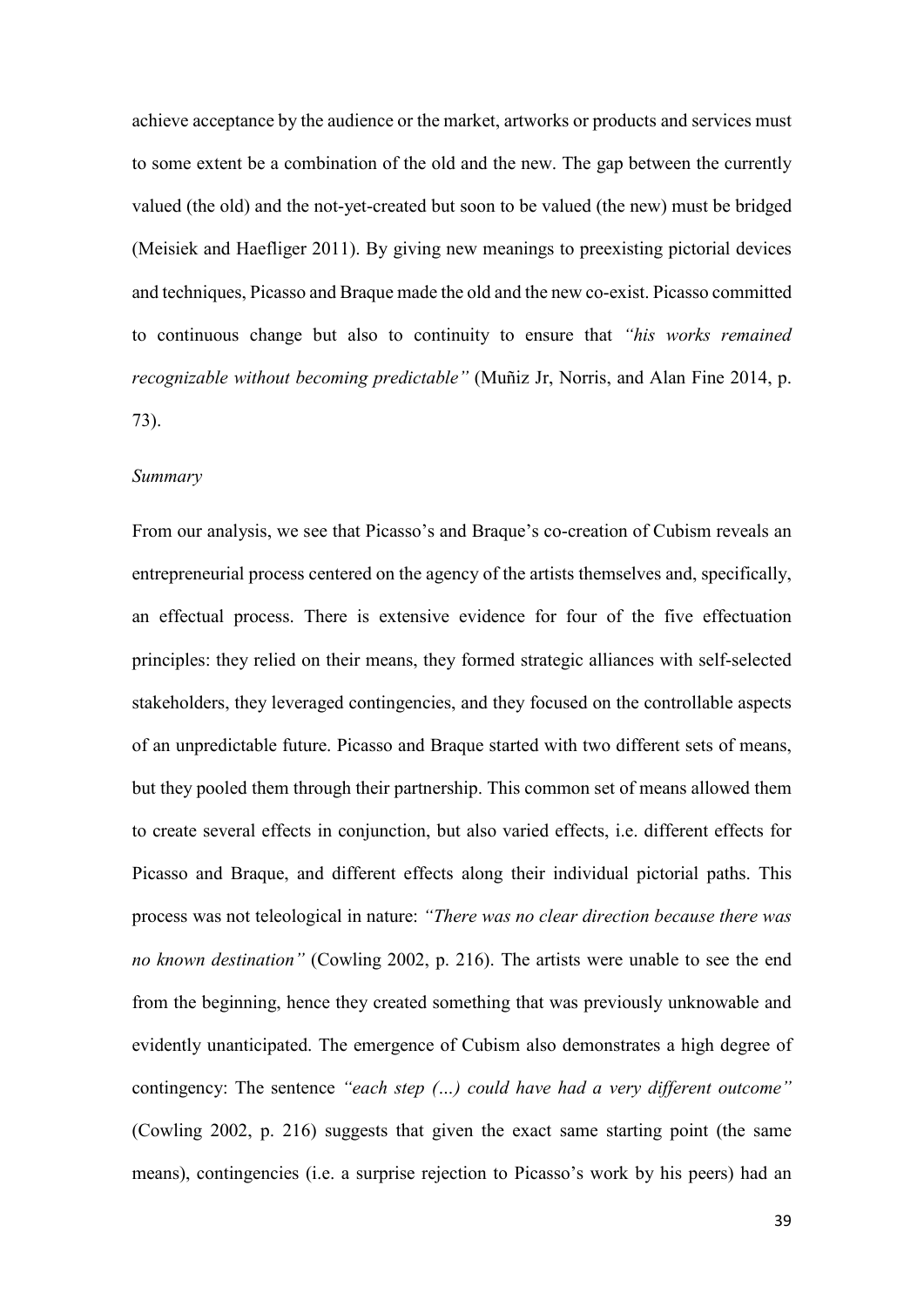achieve acceptance by the audience or the market, artworks or products and services must to some extent be a combination of the old and the new. The gap between the currently valued (the old) and the not-yet-created but soon to be valued (the new) must be bridged (Meisiek and Haefliger 2011). By giving new meanings to preexisting pictorial devices and techniques, Picasso and Braque made the old and the new co-exist. Picasso committed to continuous change but also to continuity to ensure that *"his works remained recognizable without becoming predictable"* (Muñiz Jr, Norris, and Alan Fine 2014, p. 73).

*Summary*

From our analysis, we see that Picasso's and Braque's co-creation of Cubism reveals an entrepreneurial process centered on the agency of the artists themselves and, specifically, an effectual process. There is extensive evidence for four of the five effectuation principles: they relied on their means, they formed strategic alliances with self-selected stakeholders, they leveraged contingencies, and they focused on the controllable aspects of an unpredictable future. Picasso and Braque started with two different sets of means, but they pooled them through their partnership. This common set of means allowed them to create several effects in conjunction, but also varied effects, i.e. different effects for Picasso and Braque, and different effects along their individual pictorial paths. This process was not teleological in nature: *"There was no clear direction because there was no known destination"* (Cowling 2002, p. 216). The artists were unable to see the end from the beginning, hence they created something that was previously unknowable and evidently unanticipated. The emergence of Cubism also demonstrates a high degree of contingency: The sentence *"each step (…) could have had a very different outcome"* (Cowling 2002, p. 216) suggests that given the exact same starting point (the same means), contingencies (i.e. a surprise rejection to Picasso's work by his peers) had an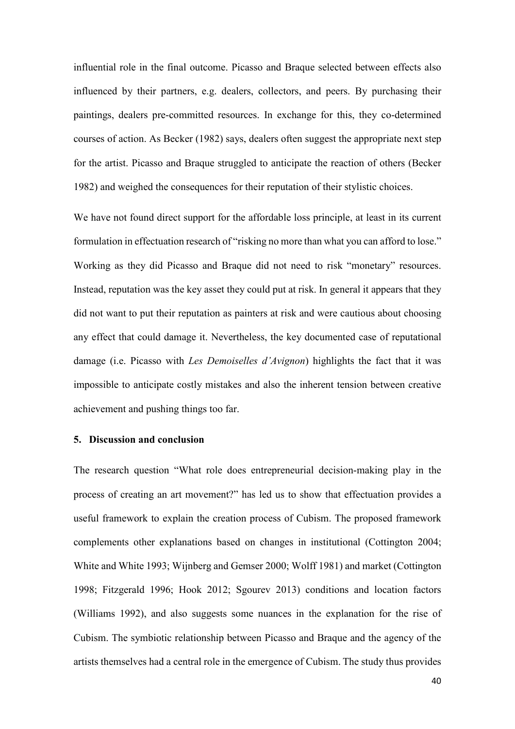influential role in the final outcome. Picasso and Braque selected between effects also influenced by their partners, e.g. dealers, collectors, and peers. By purchasing their paintings, dealers pre-committed resources. In exchange for this, they co-determined courses of action. As Becker (1982) says, dealers often suggest the appropriate next step for the artist. Picasso and Braque struggled to anticipate the reaction of others (Becker 1982) and weighed the consequences for their reputation of their stylistic choices.

We have not found direct support for the affordable loss principle, at least in its current formulation in effectuation research of "risking no more than what you can afford to lose." Working as they did Picasso and Braque did not need to risk "monetary" resources. Instead, reputation was the key asset they could put at risk. In general it appears that they did not want to put their reputation as painters at risk and were cautious about choosing any effect that could damage it. Nevertheless, the key documented case of reputational damage (i.e. Picasso with *Les Demoiselles d'Avignon*) highlights the fact that it was impossible to anticipate costly mistakes and also the inherent tension between creative achievement and pushing things too far.

## 5. Discussion and conclusion

The research question "What role does entrepreneurial decision-making play in the process of creating an art movement?" has led us to show that effectuation provides a useful framework to explain the creation process of Cubism. The proposed framework complements other explanations based on changes in institutional (Cottington 2004; White and White 1993; Wijnberg and Gemser 2000; Wolff 1981) and market (Cottington 1998; Fitzgerald 1996; Hook 2012; Sgourev 2013) conditions and location factors (Williams 1992), and also suggests some nuances in the explanation for the rise of Cubism. The symbiotic relationship between Picasso and Braque and the agency of the artists themselves had a central role in the emergence of Cubism. The study thus provides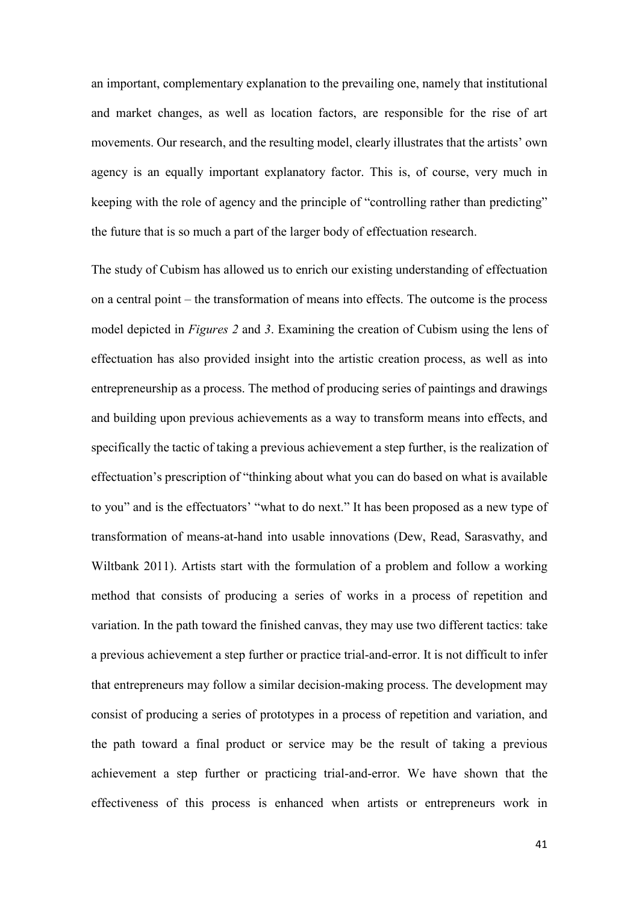an important, complementary explanation to the prevailing one, namely that institutional and market changes, as well as location factors, are responsible for the rise of art movements. Our research, and the resulting model, clearly illustrates that the artists' own agency is an equally important explanatory factor. This is, of course, very much in keeping with the role of agency and the principle of "controlling rather than predicting" the future that is so much a part of the larger body of effectuation research.

The study of Cubism has allowed us to enrich our existing understanding of effectuation on a central point – the transformation of means into effects. The outcome is the process model depicted in *Figures 2* and *3*. Examining the creation of Cubism using the lens of effectuation has also provided insight into the artistic creation process, as well as into entrepreneurship as a process. The method of producing series of paintings and drawings and building upon previous achievements as a way to transform means into effects, and specifically the tactic of taking a previous achievement a step further, is the realization of effectuation's prescription of "thinking about what you can do based on what is available to you" and is the effectuators' "what to do next." It has been proposed as a new type of transformation of means-at-hand into usable innovations (Dew, Read, Sarasvathy, and Wiltbank 2011). Artists start with the formulation of a problem and follow a working method that consists of producing a series of works in a process of repetition and variation. In the path toward the finished canvas, they may use two different tactics: take a previous achievement a step further or practice trial-and-error. It is not difficult to infer that entrepreneurs may follow a similar decision-making process. The development may consist of producing a series of prototypes in a process of repetition and variation, and the path toward a final product or service may be the result of taking a previous achievement a step further or practicing trial-and-error. We have shown that the effectiveness of this process is enhanced when artists or entrepreneurs work in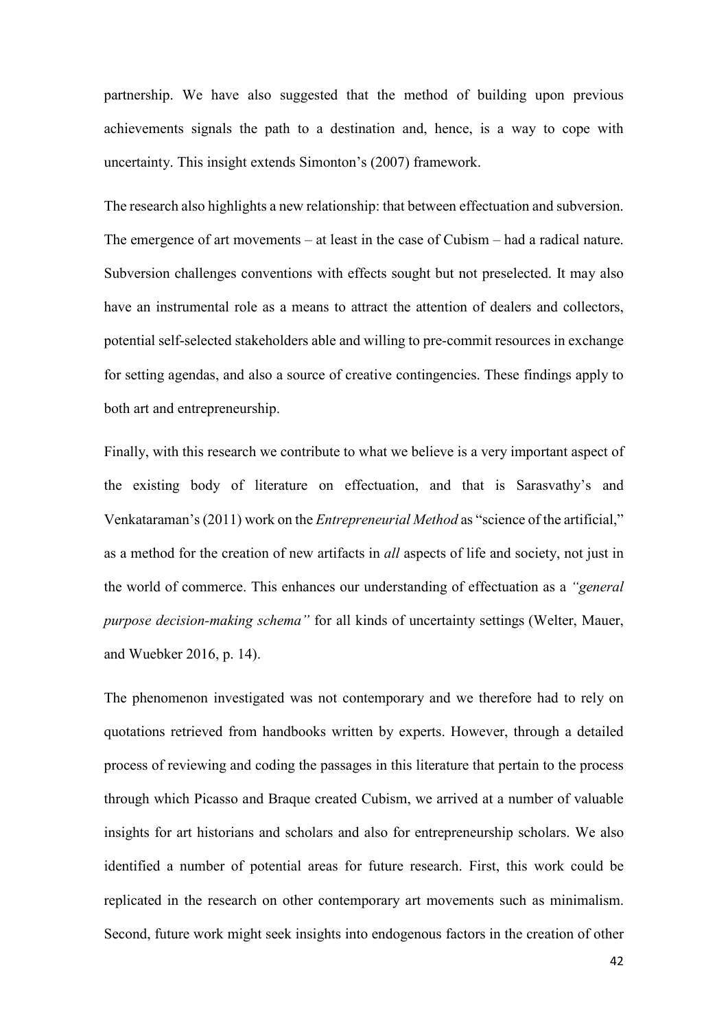partnership. We have also suggested that the method of building upon previous achievements signals the path to a destination and, hence, is a way to cope with uncertainty. This insight extends Simonton's (2007) framework.

The research also highlights a new relationship: that between effectuation and subversion. The emergence of art movements – at least in the case of Cubism – had a radical nature. Subversion challenges conventions with effects sought but not preselected. It may also have an instrumental role as a means to attract the attention of dealers and collectors, potential self-selected stakeholders able and willing to pre-commit resources in exchange for setting agendas, and also a source of creative contingencies. These findings apply to both art and entrepreneurship.

Finally, with this research we contribute to what we believe is a very important aspect of the existing body of literature on effectuation, and that is Sarasvathy's and Venkataraman's (2011) work on the *Entrepreneurial Method* as "science of the artificial," as a method for the creation of new artifacts in *all* aspects of life and society, not just in the world of commerce. This enhances our understanding of effectuation as a *"general purpose decision-making schema"* for all kinds of uncertainty settings (Welter, Mauer, and Wuebker 2016, p. 14).

The phenomenon investigated was not contemporary and we therefore had to rely on quotations retrieved from handbooks written by experts. However, through a detailed process of reviewing and coding the passages in this literature that pertain to the process through which Picasso and Braque created Cubism, we arrived at a number of valuable insights for art historians and scholars and also for entrepreneurship scholars. We also identified a number of potential areas for future research. First, this work could be replicated in the research on other contemporary art movements such as minimalism. Second, future work might seek insights into endogenous factors in the creation of other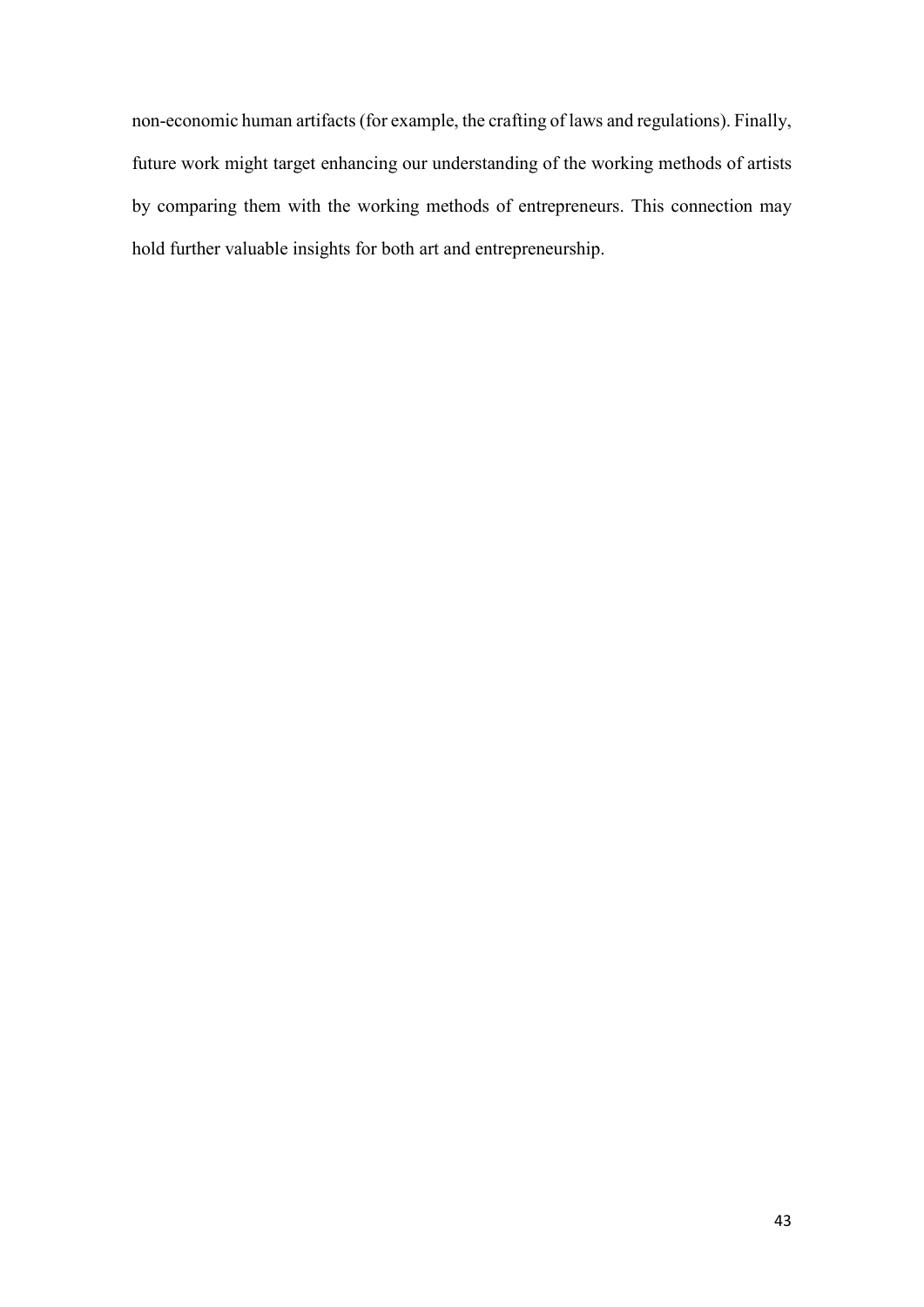non-economic human artifacts (for example, the crafting of laws and regulations). Finally, future work might target enhancing our understanding of the working methods of artists by comparing them with the working methods of entrepreneurs. This connection may hold further valuable insights for both art and entrepreneurship.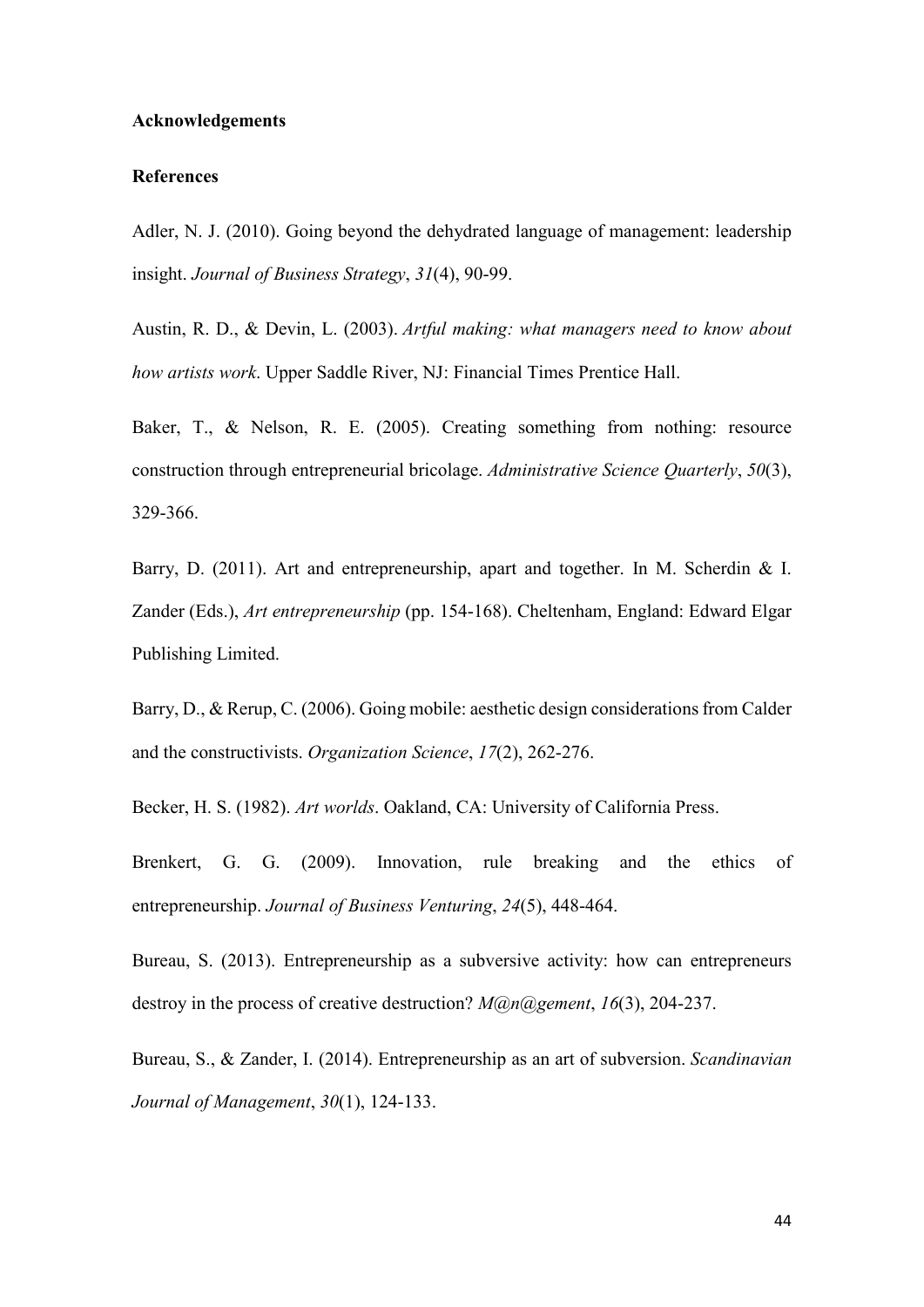## Acknowledgements

## References

Adler, N. J. (2010). Going beyond the dehydrated language of management: leadership insight. *Journal of Business Strategy*, *31*(4), 90-99.

Austin, R. D., & Devin, L. (2003). *Artful making: what managers need to know about how artists work*. Upper Saddle River, NJ: Financial Times Prentice Hall.

Baker, T., & Nelson, R. E. (2005). Creating something from nothing: resource construction through entrepreneurial bricolage. *Administrative Science Quarterly*, *50*(3), 329-366.

Barry, D. (2011). Art and entrepreneurship, apart and together. In M. Scherdin & I. Zander (Eds.), *Art entrepreneurship* (pp. 154-168). Cheltenham, England: Edward Elgar Publishing Limited.

Barry, D., & Rerup, C. (2006). Going mobile: aesthetic design considerations from Calder and the constructivists. *Organization Science*, *17*(2), 262-276.

Becker, H. S. (1982). *Art worlds*. Oakland, CA: University of California Press.

Brenkert, G. G. (2009). Innovation, rule breaking and the ethics of entrepreneurship. *Journal of Business Venturing*, *24*(5), 448-464.

Bureau, S. (2013). Entrepreneurship as a subversive activity: how can entrepreneurs destroy in the process of creative destruction? *M@n@gement*, *16*(3), 204-237.

Bureau, S., & Zander, I. (2014). Entrepreneurship as an art of subversion. *Scandinavian Journal of Management*, *30*(1), 124-133.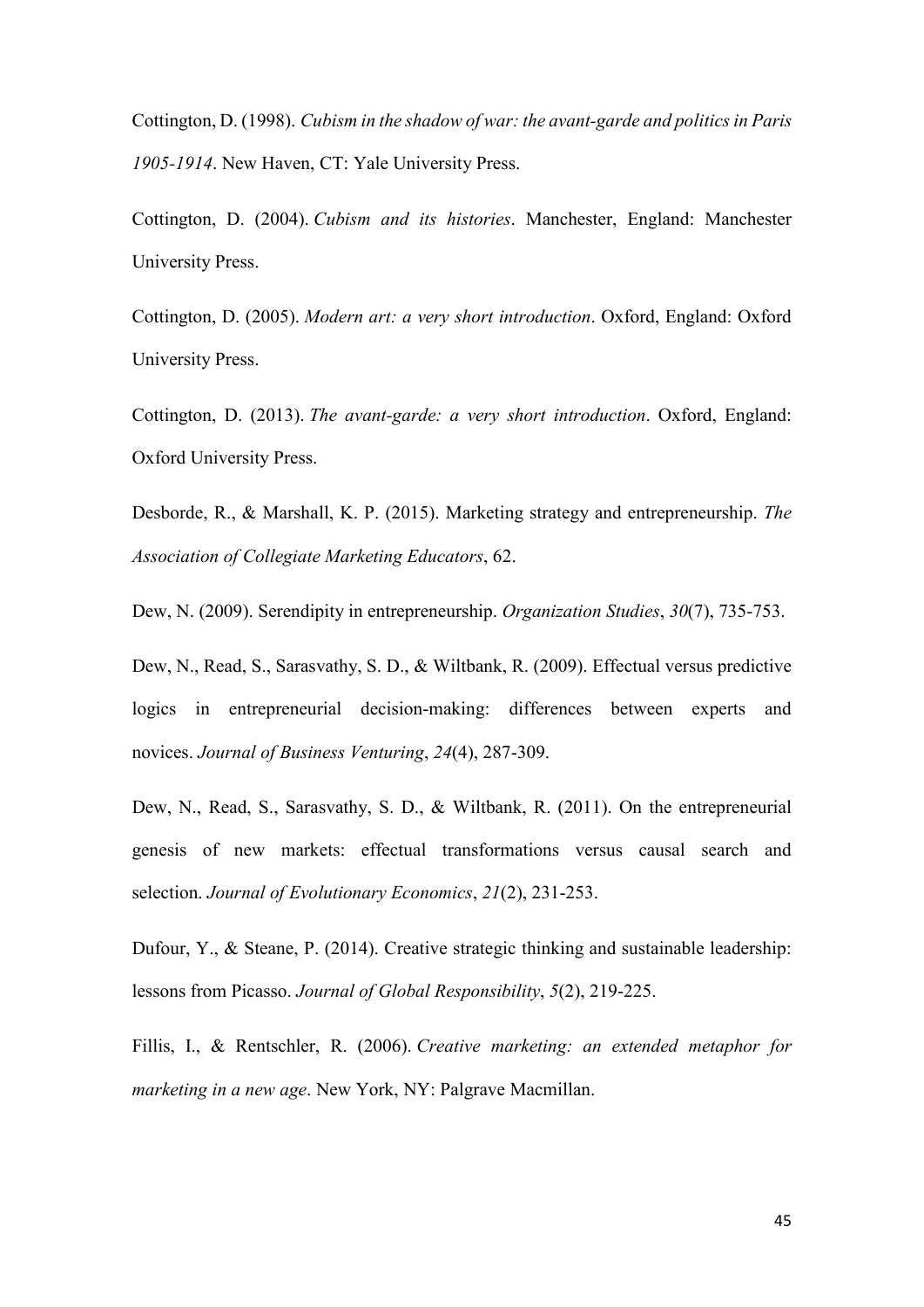Cottington, D. (1998). *Cubism in the shadow of war: the avant-garde and politics in Paris 1905-1914*. New Haven, CT: Yale University Press.

Cottington, D. (2004). *Cubism and its histories*. Manchester, England: Manchester University Press.

Cottington, D. (2005). *Modern art: a very short introduction*. Oxford, England: Oxford University Press.

Cottington, D. (2013). *The avant-garde: a very short introduction*. Oxford, England: Oxford University Press.

Desborde, R., & Marshall, K. P. (2015). Marketing strategy and entrepreneurship. *The Association of Collegiate Marketing Educators*, 62.

Dew, N. (2009). Serendipity in entrepreneurship. *Organization Studies*, *30*(7), 735-753.

Dew, N., Read, S., Sarasvathy, S. D., & Wiltbank, R. (2009). Effectual versus predictive logics in entrepreneurial decision-making: differences between experts and novices. *Journal of Business Venturing*, *24*(4), 287-309.

Dew, N., Read, S., Sarasvathy, S. D., & Wiltbank, R. (2011). On the entrepreneurial genesis of new markets: effectual transformations versus causal search and selection. *Journal of Evolutionary Economics*, *21*(2), 231-253.

Dufour, Y., & Steane, P. (2014). Creative strategic thinking and sustainable leadership: lessons from Picasso. *Journal of Global Responsibility*, *5*(2), 219-225.

Fillis, I., & Rentschler, R. (2006). *Creative marketing: an extended metaphor for marketing in a new age*. New York, NY: Palgrave Macmillan.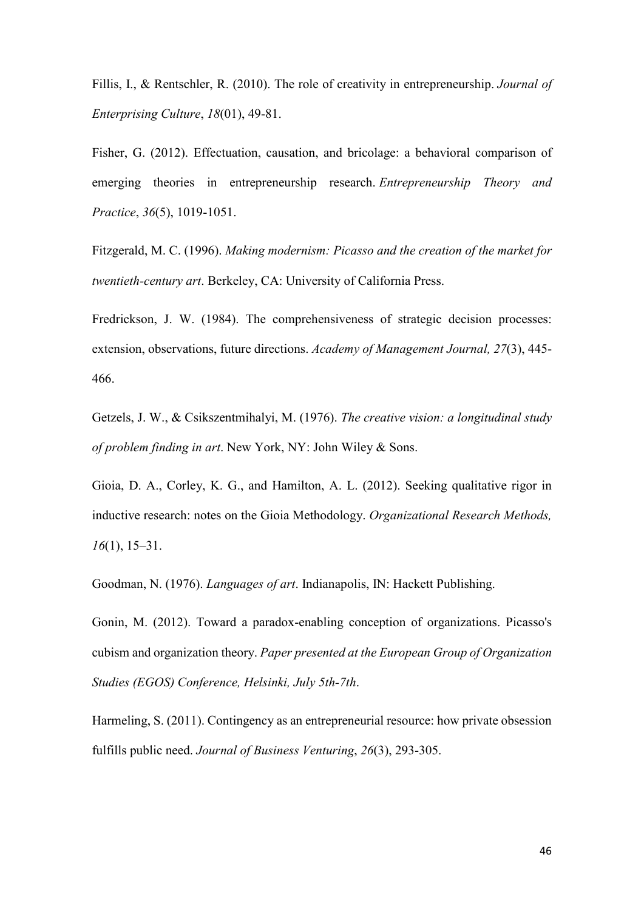Fillis, I., & Rentschler, R. (2010). The role of creativity in entrepreneurship. *Journal of Enterprising Culture*, *18*(01), 49-81.

Fisher, G. (2012). Effectuation, causation, and bricolage: a behavioral comparison of emerging theories in entrepreneurship research. *Entrepreneurship Theory and Practice*, *36*(5), 1019-1051.

Fitzgerald, M. C. (1996). *Making modernism: Picasso and the creation of the market for twentieth-century art*. Berkeley, CA: University of California Press.

Fredrickson, J. W. (1984). The comprehensiveness of strategic decision processes: extension, observations, future directions. *Academy of Management Journal, 27*(3), 445-466.

Getzels, J. W., & Csikszentmihalyi, M. (1976). *The creative vision: a longitudinal study of problem finding in art*. New York, NY: John Wiley & Sons.

Gioia, D. A., Corley, K. G., and Hamilton, A. L. (2012). Seeking qualitative rigor in inductive research: notes on the Gioia Methodology. *Organizational Research Methods, 16*(1), 15–31.

Goodman, N. (1976). *Languages of art*. Indianapolis, IN: Hackett Publishing.

Gonin, M. (2012). Toward a paradox-enabling conception of organizations. Picasso's cubism and organization theory. *Paper presented at the European Group of Organization Studies (EGOS) Conference, Helsinki, July 5th-7th*.

Harmeling, S. (2011). Contingency as an entrepreneurial resource: how private obsession fulfills public need. *Journal of Business Venturing*, *26*(3), 293-305.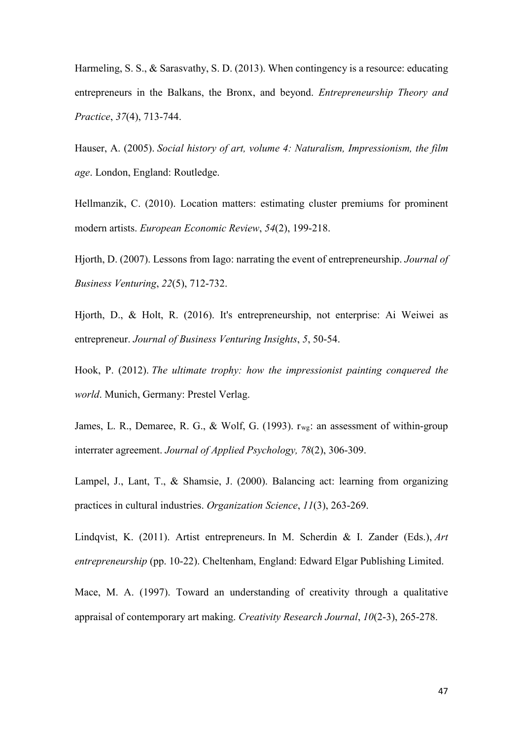Harmeling, S. S., & Sarasvathy, S. D. (2013). When contingency is a resource: educating entrepreneurs in the Balkans, the Bronx, and beyond. *Entrepreneurship Theory and Practice*, *37*(4), 713-744.

Hauser, A. (2005). *Social history of art, volume 4: Naturalism, Impressionism, the film age*. London, England: Routledge.

Hellmanzik, C. (2010). Location matters: estimating cluster premiums for prominent modern artists. *European Economic Review*, *54*(2), 199-218.

Hjorth, D. (2007). Lessons from Iago: narrating the event of entrepreneurship. *Journal of Business Venturing*, *22*(5), 712-732.

Hjorth, D., & Holt, R. (2016). It's entrepreneurship, not enterprise: Ai Weiwei as entrepreneur. *Journal of Business Venturing Insights*, *5*, 50-54.

Hook, P. (2012). *The ultimate trophy: how the impressionist painting conquered the world*. Munich, Germany: Prestel Verlag.

James, L. R., Demaree, R. G., & Wolf, G. (1993). $r_{wg}$: an assessment of within-group interrater agreement. *Journal of Applied Psychology, 78*(2), 306-309.

Lampel, J., Lant, T., & Shamsie, J. (2000). Balancing act: learning from organizing practices in cultural industries. *Organization Science*, *11*(3), 263-269.

Lindqvist, K. (2011). Artist entrepreneurs. In M. Scherdin & I. Zander (Eds.), *Art entrepreneurship* (pp. 10-22). Cheltenham, England: Edward Elgar Publishing Limited.

Mace, M. A. (1997). Toward an understanding of creativity through a qualitative appraisal of contemporary art making. *Creativity Research Journal*, *10*(2-3), 265-278.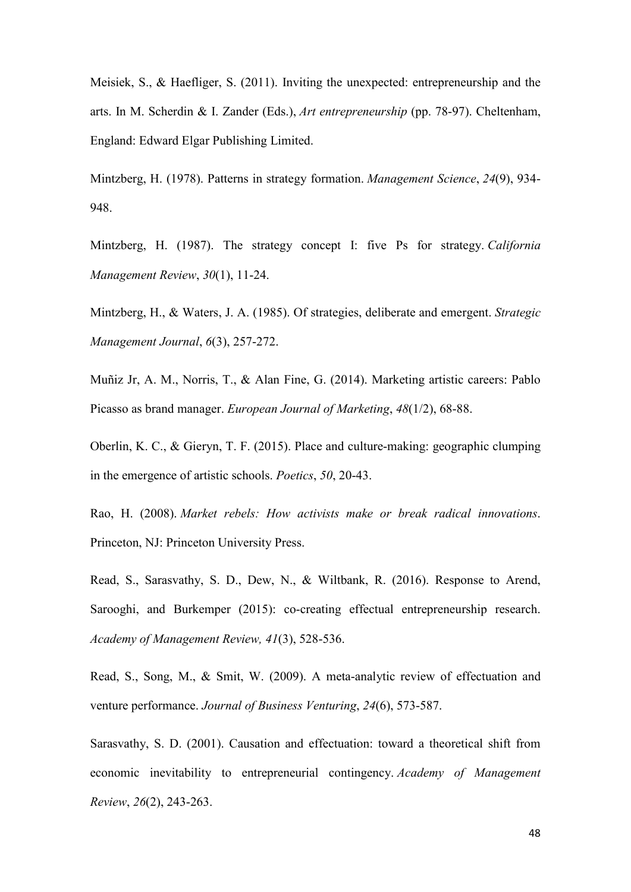Meisiek, S., & Haefliger, S. (2011). Inviting the unexpected: entrepreneurship and the arts. In M. Scherdin & I. Zander (Eds.), *Art entrepreneurship* (pp. 78-97). Cheltenham, England: Edward Elgar Publishing Limited.

Mintzberg, H. (1978). Patterns in strategy formation. *Management Science*, *24*(9), 934-948.

Mintzberg, H. (1987). The strategy concept I: five Ps for strategy. *California Management Review*, *30*(1), 11-24.

Mintzberg, H., & Waters, J. A. (1985). Of strategies, deliberate and emergent. *Strategic Management Journal*, *6*(3), 257-272.

Muñiz Jr, A. M., Norris, T., & Alan Fine, G. (2014). Marketing artistic careers: Pablo Picasso as brand manager. *European Journal of Marketing*, *48*(1/2), 68-88.

Oberlin, K. C., & Gieryn, T. F. (2015). Place and culture-making: geographic clumping in the emergence of artistic schools. *Poetics*, *50*, 20-43.

Rao, H. (2008). *Market rebels: How activists make or break radical innovations*. Princeton, NJ: Princeton University Press.

Read, S., Sarasvathy, S. D., Dew, N., & Wiltbank, R. (2016). Response to Arend, Sarooghi, and Burkemper (2015): co-creating effectual entrepreneurship research. *Academy of Management Review, 41*(3), 528-536.

Read, S., Song, M., & Smit, W. (2009). A meta-analytic review of effectuation and venture performance. *Journal of Business Venturing*, *24*(6), 573-587.

Sarasvathy, S. D. (2001). Causation and effectuation: toward a theoretical shift from economic inevitability to entrepreneurial contingency. *Academy of Management Review*, *26*(2), 243-263.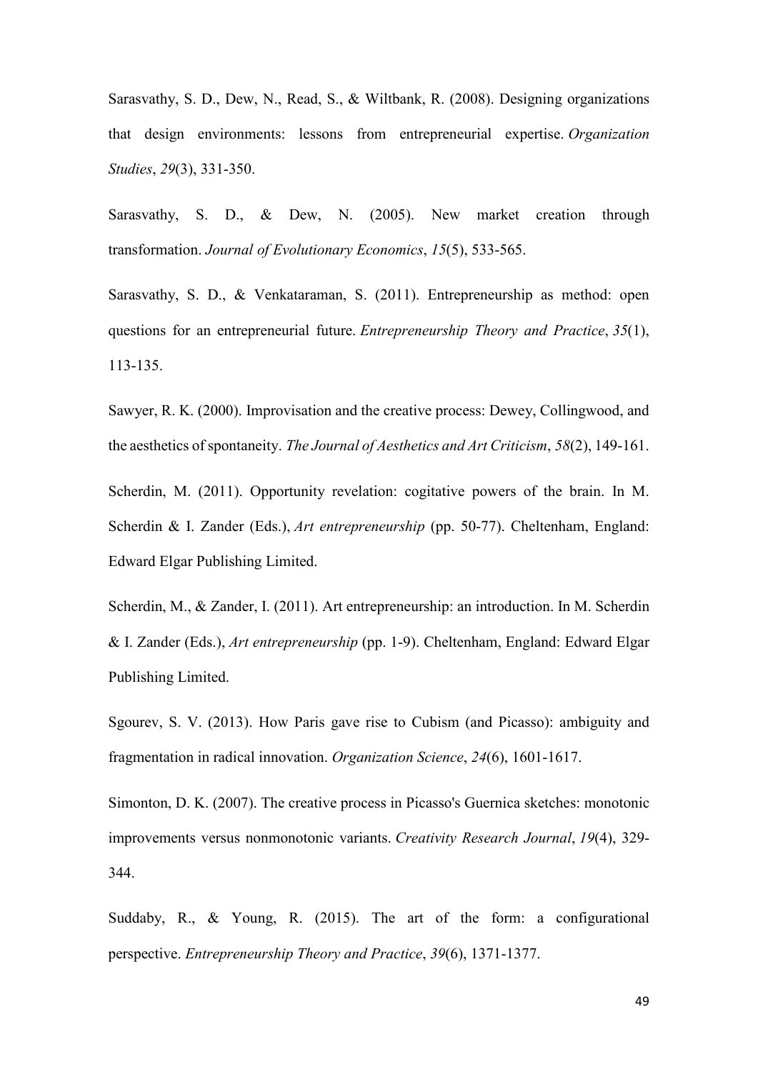Sarasvathy, S. D., Dew, N., Read, S., & Wiltbank, R. (2008). Designing organizations that design environments: lessons from entrepreneurial expertise. *Organization Studies*, *29*(3), 331-350.

Sarasvathy, S. D., & Dew, N. (2005). New market creation through transformation. *Journal of Evolutionary Economics*, *15*(5), 533-565.

Sarasvathy, S. D., & Venkataraman, S. (2011). Entrepreneurship as method: open questions for an entrepreneurial future. *Entrepreneurship Theory and Practice*, *35*(1), 113-135.

Sawyer, R. K. (2000). Improvisation and the creative process: Dewey, Collingwood, and the aesthetics of spontaneity. *The Journal of Aesthetics and Art Criticism*, *58*(2), 149-161.

Scherdin, M. (2011). Opportunity revelation: cogitative powers of the brain. In M. Scherdin & I. Zander (Eds.), *Art entrepreneurship* (pp. 50-77). Cheltenham, England: Edward Elgar Publishing Limited.

Scherdin, M., & Zander, I. (2011). Art entrepreneurship: an introduction. In M. Scherdin & I. Zander (Eds.), *Art entrepreneurship* (pp. 1-9). Cheltenham, England: Edward Elgar Publishing Limited.

Sgourev, S. V. (2013). How Paris gave rise to Cubism (and Picasso): ambiguity and fragmentation in radical innovation. *Organization Science*, *24*(6), 1601-1617.

Simonton, D. K. (2007). The creative process in Picasso's Guernica sketches: monotonic improvements versus nonmonotonic variants. *Creativity Research Journal*, *19*(4), 329-344.

Suddaby, R., & Young, R. (2015). The art of the form: a configurational perspective. *Entrepreneurship Theory and Practice*, *39*(6), 1371-1377.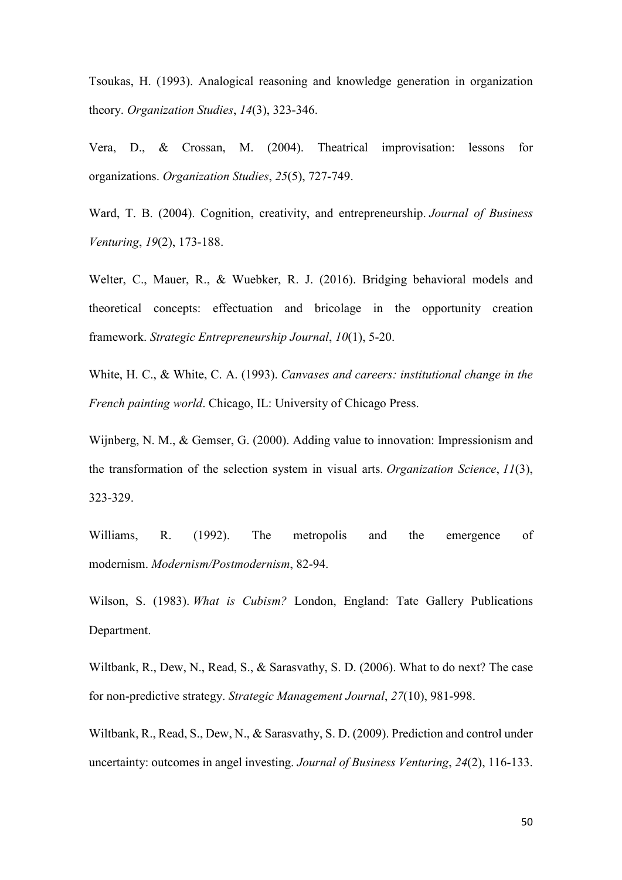Tsoukas, H. (1993). Analogical reasoning and knowledge generation in organization theory. *Organization Studies*, *14*(3), 323-346.

Vera, D., & Crossan, M. (2004). Theatrical improvisation: lessons for organizations. *Organization Studies*, *25*(5), 727-749.

Ward, T. B. (2004). Cognition, creativity, and entrepreneurship. *Journal of Business Venturing*, *19*(2), 173-188.

Welter, C., Mauer, R., & Wuebker, R. J. (2016). Bridging behavioral models and theoretical concepts: effectuation and bricolage in the opportunity creation framework. *Strategic Entrepreneurship Journal*, *10*(1), 5-20.

White, H. C., & White, C. A. (1993). *Canvases and careers: institutional change in the French painting world*. Chicago, IL: University of Chicago Press.

Wijnberg, N. M., & Gemser, G. (2000). Adding value to innovation: Impressionism and the transformation of the selection system in visual arts. *Organization Science*, *11*(3), 323-329.

Williams, R. (1992). The metropolis and the emergence of modernism. *Modernism/Postmodernism*, 82-94.

Wilson, S. (1983). *What is Cubism?* London, England: Tate Gallery Publications Department.

Wiltbank, R., Dew, N., Read, S., & Sarasvathy, S. D. (2006). What to do next? The case for non-predictive strategy. *Strategic Management Journal*, *27*(10), 981-998.

Wiltbank, R., Read, S., Dew, N., & Sarasvathy, S. D. (2009). Prediction and control under uncertainty: outcomes in angel investing. *Journal of Business Venturing*, *24*(2), 116-133.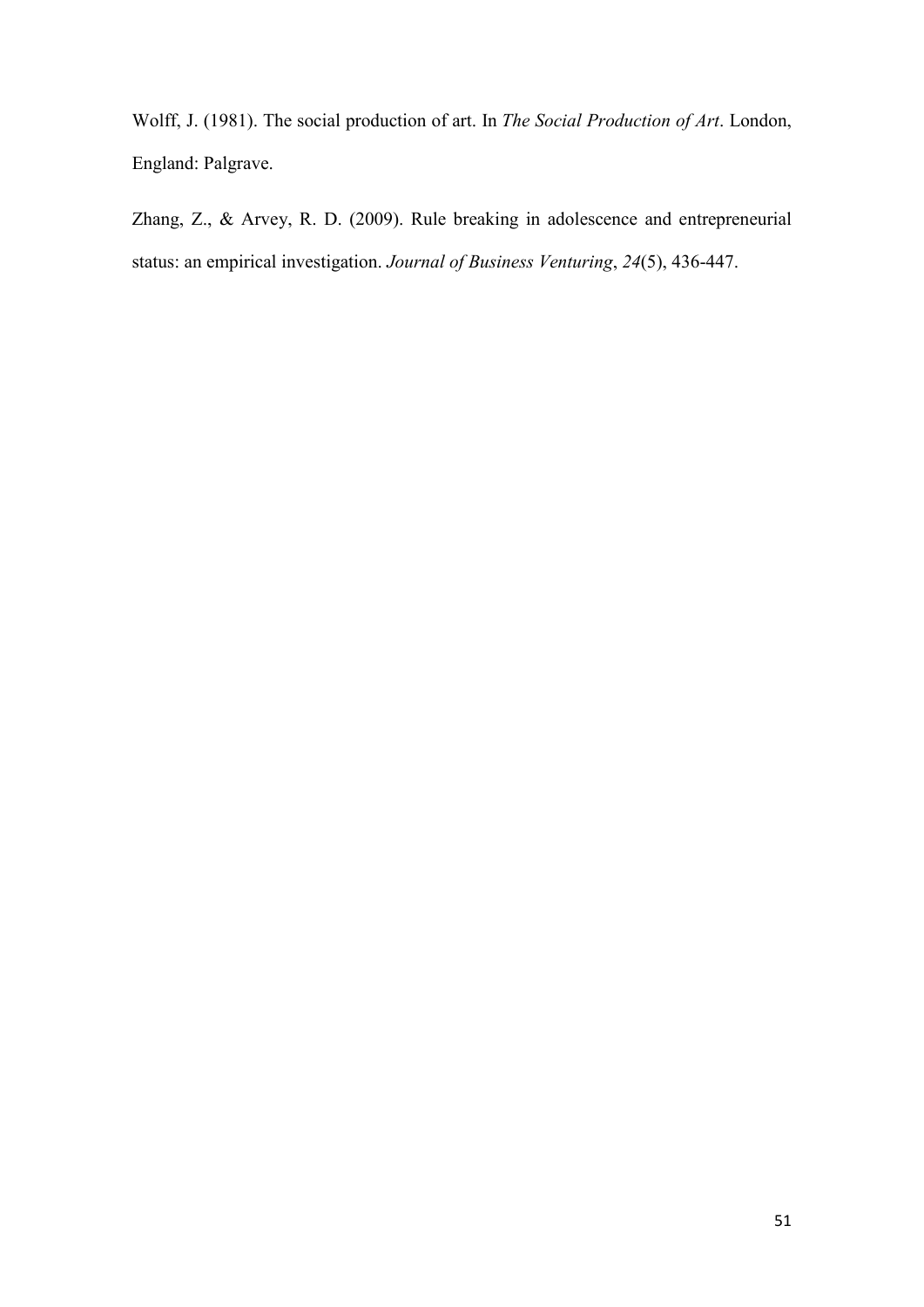Wolff, J. (1981). The social production of art. In *The Social Production of Art*. London, England: Palgrave.

Zhang, Z., & Arvey, R. D. (2009). Rule breaking in adolescence and entrepreneurial status: an empirical investigation. *Journal of Business Venturing*, *24*(5), 436-447.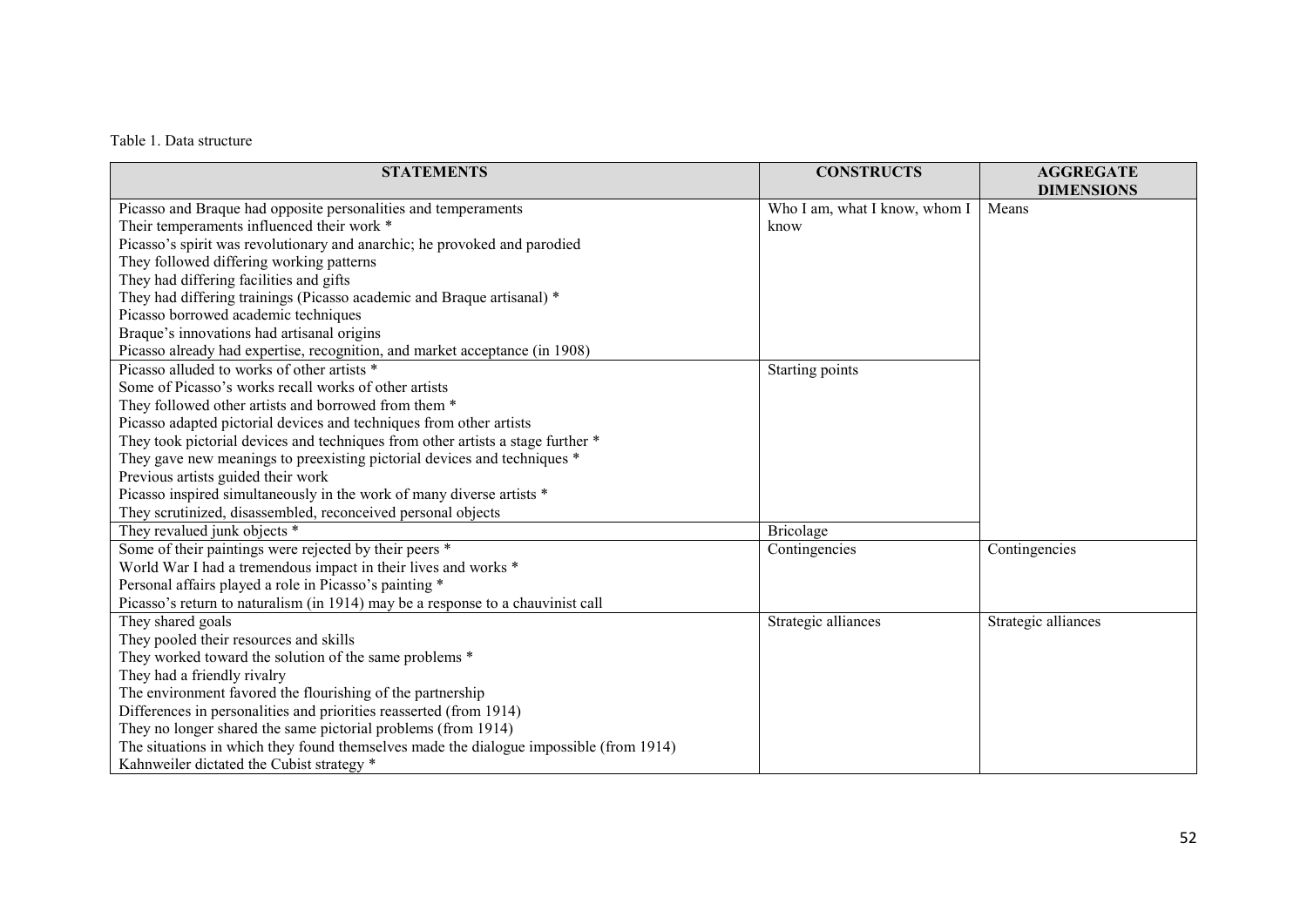Table 1. Data structure

| STATEMENTS | CONSTRUCTS | AGGREGATE DIMENSIONS |
|---|---|---|
| Picasso and Braque had opposite personalities and temperaments | Who I am, what I know, whom I know | Means |
| Their temperaments influenced their work * | | |
| Picasso's spirit was revolutionary and anarchic; he provoked and parodied | | |
| They followed differing working patterns | | |
| They had differing facilities and gifts | | |
| They had differing trainings (Picasso academic and Braque artisanal) * | | |
| Picasso borrowed academic techniques | | |
| Braque's innovations had artisanal origins | | |
| Picasso already had expertise, recognition, and market acceptance (in 1908) | | |
| Picasso alluded to works of other artists * | Starting points | |
| Some of Picasso's works recall works of other artists | | |
| They followed other artists and borrowed from them * | | |
| Picasso adapted pictorial devices and techniques from other artists | | |
| They took pictorial devices and techniques from other artists a stage further * | | |
| They gave new meanings to preexisting pictorial devices and techniques * | | |
| Previous artists guided their work | | |
| Picasso inspired simultaneously in the work of many diverse artists * | | |
| They scrutinized, disassembled, reconceived personal objects | | |
| They revalued junk objects * | Bricolage | |
| Some of their paintings were rejected by their peers * | Contingencies | Contingencies |
| World War I had a tremendous impact in their lives and works * | | |
| Personal affairs played a role in Picasso's painting * | | |
| Picasso's return to naturalism (in 1914) may be a response to a chauvinist call | | |
| They shared goals | Strategic alliances | Strategic alliances |
| They pooled their resources and skills | | |
| They worked toward the solution of the same problems * | | |
| They had a friendly rivalry | | |
| The environment favored the flourishing of the partnership | | |
| Differences in personalities and priorities reasserted (from 1914) | | |
| They no longer shared the same pictorial problems (from 1914) | | |
| The situations in which they found themselves made the dialogue impossible (from 1914) | | |
| Kahnweiler dictated the Cubist strategy * | | |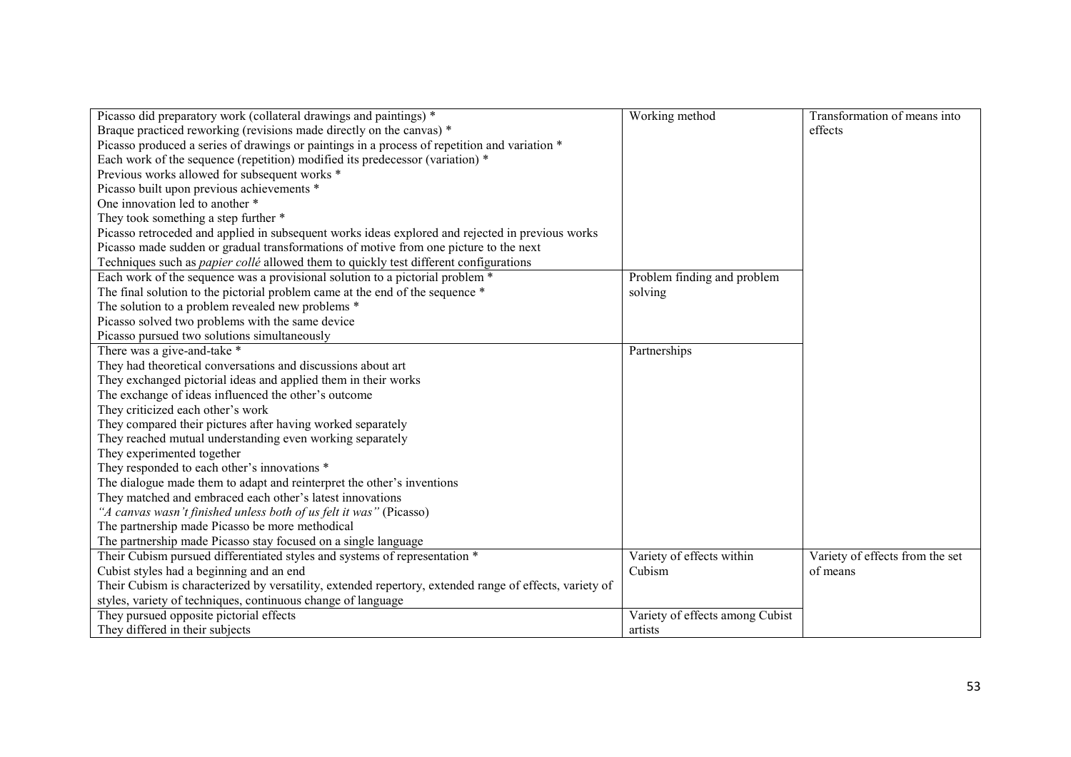| | | |
|---|---|---|
| Picasso did preparatory work (collateral drawings and paintings) * | Working method | Transformation of means into effects |
| Braque practiced reworking (revisions made directly on the canvas) * | | |
| Picasso produced a series of drawings or paintings in a process of repetition and variation * | | |
| Each work of the sequence (repetition) modified its predecessor (variation) * | | |
| Previous works allowed for subsequent works * | | |
| Picasso built upon previous achievements * | | |
| One innovation led to another * | | |
| They took something a step further * | | |
| Picasso retroceded and applied in subsequent works ideas explored and rejected in previous works | | |
| Picasso made sudden or gradual transformations of motive from one picture to the next | | |
| Techniques such as *papier collé* allowed them to quickly test different configurations | | |
| Each work of the sequence was a provisional solution to a pictorial problem * | Problem finding and problem solving | |
| The final solution to the pictorial problem came at the end of the sequence * | | |
| The solution to a problem revealed new problems * | | |
| Picasso solved two problems with the same device | | |
| Picasso pursued two solutions simultaneously | | |
| There was a give-and-take * | Partnerships | |
| They had theoretical conversations and discussions about art | | |
| They exchanged pictorial ideas and applied them in their works | | |
| The exchange of ideas influenced the other's outcome | | |
| They criticized each other's work | | |
| They compared their pictures after having worked separately | | |
| They reached mutual understanding even working separately | | |
| They experimented together | | |
| They responded to each other's innovations * | | |
| The dialogue made them to adapt and reinterpret the other's inventions | | |
| They matched and embraced each other's latest innovations | | |
| *"A canvas wasn't finished unless both of us felt it was"* (Picasso) | | |
| The partnership made Picasso be more methodical | | |
| The partnership made Picasso stay focused on a single language | | |
| Their Cubism pursued differentiated styles and systems of representation * | Variety of effects within Cubism | Variety of effects from the set of means |
| Cubist styles had a beginning and an end | | |
| Their Cubism is characterized by versatility, extended repertory, extended range of effects, variety of styles, variety of techniques, continuous change of language | | |
| They pursued opposite pictorial effects | Variety of effects among Cubist artists | |
| They differed in their subjects | | |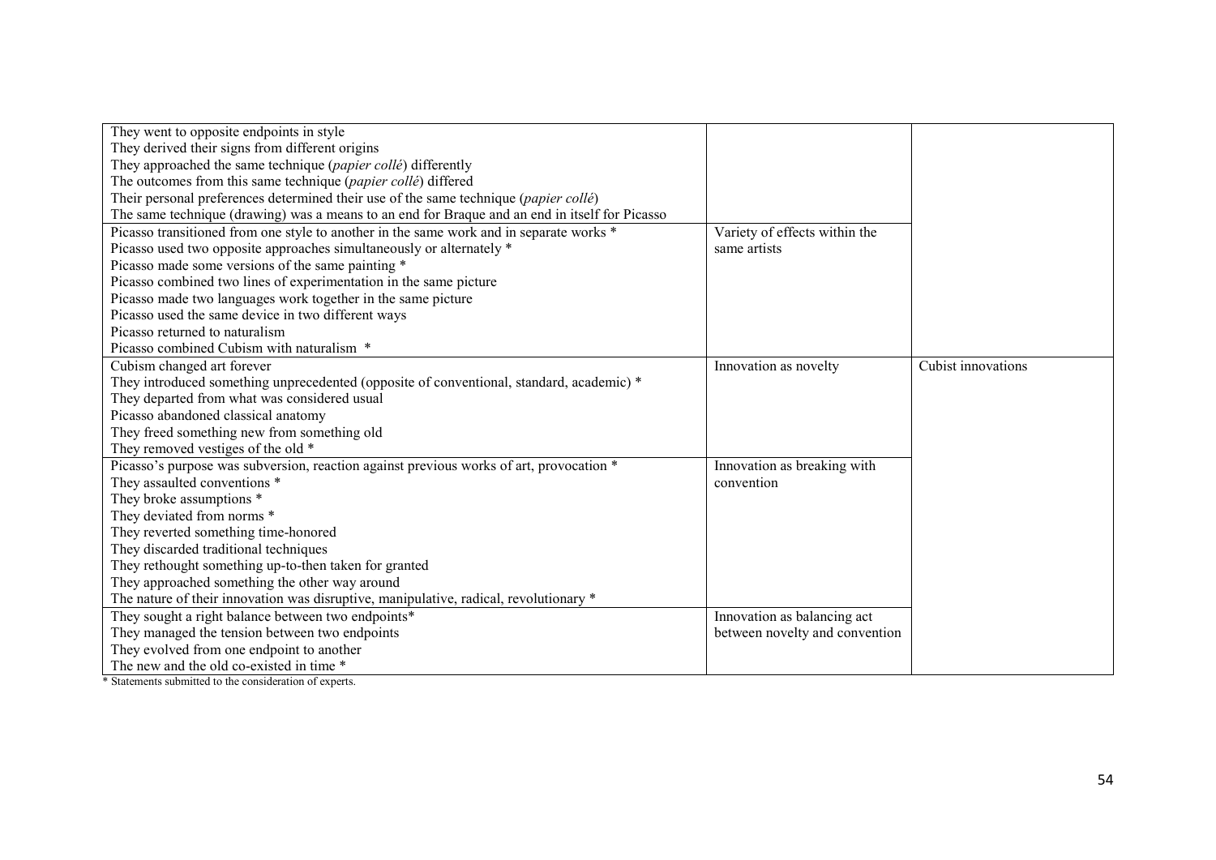| | | |
|---|---|---|
| They went to opposite endpoints in style<br>They derived their signs from different origins<br>They approached the same technique (*papier collé*) differently<br>The outcomes from this same technique (*papier collé*) differed<br>Their personal preferences determined their use of the same technique (*papier collé*)<br>The same technique (drawing) was a means to an end for Braque and an end in itself for Picasso | | |
| Picasso transitioned from one style to another in the same work and in separate works *<br>Picasso used two opposite approaches simultaneously or alternately *<br>Picasso made some versions of the same painting *<br>Picasso combined two lines of experimentation in the same picture<br>Picasso made two languages work together in the same picture<br>Picasso used the same device in two different ways<br>Picasso returned to naturalism<br>Picasso combined Cubism with naturalism * | Variety of effects within the same artists | |
| Cubism changed art forever<br>They introduced something unprecedented (opposite of conventional, standard, academic) *<br>They departed from what was considered usual<br>Picasso abandoned classical anatomy<br>They freed something new from something old<br>They removed vestiges of the old * | Innovation as novelty | Cubist innovations |
| Picasso's purpose was subversion, reaction against previous works of art, provocation *<br>They assaulted conventions *<br>They broke assumptions *<br>They deviated from norms *<br>They reverted something time-honored<br>They discarded traditional techniques<br>They rethought something up-to-then taken for granted<br>They approached something the other way around<br>The nature of their innovation was disruptive, manipulative, radical, revolutionary * | Innovation as breaking with convention | |
| They sought a right balance between two endpoints*<br>They managed the tension between two endpoints<br>They evolved from one endpoint to another<br>The new and the old co-existed in time * | Innovation as balancing act between novelty and convention | |

* Statements submitted to the consideration of experts.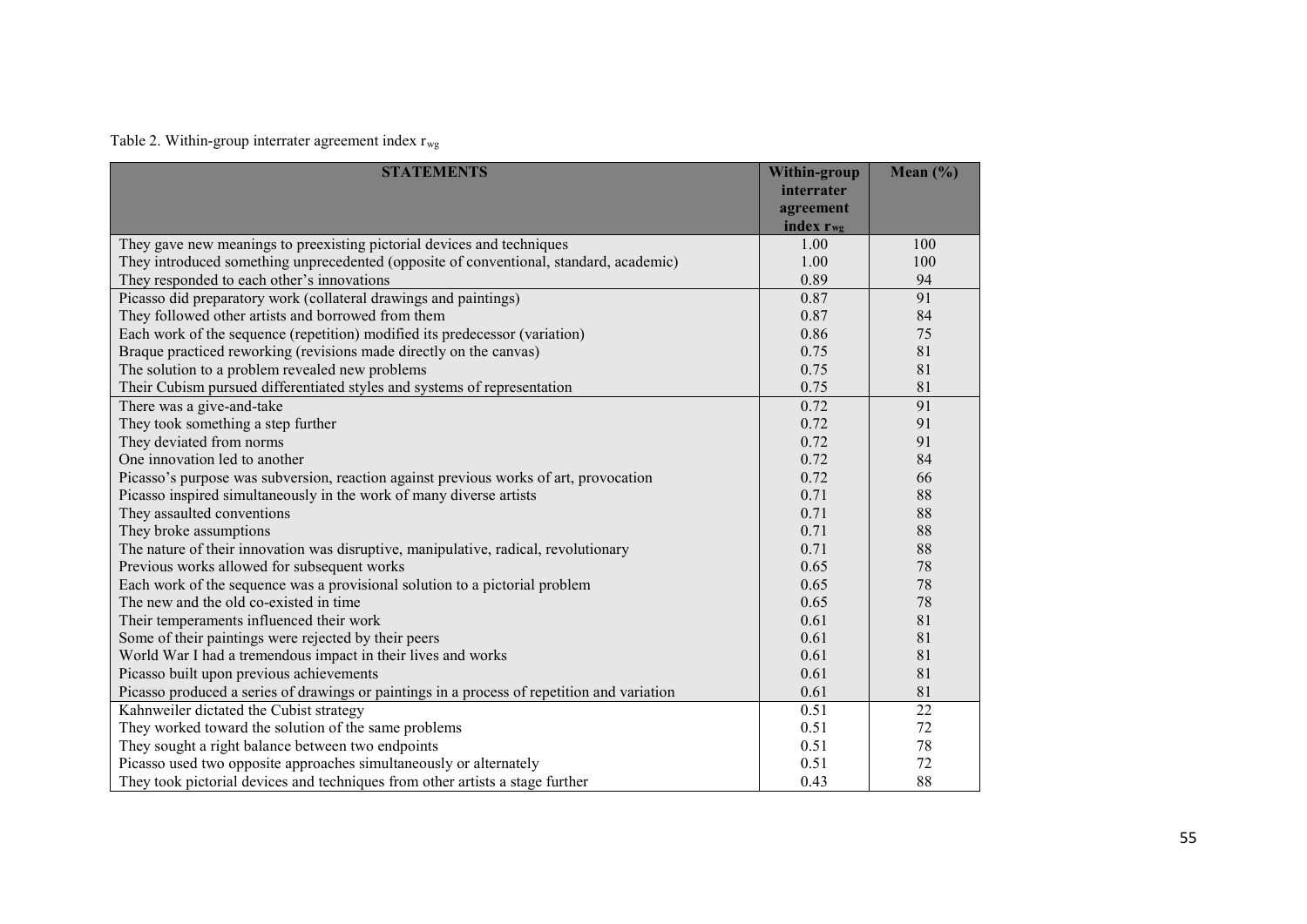Table 2. Within-group interrater agreement index $r_{wg}$

| STATEMENTS | Within-group interrater agreement index $r_{wg}$ | Mean (%) |
|---|---|---|
| They gave new meanings to preexisting pictorial devices and techniques | 1.00 | 100 |
| They introduced something unprecedented (opposite of conventional, standard, academic) | 1.00 | 100 |
| They responded to each other's innovations | 0.89 | 94 |
| Picasso did preparatory work (collateral drawings and paintings) | 0.87 | 91 |
| They followed other artists and borrowed from them | 0.87 | 84 |
| Each work of the sequence (repetition) modified its predecessor (variation) | 0.86 | 75 |
| Braque practiced reworking (revisions made directly on the canvas) | 0.75 | 81 |
| The solution to a problem revealed new problems | 0.75 | 81 |
| Their Cubism pursued differentiated styles and systems of representation | 0.75 | 81 |
| There was a give-and-take | 0.72 | 91 |
| They took something a step further | 0.72 | 91 |
| They deviated from norms | 0.72 | 91 |
| One innovation led to another | 0.72 | 84 |
| Picasso's purpose was subversion, reaction against previous works of art, provocation | 0.72 | 66 |
| Picasso inspired simultaneously in the work of many diverse artists | 0.71 | 88 |
| They assaulted conventions | 0.71 | 88 |
| They broke assumptions | 0.71 | 88 |
| The nature of their innovation was disruptive, manipulative, radical, revolutionary | 0.71 | 88 |
| Previous works allowed for subsequent works | 0.65 | 78 |
| Each work of the sequence was a provisional solution to a pictorial problem | 0.65 | 78 |
| The new and the old co-existed in time | 0.65 | 78 |
| Their temperaments influenced their work | 0.61 | 81 |
| Some of their paintings were rejected by their peers | 0.61 | 81 |
| World War I had a tremendous impact in their lives and works | 0.61 | 81 |
| Picasso built upon previous achievements | 0.61 | 81 |
| Picasso produced a series of drawings or paintings in a process of repetition and variation | 0.61 | 81 |
| Kahnweiler dictated the Cubist strategy | 0.51 | 22 |
| They worked toward the solution of the same problems | 0.51 | 72 |
| They sought a right balance between two endpoints | 0.51 | 78 |
| Picasso used two opposite approaches simultaneously or alternately | 0.51 | 72 |
| They took pictorial devices and techniques from other artists a stage further | 0.43 | 88 |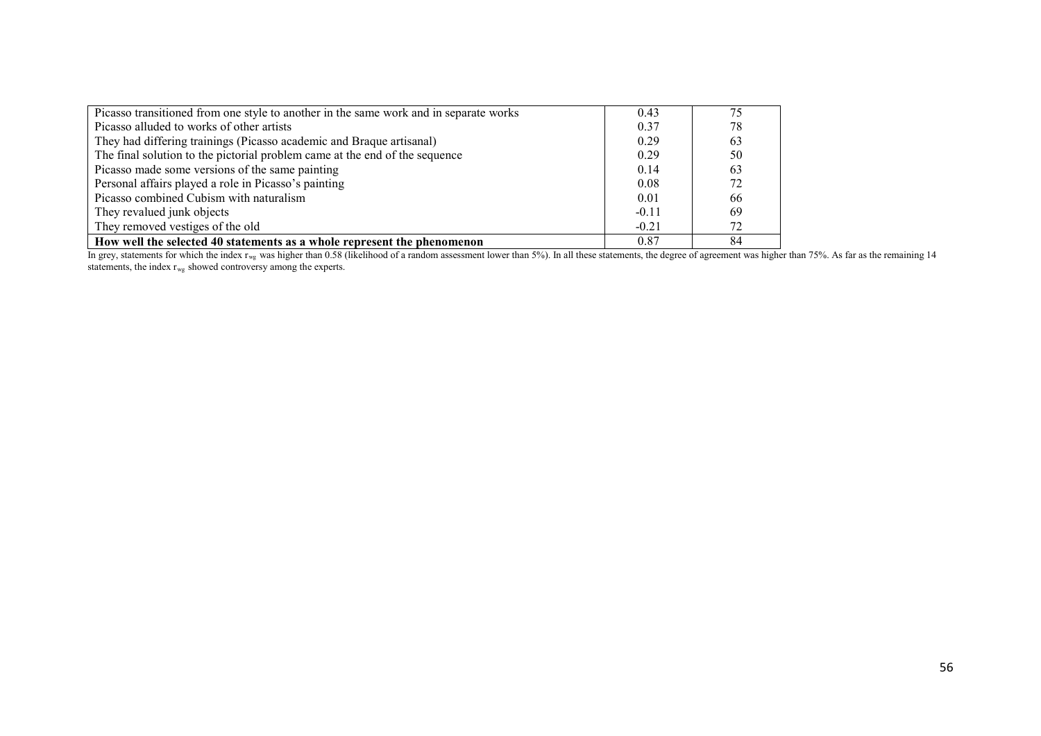| | | |
|---|---|---|
| Picasso transitioned from one style to another in the same work and in separate works | 0.43 | 75 |
| Picasso alluded to works of other artists | 0.37 | 78 |
| They had differing trainings (Picasso academic and Braque artisanal) | 0.29 | 63 |
| The final solution to the pictorial problem came at the end of the sequence | 0.29 | 50 |
| Picasso made some versions of the same painting | 0.14 | 63 |
| Personal affairs played a role in Picasso's painting | 0.08 | 72 |
| Picasso combined Cubism with naturalism | 0.01 | 66 |
| They revalued junk objects | -0.11 | 69 |
| They removed vestiges of the old | -0.21 | 72 |
| **How well the selected 40 statements as a whole represent the phenomenon** | 0.87 | 84 |

In grey, statements for which the index $r_{wg}$ was higher than 0.58 (likelihood of a random assessment lower than 5%). In all these statements, the degree of agreement was higher than 75%. As far as the remaining 14 statements, the index $r_{wg}$ showed controversy among the experts.